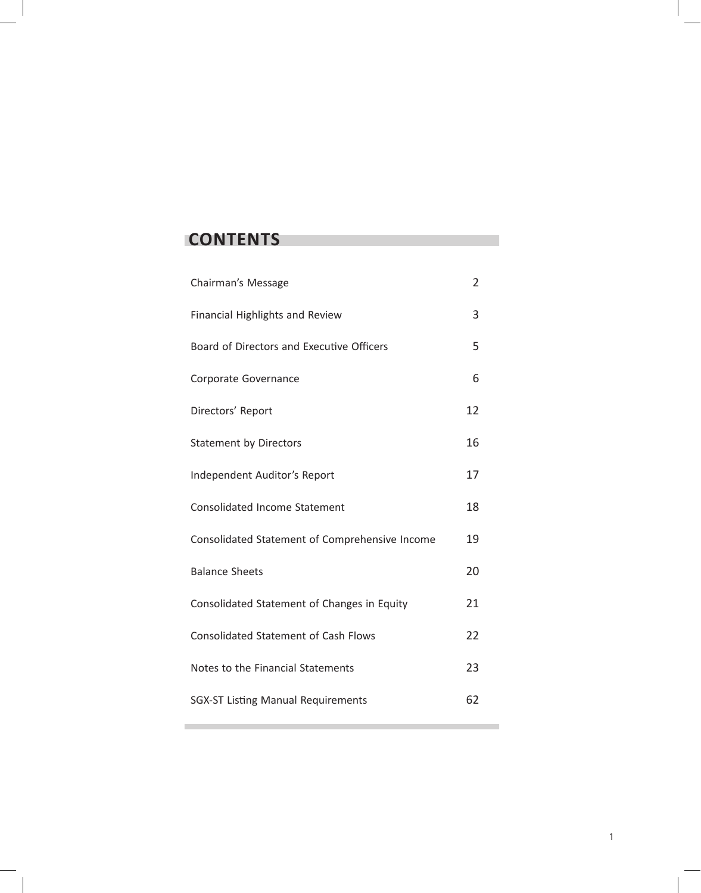# CONTENTS

| | |
|---|---|
| Chairman's Message | 2 |
| Financial Highlights and Review | 3 |
| Board of Directors and Executive Officers | 5 |
| Corporate Governance | 6 |
| Directors' Report | 12 |
| Statement by Directors | 16 |
| Independent Auditor's Report | 17 |
| Consolidated Income Statement | 18 |
| Consolidated Statement of Comprehensive Income | 19 |
| Balance Sheets | 20 |
| Consolidated Statement of Changes in Equity | 21 |
| Consolidated Statement of Cash Flows | 22 |
| Notes to the Financial Statements | 23 |
| SGX-ST Listing Manual Requirements | 62 |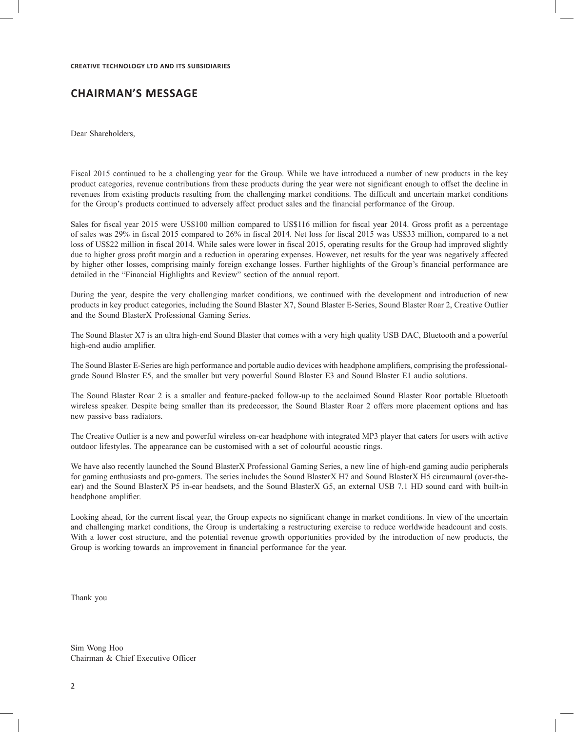# CHAIRMAN'S MESSAGE

Dear Shareholders,

Fiscal 2015 continued to be a challenging year for the Group. While we have introduced a number of new products in the key product categories, revenue contributions from these products during the year were not significant enough to offset the decline in revenues from existing products resulting from the challenging market conditions. The difficult and uncertain market conditions for the Group's products continued to adversely affect product sales and the financial performance of the Group.

Sales for fiscal year 2015 were US$100 million compared to US$116 million for fiscal year 2014. Gross profit as a percentage of sales was 29% in fiscal 2015 compared to 26% in fiscal 2014. Net loss for fiscal 2015 was US$33 million, compared to a net loss of US$22 million in fiscal 2014. While sales were lower in fiscal 2015, operating results for the Group had improved slightly due to higher gross profit margin and a reduction in operating expenses. However, net results for the year was negatively affected by higher other losses, comprising mainly foreign exchange losses. Further highlights of the Group's financial performance are detailed in the "Financial Highlights and Review" section of the annual report.

During the year, despite the very challenging market conditions, we continued with the development and introduction of new products in key product categories, including the Sound Blaster X7, Sound Blaster E-Series, Sound Blaster Roar 2, Creative Outlier and the Sound BlasterX Professional Gaming Series.

The Sound Blaster X7 is an ultra high-end Sound Blaster that comes with a very high quality USB DAC, Bluetooth and a powerful high-end audio amplifier.

The Sound Blaster E-Series are high performance and portable audio devices with headphone amplifiers, comprising the professional-grade Sound Blaster E5, and the smaller but very powerful Sound Blaster E3 and Sound Blaster E1 audio solutions.

The Sound Blaster Roar 2 is a smaller and feature-packed follow-up to the acclaimed Sound Blaster Roar portable Bluetooth wireless speaker. Despite being smaller than its predecessor, the Sound Blaster Roar 2 offers more placement options and has new passive bass radiators.

The Creative Outlier is a new and powerful wireless on-ear headphone with integrated MP3 player that caters for users with active outdoor lifestyles. The appearance can be customised with a set of colourful acoustic rings.

We have also recently launched the Sound BlasterX Professional Gaming Series, a new line of high-end gaming audio peripherals for gaming enthusiasts and pro-gamers. The series includes the Sound BlasterX H7 and Sound BlasterX H5 circumaural (over-the-ear) and the Sound BlasterX P5 in-ear headsets, and the Sound BlasterX G5, an external USB 7.1 HD sound card with built-in headphone amplifier.

Looking ahead, for the current fiscal year, the Group expects no significant change in market conditions. In view of the uncertain and challenging market conditions, the Group is undertaking a restructuring exercise to reduce worldwide headcount and costs. With a lower cost structure, and the potential revenue growth opportunities provided by the introduction of new products, the Group is working towards an improvement in financial performance for the year.

Thank you

Sim Wong Hoo
Chairman & Chief Executive Officer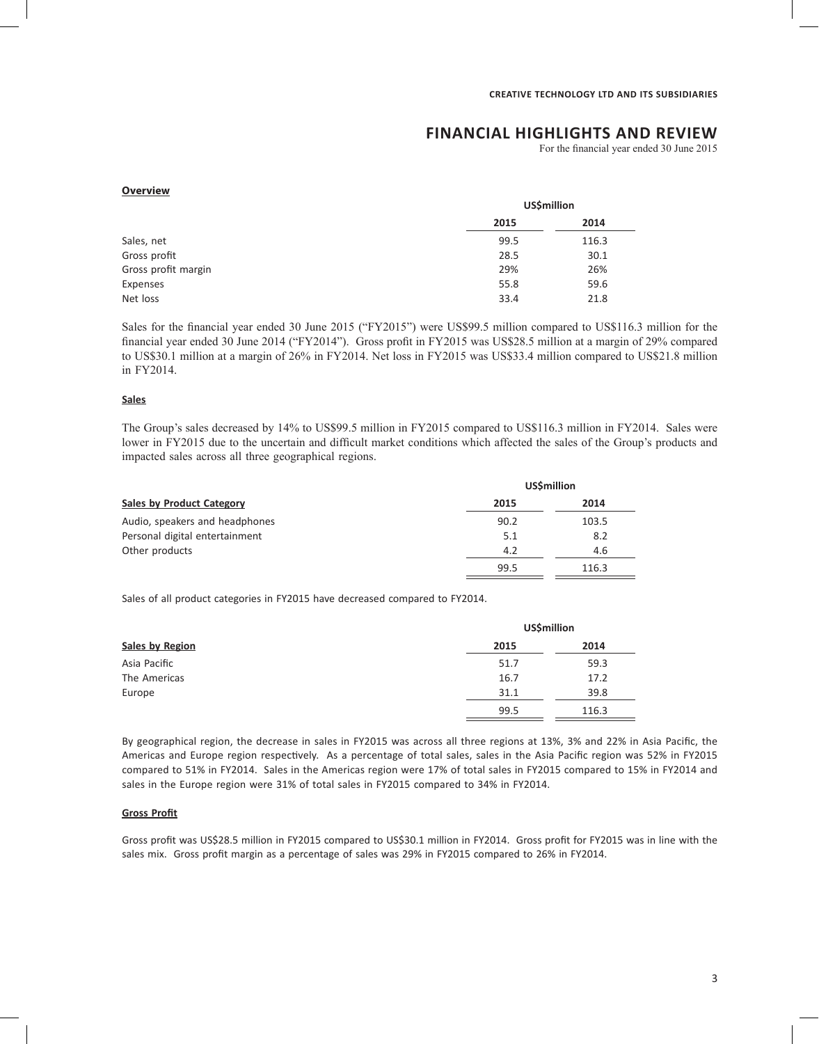# FINANCIAL HIGHLIGHTS AND REVIEW

For the financial year ended 30 June 2015

**Overview**

| | US$million | |
|---|---|---|
| | **2015** | **2014** |
| Sales, net | 99.5 | 116.3 |
| Gross profit | 28.5 | 30.1 |
| Gross profit margin | 29% | 26% |
| Expenses | 55.8 | 59.6 |
| Net loss | 33.4 | 21.8 |

Sales for the financial year ended 30 June 2015 ("FY2015") were US$99.5 million compared to US$116.3 million for the financial year ended 30 June 2014 ("FY2014"). Gross profit in FY2015 was US$28.5 million at a margin of 29% compared to US$30.1 million at a margin of 26% in FY2014. Net loss in FY2015 was US$33.4 million compared to US$21.8 million in FY2014.

**Sales**

The Group's sales decreased by 14% to US$99.5 million in FY2015 compared to US$116.3 million in FY2014. Sales were lower in FY2015 due to the uncertain and difficult market conditions which affected the sales of the Group's products and impacted sales across all three geographical regions.

| | US$million | |
|---|---|---|
| **Sales by Product Category** | **2015** | **2014** |
| Audio, speakers and headphones | 90.2 | 103.5 |
| Personal digital entertainment | 5.1 | 8.2 |
| Other products | 4.2 | 4.6 |
| | 99.5 | 116.3 |

Sales of all product categories in FY2015 have decreased compared to FY2014.

| | US$million | |
|---|---|---|
| **Sales by Region** | **2015** | **2014** |
| Asia Pacific | 51.7 | 59.3 |
| The Americas | 16.7 | 17.2 |
| Europe | 31.1 | 39.8 |
| | 99.5 | 116.3 |

By geographical region, the decrease in sales in FY2015 was across all three regions at 13%, 3% and 22% in Asia Pacific, the Americas and Europe region respectively. As a percentage of total sales, sales in the Asia Pacific region was 52% in FY2015 compared to 51% in FY2014. Sales in the Americas region were 17% of total sales in FY2015 compared to 15% in FY2014 and sales in the Europe region were 31% of total sales in FY2015 compared to 34% in FY2014.

**Gross Profit**

Gross profit was US$28.5 million in FY2015 compared to US$30.1 million in FY2014. Gross profit for FY2015 was in line with the sales mix. Gross profit margin as a percentage of sales was 29% in FY2015 compared to 26% in FY2014.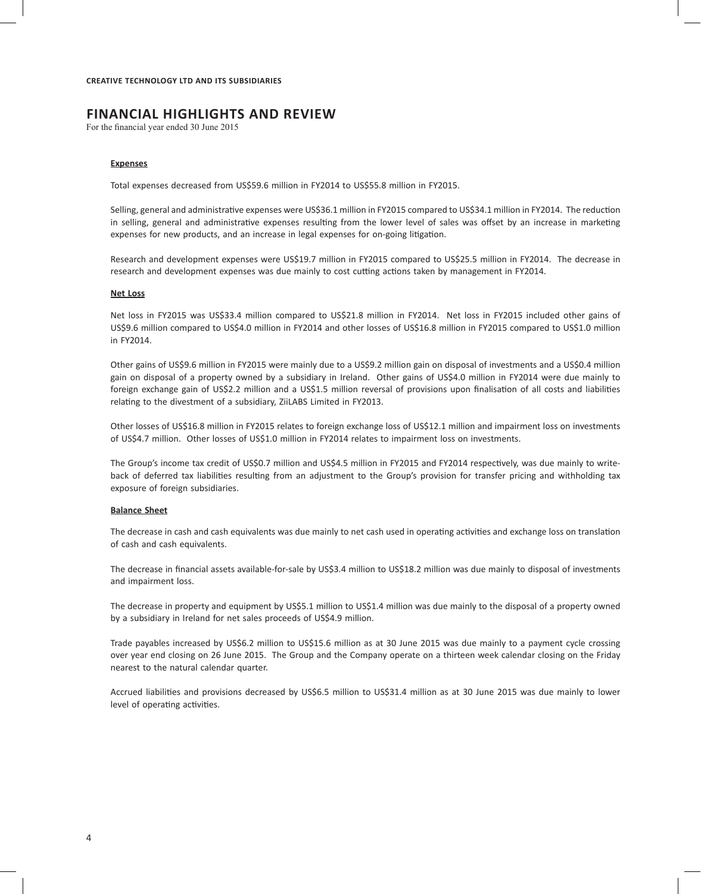# FINANCIAL HIGHLIGHTS AND REVIEW

For the financial year ended 30 June 2015

**Expenses**

Total expenses decreased from US$59.6 million in FY2014 to US$55.8 million in FY2015.

Selling, general and administrative expenses were US$36.1 million in FY2015 compared to US$34.1 million in FY2014. The reduction in selling, general and administrative expenses resulting from the lower level of sales was offset by an increase in marketing expenses for new products, and an increase in legal expenses for on-going litigation.

Research and development expenses were US$19.7 million in FY2015 compared to US$25.5 million in FY2014. The decrease in research and development expenses was due mainly to cost cutting actions taken by management in FY2014.

**Net Loss**

Net loss in FY2015 was US$33.4 million compared to US$21.8 million in FY2014. Net loss in FY2015 included other gains of US$9.6 million compared to US$4.0 million in FY2014 and other losses of US$16.8 million in FY2015 compared to US$1.0 million in FY2014.

Other gains of US$9.6 million in FY2015 were mainly due to a US$9.2 million gain on disposal of investments and a US$0.4 million gain on disposal of a property owned by a subsidiary in Ireland. Other gains of US$4.0 million in FY2014 were due mainly to foreign exchange gain of US$2.2 million and a US$1.5 million reversal of provisions upon finalisation of all costs and liabilities relating to the divestment of a subsidiary, ZiiLABS Limited in FY2013.

Other losses of US$16.8 million in FY2015 relates to foreign exchange loss of US$12.1 million and impairment loss on investments of US$4.7 million. Other losses of US$1.0 million in FY2014 relates to impairment loss on investments.

The Group's income tax credit of US$0.7 million and US$4.5 million in FY2015 and FY2014 respectively, was due mainly to write-back of deferred tax liabilities resulting from an adjustment to the Group's provision for transfer pricing and withholding tax exposure of foreign subsidiaries.

**Balance Sheet**

The decrease in cash and cash equivalents was due mainly to net cash used in operating activities and exchange loss on translation of cash and cash equivalents.

The decrease in financial assets available-for-sale by US$3.4 million to US$18.2 million was due mainly to disposal of investments and impairment loss.

The decrease in property and equipment by US$5.1 million to US$1.4 million was due mainly to the disposal of a property owned by a subsidiary in Ireland for net sales proceeds of US$4.9 million.

Trade payables increased by US$6.2 million to US$15.6 million as at 30 June 2015 was due mainly to a payment cycle crossing over year end closing on 26 June 2015. The Group and the Company operate on a thirteen week calendar closing on the Friday nearest to the natural calendar quarter.

Accrued liabilities and provisions decreased by US$6.5 million to US$31.4 million as at 30 June 2015 was due mainly to lower level of operating activities.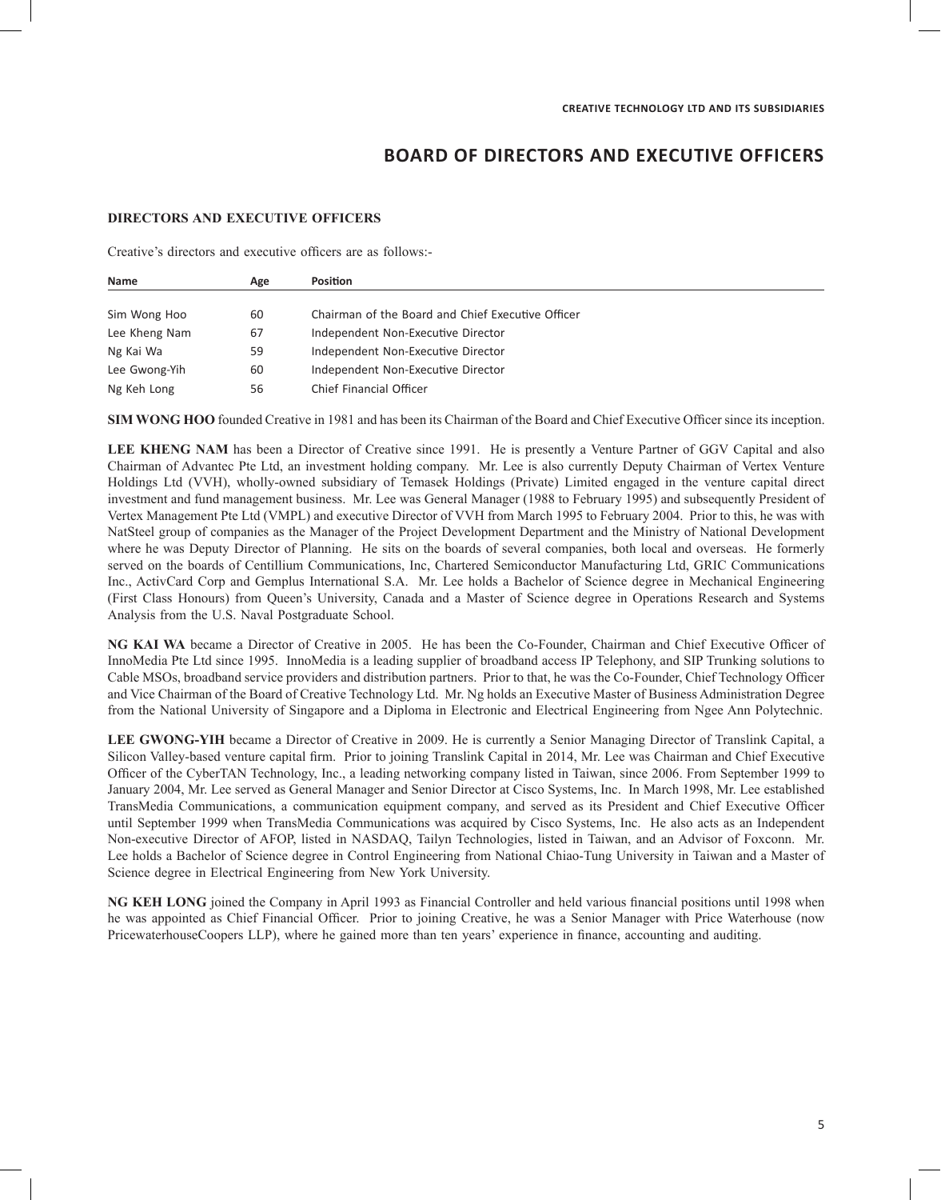# BOARD OF DIRECTORS AND EXECUTIVE OFFICERS

## DIRECTORS AND EXECUTIVE OFFICERS

Creative's directors and executive officers are as follows:-

| Name | Age | Position |
|---|---|---|
| Sim Wong Hoo | 60 | Chairman of the Board and Chief Executive Officer |
| Lee Kheng Nam | 67 | Independent Non-Executive Director |
| Ng Kai Wa | 59 | Independent Non-Executive Director |
| Lee Gwong-Yih | 60 | Independent Non-Executive Director |
| Ng Keh Long | 56 | Chief Financial Officer |

**SIM WONG HOO** founded Creative in 1981 and has been its Chairman of the Board and Chief Executive Officer since its inception.

**LEE KHENG NAM** has been a Director of Creative since 1991. He is presently a Venture Partner of GGV Capital and also Chairman of Advantec Pte Ltd, an investment holding company. Mr. Lee is also currently Deputy Chairman of Vertex Venture Holdings Ltd (VVH), wholly-owned subsidiary of Temasek Holdings (Private) Limited engaged in the venture capital direct investment and fund management business. Mr. Lee was General Manager (1988 to February 1995) and subsequently President of Vertex Management Pte Ltd (VMPL) and executive Director of VVH from March 1995 to February 2004. Prior to this, he was with NatSteel group of companies as the Manager of the Project Development Department and the Ministry of National Development where he was Deputy Director of Planning. He sits on the boards of several companies, both local and overseas. He formerly served on the boards of Centillium Communications, Inc, Chartered Semiconductor Manufacturing Ltd, GRIC Communications Inc., ActivCard Corp and Gemplus International S.A. Mr. Lee holds a Bachelor of Science degree in Mechanical Engineering (First Class Honours) from Queen's University, Canada and a Master of Science degree in Operations Research and Systems Analysis from the U.S. Naval Postgraduate School.

**NG KAI WA** became a Director of Creative in 2005. He has been the Co-Founder, Chairman and Chief Executive Officer of InnoMedia Pte Ltd since 1995. InnoMedia is a leading supplier of broadband access IP Telephony, and SIP Trunking solutions to Cable MSOs, broadband service providers and distribution partners. Prior to that, he was the Co-Founder, Chief Technology Officer and Vice Chairman of the Board of Creative Technology Ltd. Mr. Ng holds an Executive Master of Business Administration Degree from the National University of Singapore and a Diploma in Electronic and Electrical Engineering from Ngee Ann Polytechnic.

**LEE GWONG-YIH** became a Director of Creative in 2009. He is currently a Senior Managing Director of Translink Capital, a Silicon Valley-based venture capital firm. Prior to joining Translink Capital in 2014, Mr. Lee was Chairman and Chief Executive Officer of the CyberTAN Technology, Inc., a leading networking company listed in Taiwan, since 2006. From September 1999 to January 2004, Mr. Lee served as General Manager and Senior Director at Cisco Systems, Inc. In March 1998, Mr. Lee established TransMedia Communications, a communication equipment company, and served as its President and Chief Executive Officer until September 1999 when TransMedia Communications was acquired by Cisco Systems, Inc. He also acts as an Independent Non-executive Director of AFOP, listed in NASDAQ, Tailyn Technologies, listed in Taiwan, and an Advisor of Foxconn. Mr. Lee holds a Bachelor of Science degree in Control Engineering from National Chiao-Tung University in Taiwan and a Master of Science degree in Electrical Engineering from New York University.

**NG KEH LONG** joined the Company in April 1993 as Financial Controller and held various financial positions until 1998 when he was appointed as Chief Financial Officer. Prior to joining Creative, he was a Senior Manager with Price Waterhouse (now PricewaterhouseCoopers LLP), where he gained more than ten years' experience in finance, accounting and auditing.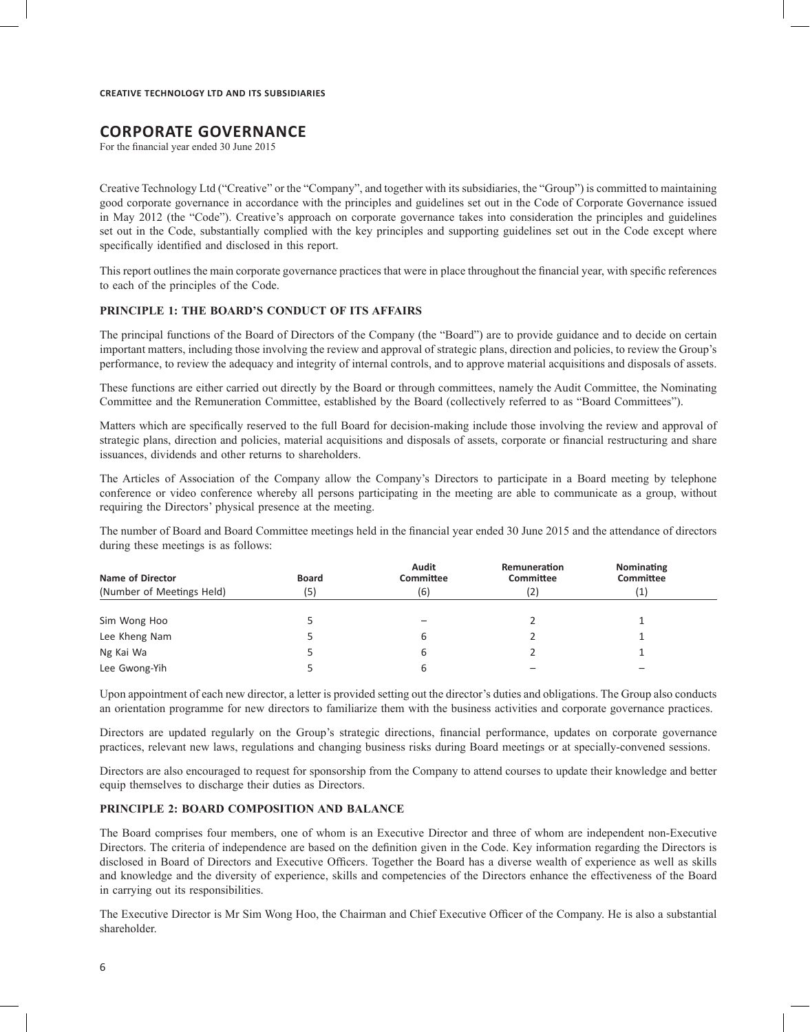**CREATIVE TECHNOLOGY LTD AND ITS SUBSIDIARIES**

# CORPORATE GOVERNANCE

For the financial year ended 30 June 2015

Creative Technology Ltd ("Creative" or the "Company", and together with its subsidiaries, the "Group") is committed to maintaining good corporate governance in accordance with the principles and guidelines set out in the Code of Corporate Governance issued in May 2012 (the "Code"). Creative's approach on corporate governance takes into consideration the principles and guidelines set out in the Code, substantially complied with the key principles and supporting guidelines set out in the Code except where specifically identified and disclosed in this report.

This report outlines the main corporate governance practices that were in place throughout the financial year, with specific references to each of the principles of the Code.

## PRINCIPLE 1: THE BOARD'S CONDUCT OF ITS AFFAIRS

The principal functions of the Board of Directors of the Company (the "Board") are to provide guidance and to decide on certain important matters, including those involving the review and approval of strategic plans, direction and policies, to review the Group's performance, to review the adequacy and integrity of internal controls, and to approve material acquisitions and disposals of assets.

These functions are either carried out directly by the Board or through committees, namely the Audit Committee, the Nominating Committee and the Remuneration Committee, established by the Board (collectively referred to as "Board Committees").

Matters which are specifically reserved to the full Board for decision-making include those involving the review and approval of strategic plans, direction and policies, material acquisitions and disposals of assets, corporate or financial restructuring and share issuances, dividends and other returns to shareholders.

The Articles of Association of the Company allow the Company's Directors to participate in a Board meeting by telephone conference or video conference whereby all persons participating in the meeting are able to communicate as a group, without requiring the Directors' physical presence at the meeting.

The number of Board and Board Committee meetings held in the financial year ended 30 June 2015 and the attendance of directors during these meetings is as follows:

| Name of Director | Board | Audit Committee | Remuneration Committee | Nominating Committee |
|---|---|---|---|---|
| (Number of Meetings Held) | (5) | (6) | (2) | (1) |
| Sim Wong Hoo | 5 | – | 2 | 1 |
| Lee Kheng Nam | 5 | 6 | 2 | 1 |
| Ng Kai Wa | 5 | 6 | 2 | 1 |
| Lee Gwong-Yih | 5 | 6 | – | – |

Upon appointment of each new director, a letter is provided setting out the director's duties and obligations. The Group also conducts an orientation programme for new directors to familiarize them with the business activities and corporate governance practices.

Directors are updated regularly on the Group's strategic directions, financial performance, updates on corporate governance practices, relevant new laws, regulations and changing business risks during Board meetings or at specially-convened sessions.

Directors are also encouraged to request for sponsorship from the Company to attend courses to update their knowledge and better equip themselves to discharge their duties as Directors.

## PRINCIPLE 2: BOARD COMPOSITION AND BALANCE

The Board comprises four members, one of whom is an Executive Director and three of whom are independent non-Executive Directors. The criteria of independence are based on the definition given in the Code. Key information regarding the Directors is disclosed in Board of Directors and Executive Officers. Together the Board has a diverse wealth of experience as well as skills and knowledge and the diversity of experience, skills and competencies of the Directors enhance the effectiveness of the Board in carrying out its responsibilities.

The Executive Director is Mr Sim Wong Hoo, the Chairman and Chief Executive Officer of the Company. He is also a substantial shareholder.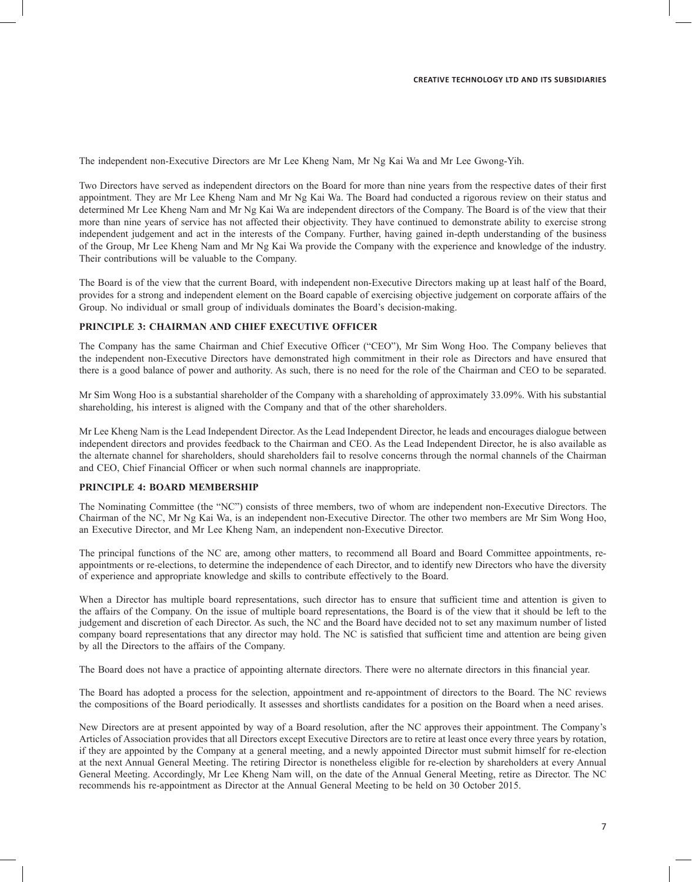The independent non-Executive Directors are Mr Lee Kheng Nam, Mr Ng Kai Wa and Mr Lee Gwong-Yih.

Two Directors have served as independent directors on the Board for more than nine years from the respective dates of their first appointment. They are Mr Lee Kheng Nam and Mr Ng Kai Wa. The Board had conducted a rigorous review on their status and determined Mr Lee Kheng Nam and Mr Ng Kai Wa are independent directors of the Company. The Board is of the view that their more than nine years of service has not affected their objectivity. They have continued to demonstrate ability to exercise strong independent judgement and act in the interests of the Company. Further, having gained in-depth understanding of the business of the Group, Mr Lee Kheng Nam and Mr Ng Kai Wa provide the Company with the experience and knowledge of the industry. Their contributions will be valuable to the Company.

The Board is of the view that the current Board, with independent non-Executive Directors making up at least half of the Board, provides for a strong and independent element on the Board capable of exercising objective judgement on corporate affairs of the Group. No individual or small group of individuals dominates the Board's decision-making.

## PRINCIPLE 3: CHAIRMAN AND CHIEF EXECUTIVE OFFICER

The Company has the same Chairman and Chief Executive Officer ("CEO"), Mr Sim Wong Hoo. The Company believes that the independent non-Executive Directors have demonstrated high commitment in their role as Directors and have ensured that there is a good balance of power and authority. As such, there is no need for the role of the Chairman and CEO to be separated.

Mr Sim Wong Hoo is a substantial shareholder of the Company with a shareholding of approximately 33.09%. With his substantial shareholding, his interest is aligned with the Company and that of the other shareholders.

Mr Lee Kheng Nam is the Lead Independent Director. As the Lead Independent Director, he leads and encourages dialogue between independent directors and provides feedback to the Chairman and CEO. As the Lead Independent Director, he is also available as the alternate channel for shareholders, should shareholders fail to resolve concerns through the normal channels of the Chairman and CEO, Chief Financial Officer or when such normal channels are inappropriate.

## PRINCIPLE 4: BOARD MEMBERSHIP

The Nominating Committee (the "NC") consists of three members, two of whom are independent non-Executive Directors. The Chairman of the NC, Mr Ng Kai Wa, is an independent non-Executive Director. The other two members are Mr Sim Wong Hoo, an Executive Director, and Mr Lee Kheng Nam, an independent non-Executive Director.

The principal functions of the NC are, among other matters, to recommend all Board and Board Committee appointments, re-appointments or re-elections, to determine the independence of each Director, and to identify new Directors who have the diversity of experience and appropriate knowledge and skills to contribute effectively to the Board.

When a Director has multiple board representations, such director has to ensure that sufficient time and attention is given to the affairs of the Company. On the issue of multiple board representations, the Board is of the view that it should be left to the judgement and discretion of each Director. As such, the NC and the Board have decided not to set any maximum number of listed company board representations that any director may hold. The NC is satisfied that sufficient time and attention are being given by all the Directors to the affairs of the Company.

The Board does not have a practice of appointing alternate directors. There were no alternate directors in this financial year.

The Board has adopted a process for the selection, appointment and re-appointment of directors to the Board. The NC reviews the compositions of the Board periodically. It assesses and shortlists candidates for a position on the Board when a need arises.

New Directors are at present appointed by way of a Board resolution, after the NC approves their appointment. The Company's Articles of Association provides that all Directors except Executive Directors are to retire at least once every three years by rotation, if they are appointed by the Company at a general meeting, and a newly appointed Director must submit himself for re-election at the next Annual General Meeting. The retiring Director is nonetheless eligible for re-election by shareholders at every Annual General Meeting. Accordingly, Mr Lee Kheng Nam will, on the date of the Annual General Meeting, retire as Director. The NC recommends his re-appointment as Director at the Annual General Meeting to be held on 30 October 2015.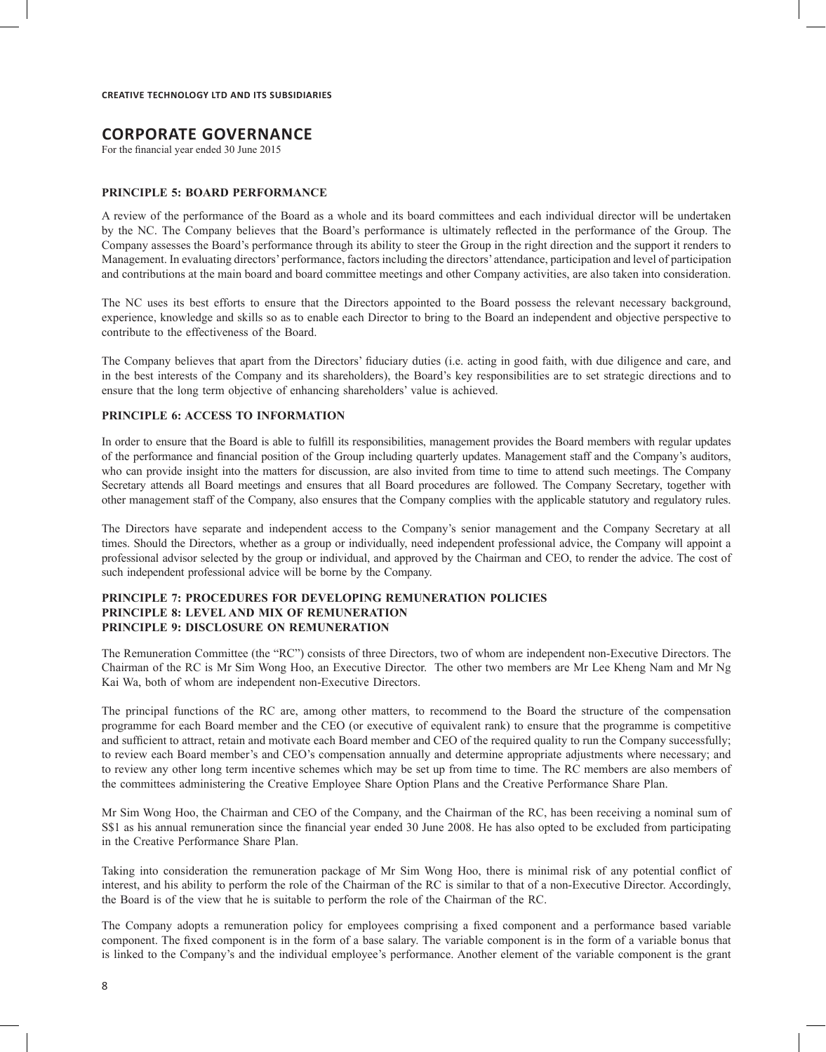# CORPORATE GOVERNANCE

For the financial year ended 30 June 2015

### PRINCIPLE 5: BOARD PERFORMANCE

A review of the performance of the Board as a whole and its board committees and each individual director will be undertaken by the NC. The Company believes that the Board's performance is ultimately reflected in the performance of the Group. The Company assesses the Board's performance through its ability to steer the Group in the right direction and the support it renders to Management. In evaluating directors' performance, factors including the directors' attendance, participation and level of participation and contributions at the main board and board committee meetings and other Company activities, are also taken into consideration.

The NC uses its best efforts to ensure that the Directors appointed to the Board possess the relevant necessary background, experience, knowledge and skills so as to enable each Director to bring to the Board an independent and objective perspective to contribute to the effectiveness of the Board.

The Company believes that apart from the Directors' fiduciary duties (i.e. acting in good faith, with due diligence and care, and in the best interests of the Company and its shareholders), the Board's key responsibilities are to set strategic directions and to ensure that the long term objective of enhancing shareholders' value is achieved.

### PRINCIPLE 6: ACCESS TO INFORMATION

In order to ensure that the Board is able to fulfill its responsibilities, management provides the Board members with regular updates of the performance and financial position of the Group including quarterly updates. Management staff and the Company's auditors, who can provide insight into the matters for discussion, are also invited from time to time to attend such meetings. The Company Secretary attends all Board meetings and ensures that all Board procedures are followed. The Company Secretary, together with other management staff of the Company, also ensures that the Company complies with the applicable statutory and regulatory rules.

The Directors have separate and independent access to the Company's senior management and the Company Secretary at all times. Should the Directors, whether as a group or individually, need independent professional advice, the Company will appoint a professional advisor selected by the group or individual, and approved by the Chairman and CEO, to render the advice. The cost of such independent professional advice will be borne by the Company.

### PRINCIPLE 7: PROCEDURES FOR DEVELOPING REMUNERATION POLICIES
### PRINCIPLE 8: LEVEL AND MIX OF REMUNERATION
### PRINCIPLE 9: DISCLOSURE ON REMUNERATION

The Remuneration Committee (the "RC") consists of three Directors, two of whom are independent non-Executive Directors. The Chairman of the RC is Mr Sim Wong Hoo, an Executive Director. The other two members are Mr Lee Kheng Nam and Mr Ng Kai Wa, both of whom are independent non-Executive Directors.

The principal functions of the RC are, among other matters, to recommend to the Board the structure of the compensation programme for each Board member and the CEO (or executive of equivalent rank) to ensure that the programme is competitive and sufficient to attract, retain and motivate each Board member and CEO of the required quality to run the Company successfully; to review each Board member's and CEO's compensation annually and determine appropriate adjustments where necessary; and to review any other long term incentive schemes which may be set up from time to time. The RC members are also members of the committees administering the Creative Employee Share Option Plans and the Creative Performance Share Plan.

Mr Sim Wong Hoo, the Chairman and CEO of the Company, and the Chairman of the RC, has been receiving a nominal sum of S$1 as his annual remuneration since the financial year ended 30 June 2008. He has also opted to be excluded from participating in the Creative Performance Share Plan.

Taking into consideration the remuneration package of Mr Sim Wong Hoo, there is minimal risk of any potential conflict of interest, and his ability to perform the role of the Chairman of the RC is similar to that of a non-Executive Director. Accordingly, the Board is of the view that he is suitable to perform the role of the Chairman of the RC.

The Company adopts a remuneration policy for employees comprising a fixed component and a performance based variable component. The fixed component is in the form of a base salary. The variable component is in the form of a variable bonus that is linked to the Company's and the individual employee's performance. Another element of the variable component is the grant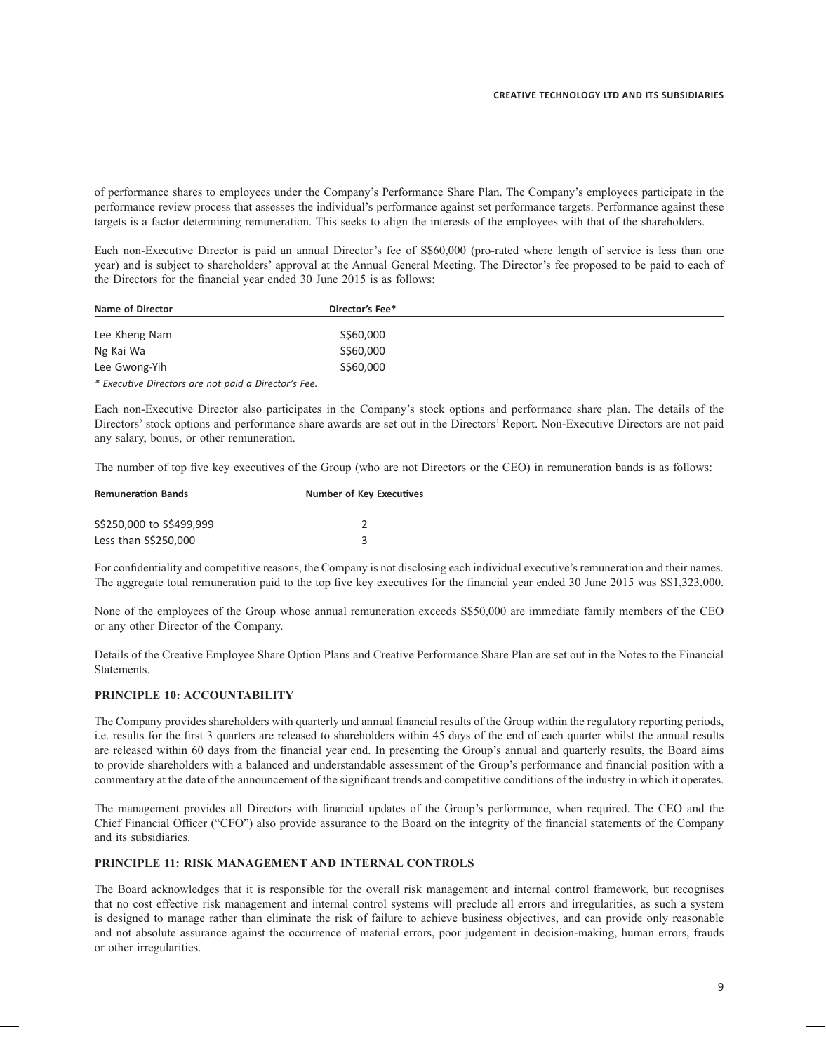of performance shares to employees under the Company's Performance Share Plan. The Company's employees participate in the performance review process that assesses the individual's performance against set performance targets. Performance against these targets is a factor determining remuneration. This seeks to align the interests of the employees with that of the shareholders.

Each non-Executive Director is paid an annual Director's fee of S$60,000 (pro-rated where length of service is less than one year) and is subject to shareholders' approval at the Annual General Meeting. The Director's fee proposed to be paid to each of the Directors for the financial year ended 30 June 2015 is as follows:

| Name of Director | Director's Fee* |
|---|---|
| Lee Kheng Nam | S$60,000 |
| Ng Kai Wa | S$60,000 |
| Lee Gwong-Yih | S$60,000 |

*\* Executive Directors are not paid a Director's Fee.*

Each non-Executive Director also participates in the Company's stock options and performance share plan. The details of the Directors' stock options and performance share awards are set out in the Directors' Report. Non-Executive Directors are not paid any salary, bonus, or other remuneration.

The number of top five key executives of the Group (who are not Directors or the CEO) in remuneration bands is as follows:

| Remuneration Bands | Number of Key Executives |
|---|---|
| S$250,000 to S$499,999 | 2 |
| Less than S$250,000 | 3 |

For confidentiality and competitive reasons, the Company is not disclosing each individual executive's remuneration and their names. The aggregate total remuneration paid to the top five key executives for the financial year ended 30 June 2015 was S$1,323,000.

None of the employees of the Group whose annual remuneration exceeds S$50,000 are immediate family members of the CEO or any other Director of the Company.

Details of the Creative Employee Share Option Plans and Creative Performance Share Plan are set out in the Notes to the Financial Statements.

## PRINCIPLE 10: ACCOUNTABILITY

The Company provides shareholders with quarterly and annual financial results of the Group within the regulatory reporting periods, i.e. results for the first 3 quarters are released to shareholders within 45 days of the end of each quarter whilst the annual results are released within 60 days from the financial year end. In presenting the Group's annual and quarterly results, the Board aims to provide shareholders with a balanced and understandable assessment of the Group's performance and financial position with a commentary at the date of the announcement of the significant trends and competitive conditions of the industry in which it operates.

The management provides all Directors with financial updates of the Group's performance, when required. The CEO and the Chief Financial Officer ("CFO") also provide assurance to the Board on the integrity of the financial statements of the Company and its subsidiaries.

## PRINCIPLE 11: RISK MANAGEMENT AND INTERNAL CONTROLS

The Board acknowledges that it is responsible for the overall risk management and internal control framework, but recognises that no cost effective risk management and internal control systems will preclude all errors and irregularities, as such a system is designed to manage rather than eliminate the risk of failure to achieve business objectives, and can provide only reasonable and not absolute assurance against the occurrence of material errors, poor judgement in decision-making, human errors, frauds or other irregularities.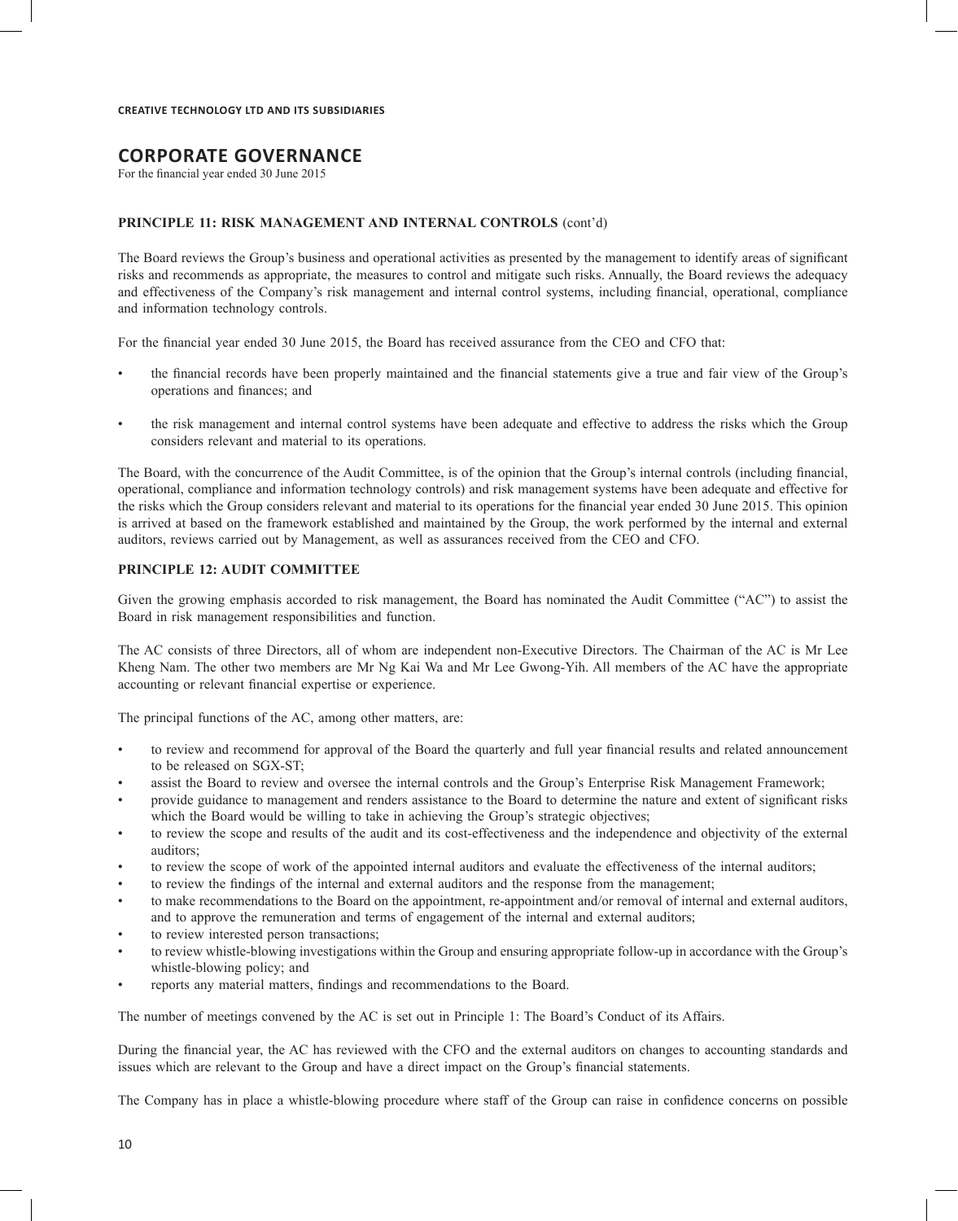# CORPORATE GOVERNANCE

For the financial year ended 30 June 2015

**PRINCIPLE 11: RISK MANAGEMENT AND INTERNAL CONTROLS** (cont'd)

The Board reviews the Group's business and operational activities as presented by the management to identify areas of significant risks and recommends as appropriate, the measures to control and mitigate such risks. Annually, the Board reviews the adequacy and effectiveness of the Company's risk management and internal control systems, including financial, operational, compliance and information technology controls.

For the financial year ended 30 June 2015, the Board has received assurance from the CEO and CFO that:

- the financial records have been properly maintained and the financial statements give a true and fair view of the Group's operations and finances; and
- the risk management and internal control systems have been adequate and effective to address the risks which the Group considers relevant and material to its operations.

The Board, with the concurrence of the Audit Committee, is of the opinion that the Group's internal controls (including financial, operational, compliance and information technology controls) and risk management systems have been adequate and effective for the risks which the Group considers relevant and material to its operations for the financial year ended 30 June 2015. This opinion is arrived at based on the framework established and maintained by the Group, the work performed by the internal and external auditors, reviews carried out by Management, as well as assurances received from the CEO and CFO.

**PRINCIPLE 12: AUDIT COMMITTEE**

Given the growing emphasis accorded to risk management, the Board has nominated the Audit Committee ("AC") to assist the Board in risk management responsibilities and function.

The AC consists of three Directors, all of whom are independent non-Executive Directors. The Chairman of the AC is Mr Lee Kheng Nam. The other two members are Mr Ng Kai Wa and Mr Lee Gwong-Yih. All members of the AC have the appropriate accounting or relevant financial expertise or experience.

The principal functions of the AC, among other matters, are:

- to review and recommend for approval of the Board the quarterly and full year financial results and related announcement to be released on SGX-ST;
- assist the Board to review and oversee the internal controls and the Group's Enterprise Risk Management Framework;
- provide guidance to management and renders assistance to the Board to determine the nature and extent of significant risks which the Board would be willing to take in achieving the Group's strategic objectives;
- to review the scope and results of the audit and its cost-effectiveness and the independence and objectivity of the external auditors;
- to review the scope of work of the appointed internal auditors and evaluate the effectiveness of the internal auditors;
- to review the findings of the internal and external auditors and the response from the management;
- to make recommendations to the Board on the appointment, re-appointment and/or removal of internal and external auditors, and to approve the remuneration and terms of engagement of the internal and external auditors;
- to review interested person transactions;
- to review whistle-blowing investigations within the Group and ensuring appropriate follow-up in accordance with the Group's whistle-blowing policy; and
- reports any material matters, findings and recommendations to the Board.

The number of meetings convened by the AC is set out in Principle 1: The Board's Conduct of its Affairs.

During the financial year, the AC has reviewed with the CFO and the external auditors on changes to accounting standards and issues which are relevant to the Group and have a direct impact on the Group's financial statements.

The Company has in place a whistle-blowing procedure where staff of the Group can raise in confidence concerns on possible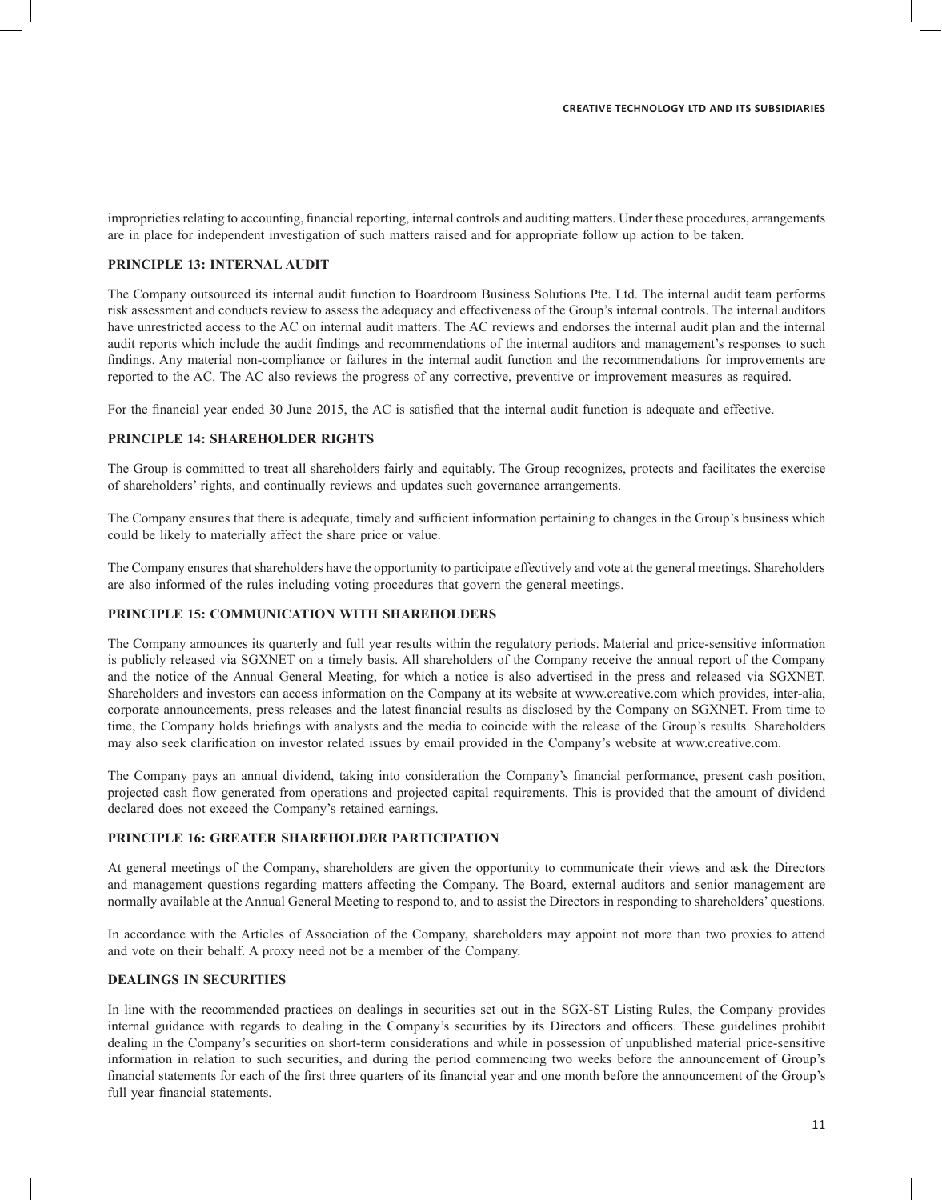improprieties relating to accounting, financial reporting, internal controls and auditing matters. Under these procedures, arrangements are in place for independent investigation of such matters raised and for appropriate follow up action to be taken.

### PRINCIPLE 13: INTERNAL AUDIT

The Company outsourced its internal audit function to Boardroom Business Solutions Pte. Ltd. The internal audit team performs risk assessment and conducts review to assess the adequacy and effectiveness of the Group's internal controls. The internal auditors have unrestricted access to the AC on internal audit matters. The AC reviews and endorses the internal audit plan and the internal audit reports which include the audit findings and recommendations of the internal auditors and management's responses to such findings. Any material non-compliance or failures in the internal audit function and the recommendations for improvements are reported to the AC. The AC also reviews the progress of any corrective, preventive or improvement measures as required.

For the financial year ended 30 June 2015, the AC is satisfied that the internal audit function is adequate and effective.

### PRINCIPLE 14: SHAREHOLDER RIGHTS

The Group is committed to treat all shareholders fairly and equitably. The Group recognizes, protects and facilitates the exercise of shareholders' rights, and continually reviews and updates such governance arrangements.

The Company ensures that there is adequate, timely and sufficient information pertaining to changes in the Group's business which could be likely to materially affect the share price or value.

The Company ensures that shareholders have the opportunity to participate effectively and vote at the general meetings. Shareholders are also informed of the rules including voting procedures that govern the general meetings.

### PRINCIPLE 15: COMMUNICATION WITH SHAREHOLDERS

The Company announces its quarterly and full year results within the regulatory periods. Material and price-sensitive information is publicly released via SGXNET on a timely basis. All shareholders of the Company receive the annual report of the Company and the notice of the Annual General Meeting, for which a notice is also advertised in the press and released via SGXNET. Shareholders and investors can access information on the Company at its website at www.creative.com which provides, inter-alia, corporate announcements, press releases and the latest financial results as disclosed by the Company on SGXNET. From time to time, the Company holds briefings with analysts and the media to coincide with the release of the Group's results. Shareholders may also seek clarification on investor related issues by email provided in the Company's website at www.creative.com.

The Company pays an annual dividend, taking into consideration the Company's financial performance, present cash position, projected cash flow generated from operations and projected capital requirements. This is provided that the amount of dividend declared does not exceed the Company's retained earnings.

### PRINCIPLE 16: GREATER SHAREHOLDER PARTICIPATION

At general meetings of the Company, shareholders are given the opportunity to communicate their views and ask the Directors and management questions regarding matters affecting the Company. The Board, external auditors and senior management are normally available at the Annual General Meeting to respond to, and to assist the Directors in responding to shareholders' questions.

In accordance with the Articles of Association of the Company, shareholders may appoint not more than two proxies to attend and vote on their behalf. A proxy need not be a member of the Company.

### DEALINGS IN SECURITIES

In line with the recommended practices on dealings in securities set out in the SGX-ST Listing Rules, the Company provides internal guidance with regards to dealing in the Company's securities by its Directors and officers. These guidelines prohibit dealing in the Company's securities on short-term considerations and while in possession of unpublished material price-sensitive information in relation to such securities, and during the period commencing two weeks before the announcement of Group's financial statements for each of the first three quarters of its financial year and one month before the announcement of the Group's full year financial statements.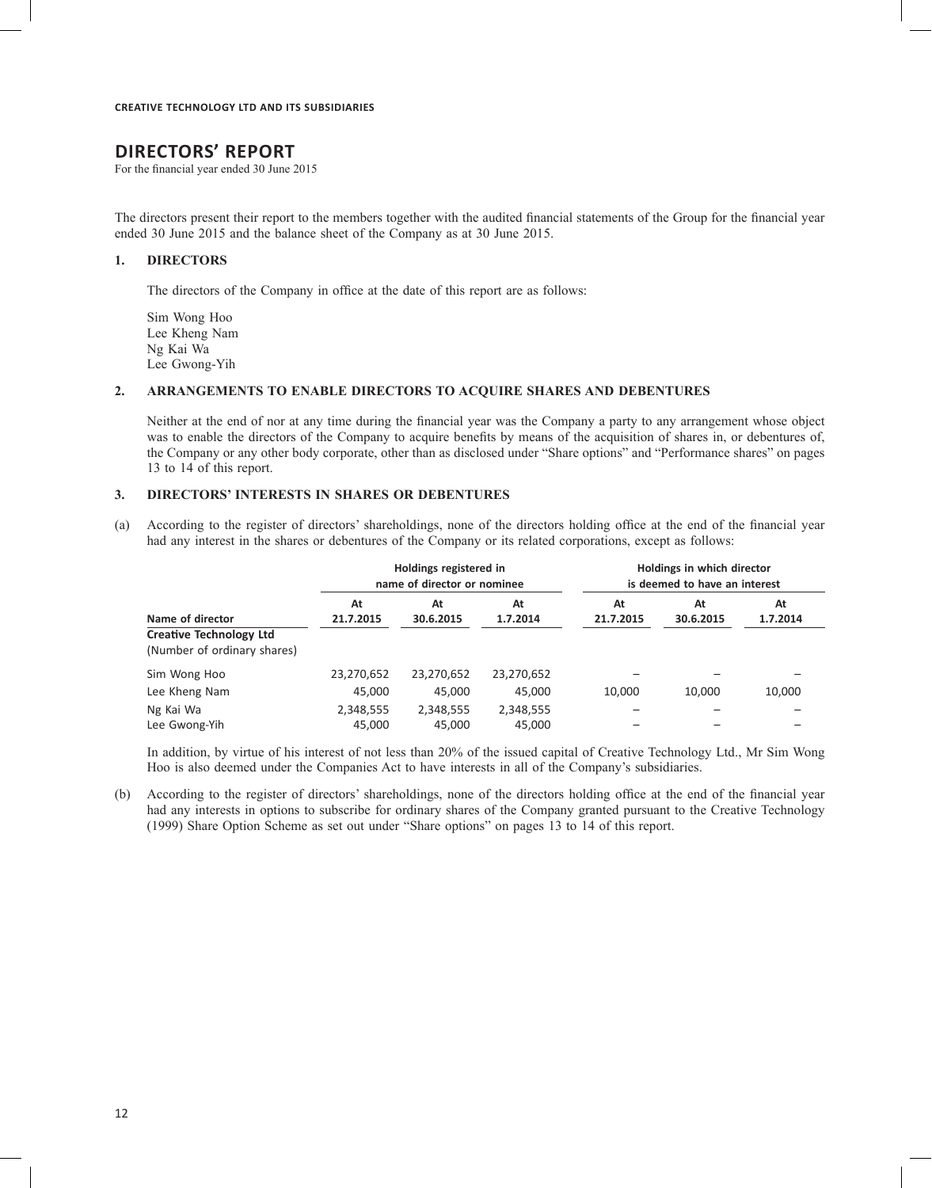# DIRECTORS' REPORT

For the financial year ended 30 June 2015

The directors present their report to the members together with the audited financial statements of the Group for the financial year ended 30 June 2015 and the balance sheet of the Company as at 30 June 2015.

## 1. DIRECTORS

The directors of the Company in office at the date of this report are as follows:

Sim Wong Hoo
Lee Kheng Nam
Ng Kai Wa
Lee Gwong-Yih

## 2. ARRANGEMENTS TO ENABLE DIRECTORS TO ACQUIRE SHARES AND DEBENTURES

Neither at the end of nor at any time during the financial year was the Company a party to any arrangement whose object was to enable the directors of the Company to acquire benefits by means of the acquisition of shares in, or debentures of, the Company or any other body corporate, other than as disclosed under "Share options" and "Performance shares" on pages 13 to 14 of this report.

## 3. DIRECTORS' INTERESTS IN SHARES OR DEBENTURES

(a) According to the register of directors' shareholdings, none of the directors holding office at the end of the financial year had any interest in the shares or debentures of the Company or its related corporations, except as follows:

| | Holdings registered in name of director or nominee | | | Holdings in which director is deemed to have an interest | | |
|---|---|---|---|---|---|---|
| **Name of director** | **At 21.7.2015** | **At 30.6.2015** | **At 1.7.2014** | **At 21.7.2015** | **At 30.6.2015** | **At 1.7.2014** |
| **Creative Technology Ltd** (Number of ordinary shares) | | | | | | |
| Sim Wong Hoo | 23,270,652 | 23,270,652 | 23,270,652 | – | – | – |
| Lee Kheng Nam | 45,000 | 45,000 | 45,000 | 10,000 | 10,000 | 10,000 |
| Ng Kai Wa | 2,348,555 | 2,348,555 | 2,348,555 | – | – | – |
| Lee Gwong-Yih | 45,000 | 45,000 | 45,000 | – | – | – |

In addition, by virtue of his interest of not less than 20% of the issued capital of Creative Technology Ltd., Mr Sim Wong Hoo is also deemed under the Companies Act to have interests in all of the Company's subsidiaries.

(b) According to the register of directors' shareholdings, none of the directors holding office at the end of the financial year had any interests in options to subscribe for ordinary shares of the Company granted pursuant to the Creative Technology (1999) Share Option Scheme as set out under "Share options" on pages 13 to 14 of this report.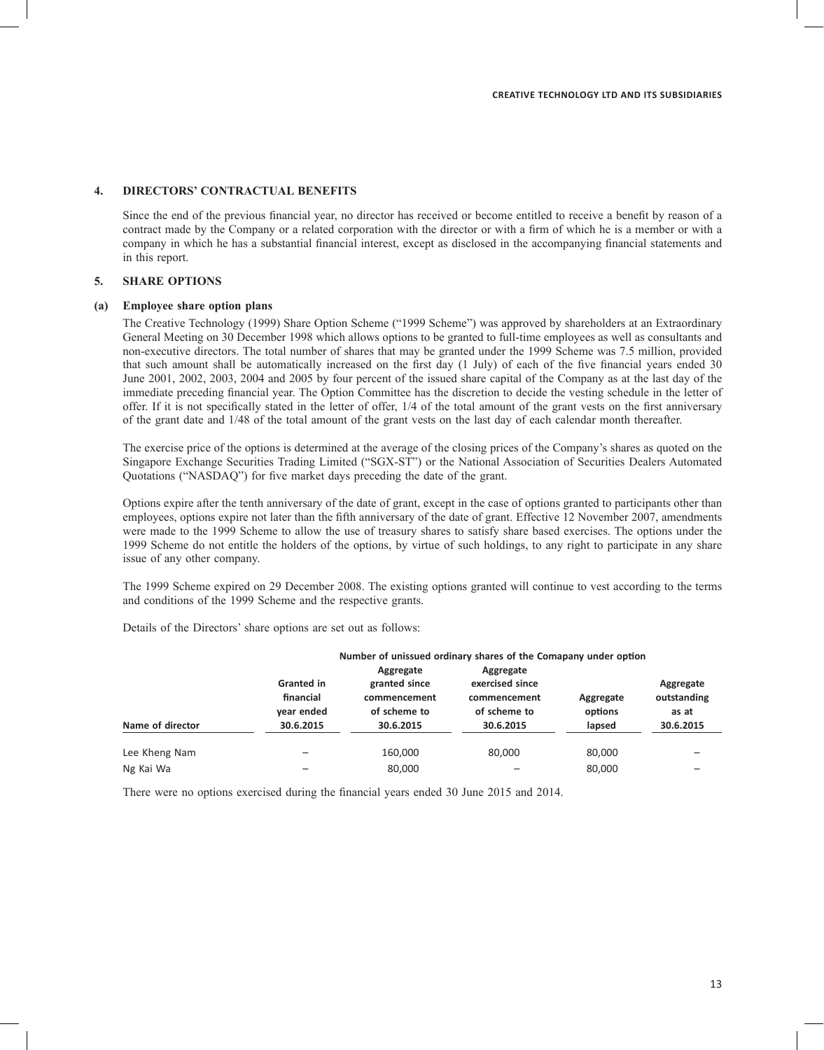## 4. DIRECTORS' CONTRACTUAL BENEFITS

Since the end of the previous financial year, no director has received or become entitled to receive a benefit by reason of a contract made by the Company or a related corporation with the director or with a firm of which he is a member or with a company in which he has a substantial financial interest, except as disclosed in the accompanying financial statements and in this report.

## 5. SHARE OPTIONS

### (a) Employee share option plans

The Creative Technology (1999) Share Option Scheme ("1999 Scheme") was approved by shareholders at an Extraordinary General Meeting on 30 December 1998 which allows options to be granted to full-time employees as well as consultants and non-executive directors. The total number of shares that may be granted under the 1999 Scheme was 7.5 million, provided that such amount shall be automatically increased on the first day (1 July) of each of the five financial years ended 30 June 2001, 2002, 2003, 2004 and 2005 by four percent of the issued share capital of the Company as at the last day of the immediate preceding financial year. The Option Committee has the discretion to decide the vesting schedule in the letter of offer. If it is not specifically stated in the letter of offer, 1/4 of the total amount of the grant vests on the first anniversary of the grant date and 1/48 of the total amount of the grant vests on the last day of each calendar month thereafter.

The exercise price of the options is determined at the average of the closing prices of the Company's shares as quoted on the Singapore Exchange Securities Trading Limited ("SGX-ST") or the National Association of Securities Dealers Automated Quotations ("NASDAQ") for five market days preceding the date of the grant.

Options expire after the tenth anniversary of the date of grant, except in the case of options granted to participants other than employees, options expire not later than the fifth anniversary of the date of grant. Effective 12 November 2007, amendments were made to the 1999 Scheme to allow the use of treasury shares to satisfy share based exercises. The options under the 1999 Scheme do not entitle the holders of the options, by virtue of such holdings, to any right to participate in any share issue of any other company.

The 1999 Scheme expired on 29 December 2008. The existing options granted will continue to vest according to the terms and conditions of the 1999 Scheme and the respective grants.

Details of the Directors' share options are set out as follows:

| | Number of unissued ordinary shares of the Comapany under option | | | | |
|---|---|---|---|---|---|
| Name of director | Granted in financial year ended 30.6.2015 | Aggregate granted since commencement of scheme to 30.6.2015 | Aggregate exercised since commencement of scheme to 30.6.2015 | Aggregate options lapsed | Aggregate outstanding as at 30.6.2015 |
| Lee Kheng Nam | – | 160,000 | 80,000 | 80,000 | – |
| Ng Kai Wa | – | 80,000 | – | 80,000 | – |

There were no options exercised during the financial years ended 30 June 2015 and 2014.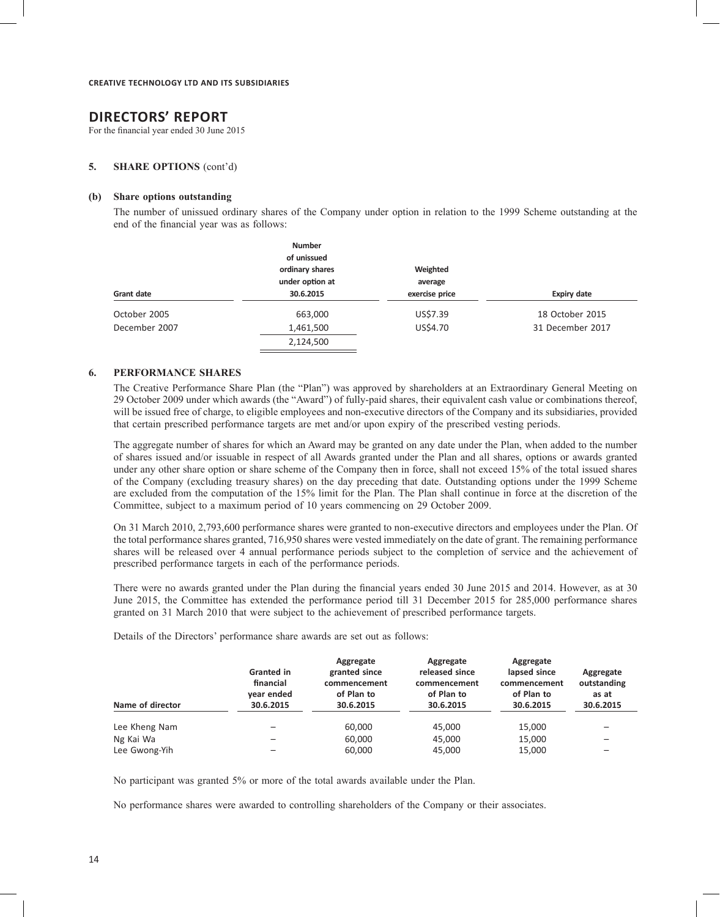# DIRECTORS' REPORT

For the financial year ended 30 June 2015

## 5. SHARE OPTIONS (cont'd)

### (b) Share options outstanding

The number of unissued ordinary shares of the Company under option in relation to the 1999 Scheme outstanding at the end of the financial year was as follows:

| Grant date | Number of unissued ordinary shares under option at 30.6.2015 | Weighted average exercise price | Expiry date |
|---|---|---|---|
| October 2005 | 663,000 | US$7.39 | 18 October 2015 |
| December 2007 | 1,461,500 | US$4.70 | 31 December 2017 |
| | 2,124,500 | | |

## 6. PERFORMANCE SHARES

The Creative Performance Share Plan (the "Plan") was approved by shareholders at an Extraordinary General Meeting on 29 October 2009 under which awards (the "Award") of fully-paid shares, their equivalent cash value or combinations thereof, will be issued free of charge, to eligible employees and non-executive directors of the Company and its subsidiaries, provided that certain prescribed performance targets are met and/or upon expiry of the prescribed vesting periods.

The aggregate number of shares for which an Award may be granted on any date under the Plan, when added to the number of shares issued and/or issuable in respect of all Awards granted under the Plan and all shares, options or awards granted under any other share option or share scheme of the Company then in force, shall not exceed 15% of the total issued shares of the Company (excluding treasury shares) on the day preceding that date. Outstanding options under the 1999 Scheme are excluded from the computation of the 15% limit for the Plan. The Plan shall continue in force at the discretion of the Committee, subject to a maximum period of 10 years commencing on 29 October 2009.

On 31 March 2010, 2,793,600 performance shares were granted to non-executive directors and employees under the Plan. Of the total performance shares granted, 716,950 shares were vested immediately on the date of grant. The remaining performance shares will be released over 4 annual performance periods subject to the completion of service and the achievement of prescribed performance targets in each of the performance periods.

There were no awards granted under the Plan during the financial years ended 30 June 2015 and 2014. However, as at 30 June 2015, the Committee has extended the performance period till 31 December 2015 for 285,000 performance shares granted on 31 March 2010 that were subject to the achievement of prescribed performance targets.

Details of the Directors' performance share awards are set out as follows:

| Name of director | Granted in financial year ended 30.6.2015 | Aggregate granted since commencement of Plan to 30.6.2015 | Aggregate released since commencement of Plan to 30.6.2015 | Aggregate lapsed since commencement of Plan to 30.6.2015 | Aggregate outstanding as at 30.6.2015 |
|---|---|---|---|---|---|
| Lee Kheng Nam | – | 60,000 | 45,000 | 15,000 | – |
| Ng Kai Wa | – | 60,000 | 45,000 | 15,000 | – |
| Lee Gwong-Yih | – | 60,000 | 45,000 | 15,000 | – |

No participant was granted 5% or more of the total awards available under the Plan.

No performance shares were awarded to controlling shareholders of the Company or their associates.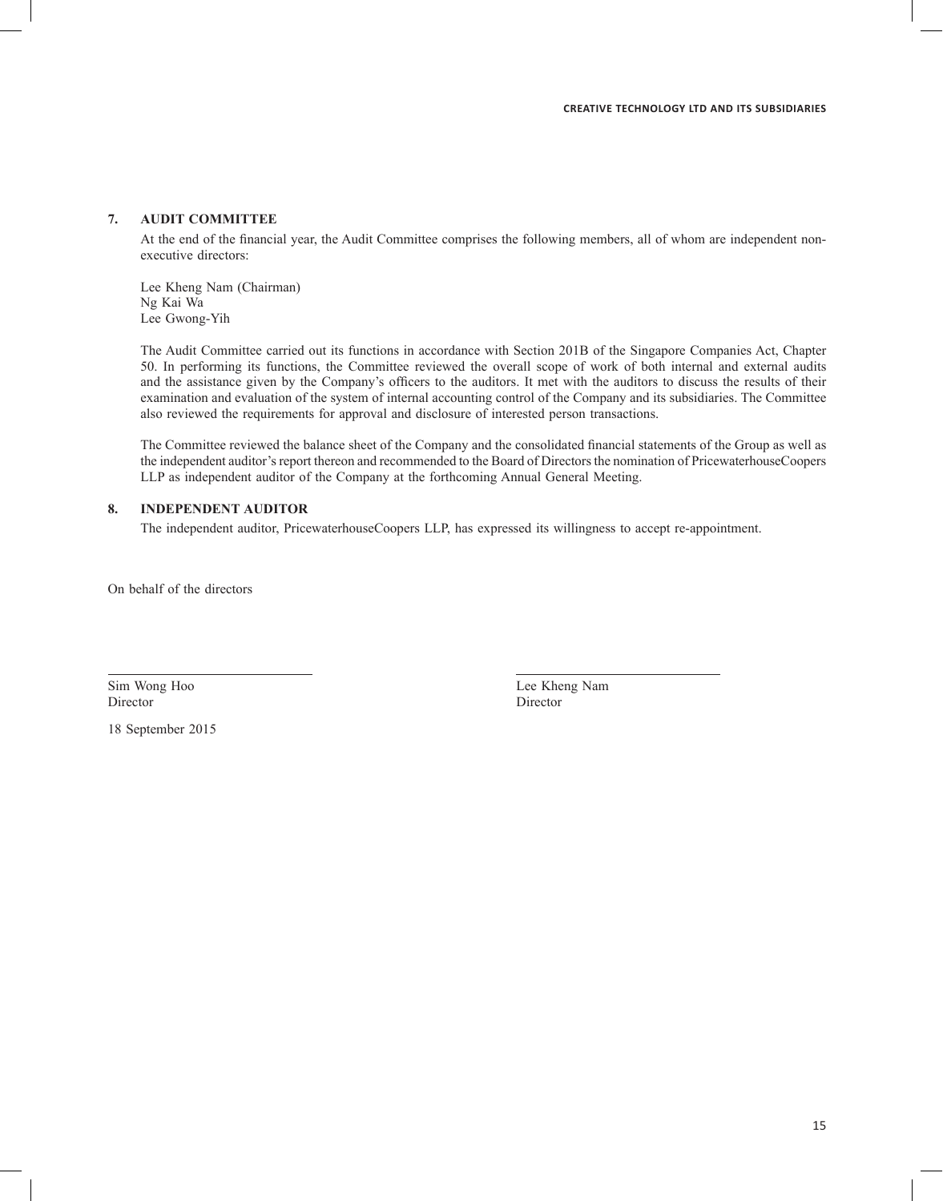## 7. AUDIT COMMITTEE

At the end of the financial year, the Audit Committee comprises the following members, all of whom are independent non-executive directors:

Lee Kheng Nam (Chairman)
Ng Kai Wa
Lee Gwong-Yih

The Audit Committee carried out its functions in accordance with Section 201B of the Singapore Companies Act, Chapter 50. In performing its functions, the Committee reviewed the overall scope of work of both internal and external audits and the assistance given by the Company's officers to the auditors. It met with the auditors to discuss the results of their examination and evaluation of the system of internal accounting control of the Company and its subsidiaries. The Committee also reviewed the requirements for approval and disclosure of interested person transactions.

The Committee reviewed the balance sheet of the Company and the consolidated financial statements of the Group as well as the independent auditor's report thereon and recommended to the Board of Directors the nomination of PricewaterhouseCoopers LLP as independent auditor of the Company at the forthcoming Annual General Meeting.

## 8. INDEPENDENT AUDITOR

The independent auditor, PricewaterhouseCoopers LLP, has expressed its willingness to accept re-appointment.

On behalf of the directors

| | |
|---|---|
| Sim Wong Hoo | Lee Kheng Nam |
| Director | Director |

18 September 2015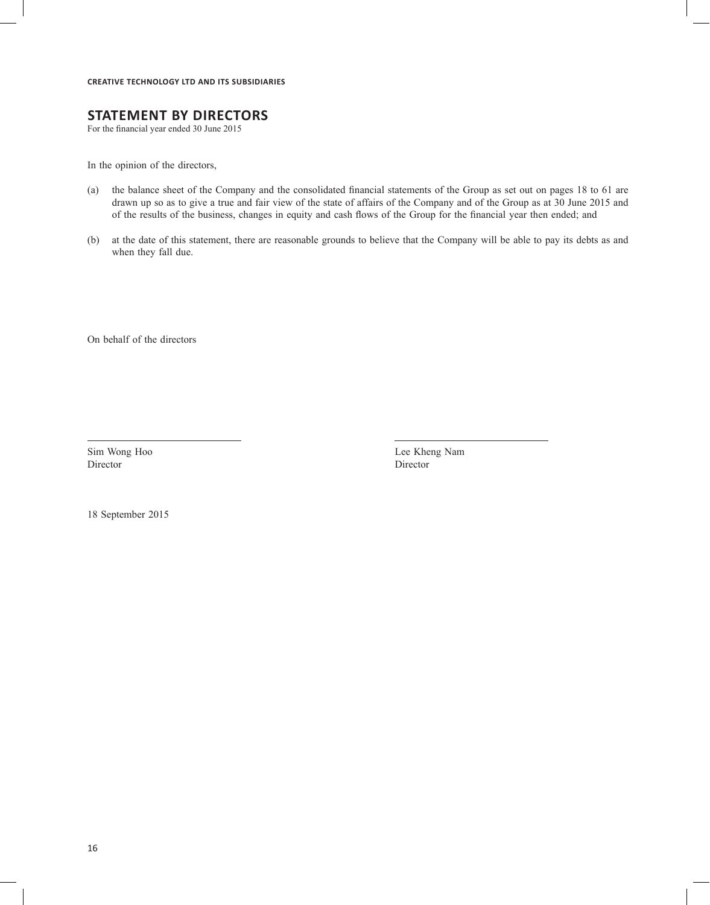# STATEMENT BY DIRECTORS

For the financial year ended 30 June 2015

In the opinion of the directors,

(a) the balance sheet of the Company and the consolidated financial statements of the Group as set out on pages 18 to 61 are drawn up so as to give a true and fair view of the state of affairs of the Company and of the Group as at 30 June 2015 and of the results of the business, changes in equity and cash flows of the Group for the financial year then ended; and

(b) at the date of this statement, there are reasonable grounds to believe that the Company will be able to pay its debts as and when they fall due.

On behalf of the directors

| Sim Wong Hoo | Lee Kheng Nam |
|---|---|
| Director | Director |

18 September 2015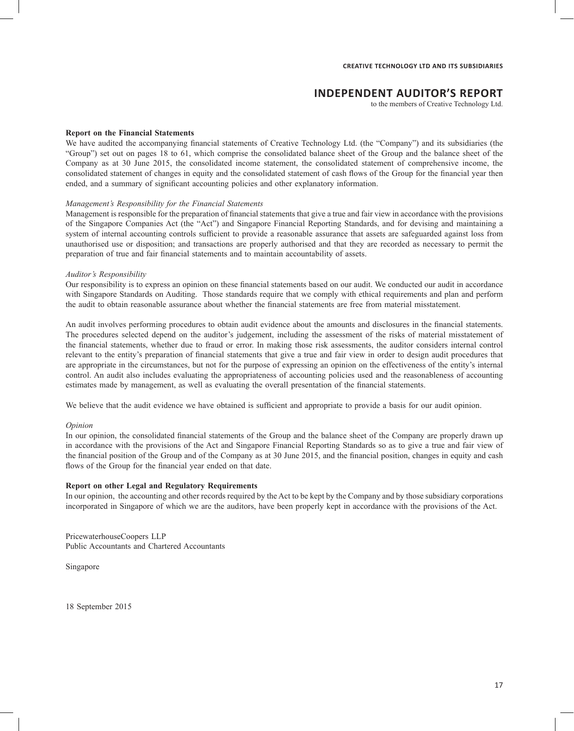# INDEPENDENT AUDITOR'S REPORT

to the members of Creative Technology Ltd.

**Report on the Financial Statements**

We have audited the accompanying financial statements of Creative Technology Ltd. (the "Company") and its subsidiaries (the "Group") set out on pages 18 to 61, which comprise the consolidated balance sheet of the Group and the balance sheet of the Company as at 30 June 2015, the consolidated income statement, the consolidated statement of comprehensive income, the consolidated statement of changes in equity and the consolidated statement of cash flows of the Group for the financial year then ended, and a summary of significant accounting policies and other explanatory information.

*Management's Responsibility for the Financial Statements*

Management is responsible for the preparation of financial statements that give a true and fair view in accordance with the provisions of the Singapore Companies Act (the "Act") and Singapore Financial Reporting Standards, and for devising and maintaining a system of internal accounting controls sufficient to provide a reasonable assurance that assets are safeguarded against loss from unauthorised use or disposition; and transactions are properly authorised and that they are recorded as necessary to permit the preparation of true and fair financial statements and to maintain accountability of assets.

*Auditor's Responsibility*

Our responsibility is to express an opinion on these financial statements based on our audit. We conducted our audit in accordance with Singapore Standards on Auditing. Those standards require that we comply with ethical requirements and plan and perform the audit to obtain reasonable assurance about whether the financial statements are free from material misstatement.

An audit involves performing procedures to obtain audit evidence about the amounts and disclosures in the financial statements. The procedures selected depend on the auditor's judgement, including the assessment of the risks of material misstatement of the financial statements, whether due to fraud or error. In making those risk assessments, the auditor considers internal control relevant to the entity's preparation of financial statements that give a true and fair view in order to design audit procedures that are appropriate in the circumstances, but not for the purpose of expressing an opinion on the effectiveness of the entity's internal control. An audit also includes evaluating the appropriateness of accounting policies used and the reasonableness of accounting estimates made by management, as well as evaluating the overall presentation of the financial statements.

We believe that the audit evidence we have obtained is sufficient and appropriate to provide a basis for our audit opinion.

*Opinion*

In our opinion, the consolidated financial statements of the Group and the balance sheet of the Company are properly drawn up in accordance with the provisions of the Act and Singapore Financial Reporting Standards so as to give a true and fair view of the financial position of the Group and of the Company as at 30 June 2015, and the financial position, changes in equity and cash flows of the Group for the financial year ended on that date.

**Report on other Legal and Regulatory Requirements**

In our opinion, the accounting and other records required by the Act to be kept by the Company and by those subsidiary corporations incorporated in Singapore of which we are the auditors, have been properly kept in accordance with the provisions of the Act.

PricewaterhouseCoopers LLP
Public Accountants and Chartered Accountants

Singapore

18 September 2015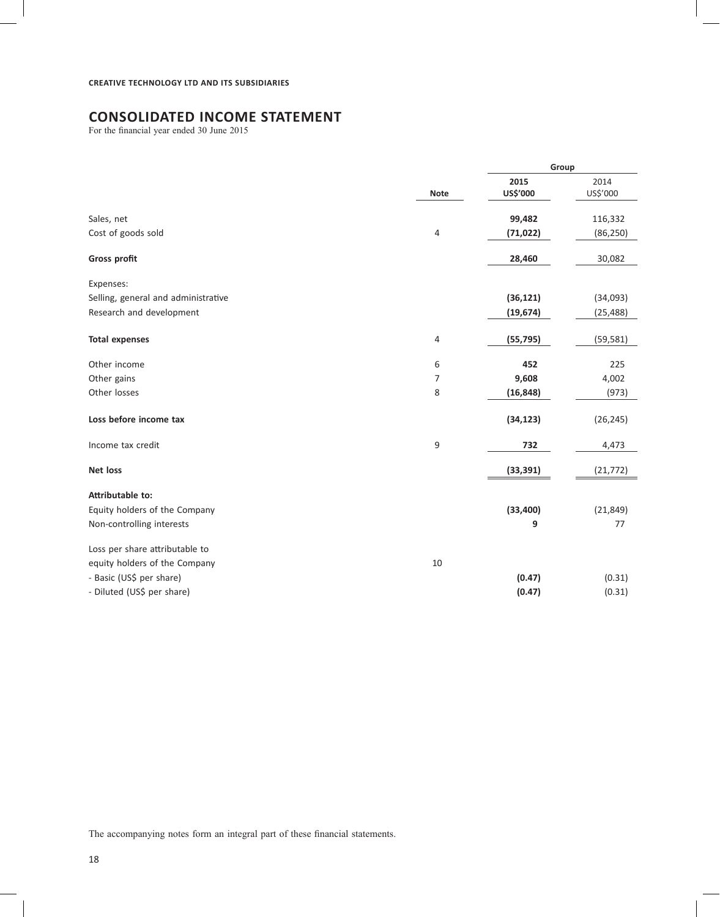**CREATIVE TECHNOLOGY LTD AND ITS SUBSIDIARIES**

# CONSOLIDATED INCOME STATEMENT

For the financial year ended 30 June 2015

| | Note | Group | |
|---|---|---|---|
| | | **2015** | 2014 |
| | | **US$'000** | US$'000 |
| Sales, net | | **99,482** | 116,332 |
| Cost of goods sold | 4 | **(71,022)** | (86,250) |
| **Gross profit** | | **28,460** | 30,082 |
| Expenses: | | | |
| Selling, general and administrative | | **(36,121)** | (34,093) |
| Research and development | | **(19,674)** | (25,488) |
| **Total expenses** | 4 | **(55,795)** | (59,581) |
| Other income | 6 | **452** | 225 |
| Other gains | 7 | **9,608** | 4,002 |
| Other losses | 8 | **(16,848)** | (973) |
| **Loss before income tax** | | **(34,123)** | (26,245) |
| Income tax credit | 9 | **732** | 4,473 |
| **Net loss** | | **(33,391)** | (21,772) |
| **Attributable to:** | | | |
| Equity holders of the Company | | **(33,400)** | (21,849) |
| Non-controlling interests | | **9** | 77 |
| Loss per share attributable to equity holders of the Company | 10 | | |
| - Basic (US$ per share) | | **(0.47)** | (0.31) |
| - Diluted (US$ per share) | | **(0.47)** | (0.31) |

The accompanying notes form an integral part of these financial statements.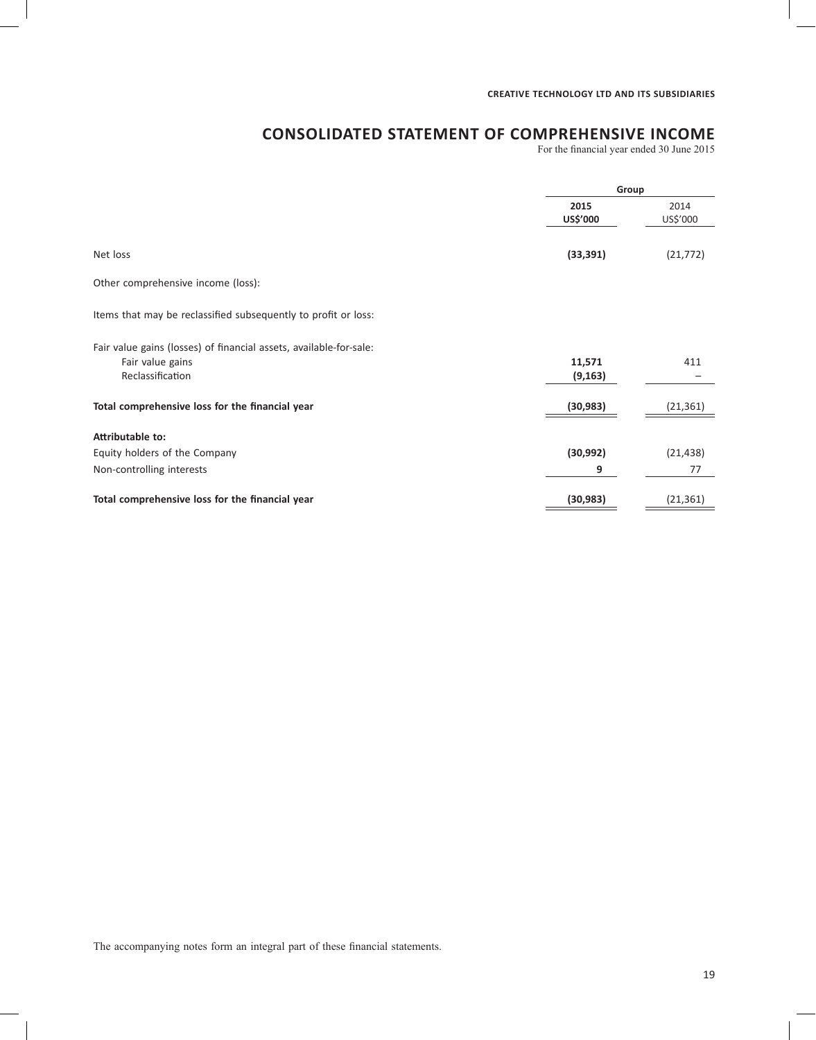**CREATIVE TECHNOLOGY LTD AND ITS SUBSIDIARIES**

# CONSOLIDATED STATEMENT OF COMPREHENSIVE INCOME

For the financial year ended 30 June 2015

| | Group | |
|---|---|---|
| | **2015** | 2014 |
| | **US$'000** | US$'000 |
| Net loss | **(33,391)** | (21,772) |
| Other comprehensive income (loss): | | |
| Items that may be reclassified subsequently to profit or loss: | | |
| Fair value gains (losses) of financial assets, available-for-sale: | | |
| Fair value gains | **11,571** | 411 |
| Reclassification | **(9,163)** | – |
| **Total comprehensive loss for the financial year** | **(30,983)** | (21,361) |
| **Attributable to:** | | |
| Equity holders of the Company | **(30,992)** | (21,438) |
| Non-controlling interests | **9** | 77 |
| **Total comprehensive loss for the financial year** | **(30,983)** | (21,361) |

The accompanying notes form an integral part of these financial statements.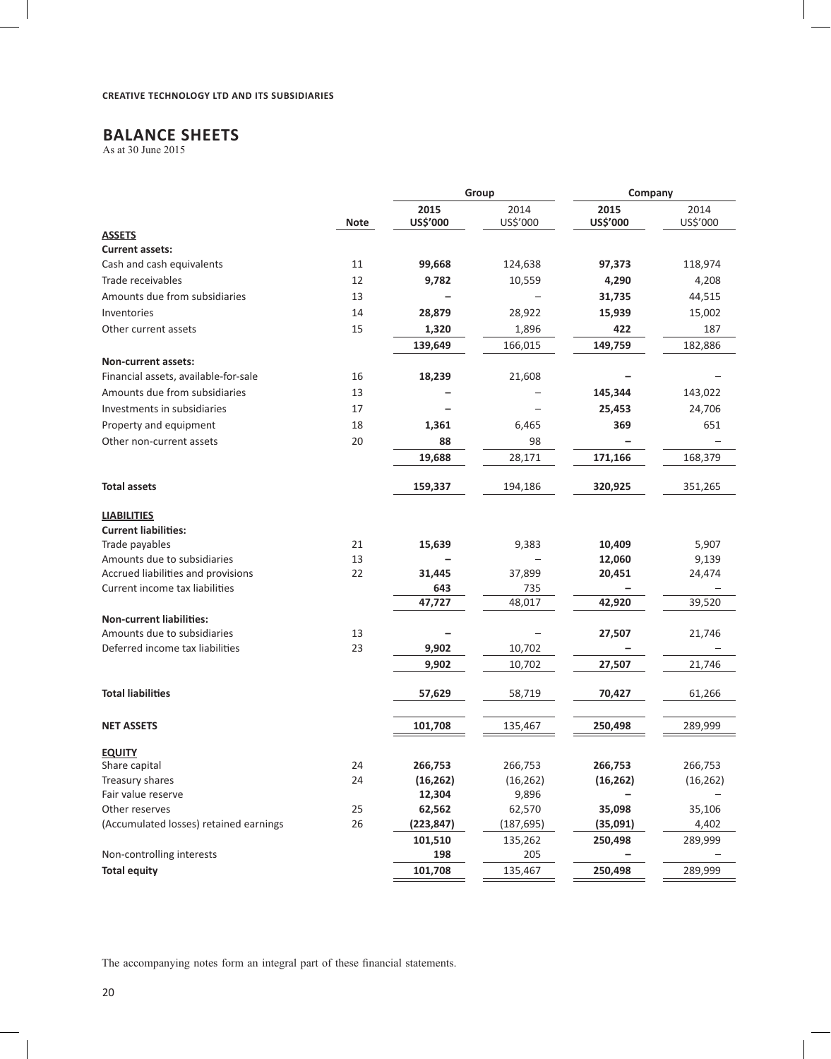**CREATIVE TECHNOLOGY LTD AND ITS SUBSIDIARIES**

# BALANCE SHEETS

As at 30 June 2015

| | Note | Group | | Company | |
|---|---|---|---|---|---|
| | | **2015 US$'000** | 2014 US$'000 | **2015 US$'000** | 2014 US$'000 |
| **ASSETS** | | | | | |
| **Current assets:** | | | | | |
| Cash and cash equivalents | 11 | **99,668** | 124,638 | **97,373** | 118,974 |
| Trade receivables | 12 | **9,782** | 10,559 | **4,290** | 4,208 |
| Amounts due from subsidiaries | 13 | **–** | – | **31,735** | 44,515 |
| Inventories | 14 | **28,879** | 28,922 | **15,939** | 15,002 |
| Other current assets | 15 | **1,320** | 1,896 | **422** | 187 |
| | | **139,649** | 166,015 | **149,759** | 182,886 |
| **Non-current assets:** | | | | | |
| Financial assets, available-for-sale | 16 | **18,239** | 21,608 | **–** | – |
| Amounts due from subsidiaries | 13 | **–** | – | **145,344** | 143,022 |
| Investments in subsidiaries | 17 | **–** | – | **25,453** | 24,706 |
| Property and equipment | 18 | **1,361** | 6,465 | **369** | 651 |
| Other non-current assets | 20 | **88** | 98 | **–** | – |
| | | **19,688** | 28,171 | **171,166** | 168,379 |
| **Total assets** | | **159,337** | 194,186 | **320,925** | 351,265 |
| **LIABILITIES** | | | | | |
| **Current liabilities:** | | | | | |
| Trade payables | 21 | **15,639** | 9,383 | **10,409** | 5,907 |
| Amounts due to subsidiaries | 13 | **–** | – | **12,060** | 9,139 |
| Accrued liabilities and provisions | 22 | **31,445** | 37,899 | **20,451** | 24,474 |
| Current income tax liabilities | | **643** | 735 | **–** | – |
| | | **47,727** | 48,017 | **42,920** | 39,520 |
| **Non-current liabilities:** | | | | | |
| Amounts due to subsidiaries | 13 | **–** | – | **27,507** | 21,746 |
| Deferred income tax liabilities | 23 | **9,902** | 10,702 | **–** | – |
| | | **9,902** | 10,702 | **27,507** | 21,746 |
| **Total liabilities** | | **57,629** | 58,719 | **70,427** | 61,266 |
| **NET ASSETS** | | **101,708** | 135,467 | **250,498** | 289,999 |
| **EQUITY** | | | | | |
| Share capital | 24 | **266,753** | 266,753 | **266,753** | 266,753 |
| Treasury shares | 24 | **(16,262)** | (16,262) | **(16,262)** | (16,262) |
| Fair value reserve | | **12,304** | 9,896 | **–** | – |
| Other reserves | 25 | **62,562** | 62,570 | **35,098** | 35,106 |
| (Accumulated losses) retained earnings | 26 | **(223,847)** | (187,695) | **(35,091)** | 4,402 |
| | | **101,510** | 135,262 | **250,498** | 289,999 |
| Non-controlling interests | | **198** | 205 | **–** | – |
| **Total equity** | | **101,708** | 135,467 | **250,498** | 289,999 |

The accompanying notes form an integral part of these financial statements.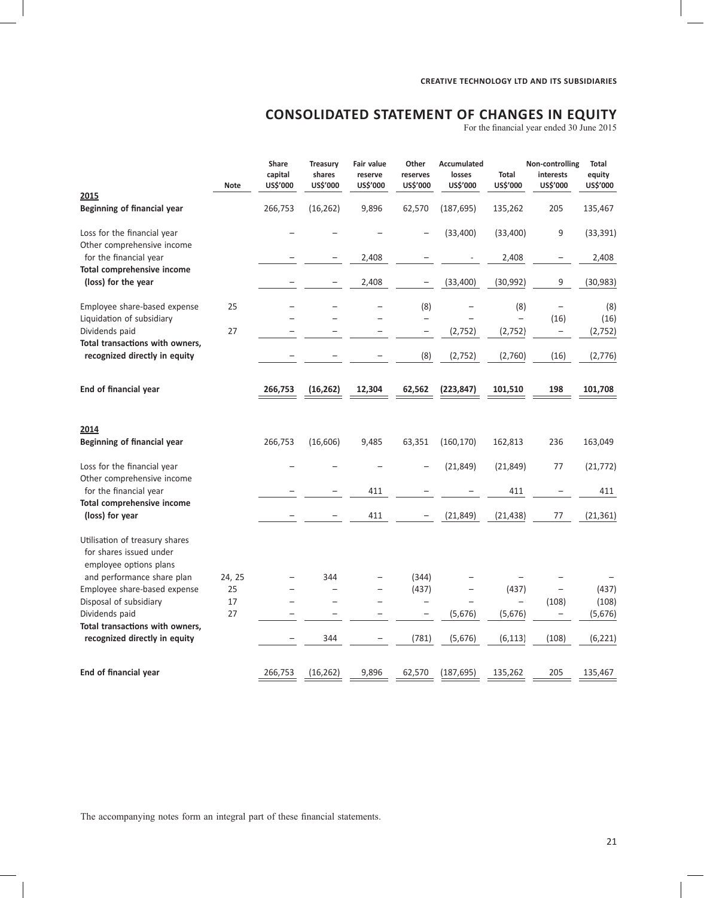**CREATIVE TECHNOLOGY LTD AND ITS SUBSIDIARIES**

# CONSOLIDATED STATEMENT OF CHANGES IN EQUITY

For the financial year ended 30 June 2015

| | Note | Share capital US$'000 | Treasury shares US$'000 | Fair value reserve US$'000 | Other reserves US$'000 | Accumulated losses US$'000 | Total US$'000 | Non-controlling interests US$'000 | Total equity US$'000 |
|---|---|---|---|---|---|---|---|---|---|
| **2015** | | | | | | | | | |
| **Beginning of financial year** | | 266,753 | (16,262) | 9,896 | 62,570 | (187,695) | 135,262 | 205 | 135,467 |
| Loss for the financial year | | – | – | – | – | (33,400) | (33,400) | 9 | (33,391) |
| Other comprehensive income for the financial year | | – | – | 2,408 | – | - | 2,408 | – | 2,408 |
| **Total comprehensive income (loss) for the year** | | – | – | 2,408 | – | (33,400) | (30,992) | 9 | (30,983) |
| Employee share-based expense | 25 | – | – | – | (8) | – | (8) | – | (8) |
| Liquidation of subsidiary | | – | – | – | – | – | – | (16) | (16) |
| Dividends paid | 27 | – | – | – | – | (2,752) | (2,752) | – | (2,752) |
| **Total transactions with owners, recognized directly in equity** | | – | – | – | (8) | (2,752) | (2,760) | (16) | (2,776) |
| **End of financial year** | | **266,753** | **(16,262)** | **12,304** | **62,562** | **(223,847)** | **101,510** | **198** | **101,708** |
| **2014** | | | | | | | | | |
| **Beginning of financial year** | | 266,753 | (16,606) | 9,485 | 63,351 | (160,170) | 162,813 | 236 | 163,049 |
| Loss for the financial year | | – | – | – | – | (21,849) | (21,849) | 77 | (21,772) |
| Other comprehensive income for the financial year | | – | – | 411 | – | – | 411 | – | 411 |
| **Total comprehensive income (loss) for year** | | – | – | 411 | – | (21,849) | (21,438) | 77 | (21,361) |
| Utilisation of treasury shares for shares issued under employee options plans and performance share plan | 24, 25 | – | 344 | – | (344) | – | – | – | – |
| Employee share-based expense | 25 | – | – | – | (437) | – | (437) | – | (437) |
| Disposal of subsidiary | 17 | – | – | – | – | – | – | (108) | (108) |
| Dividends paid | 27 | – | – | – | – | (5,676) | (5,676) | – | (5,676) |
| **Total transactions with owners, recognized directly in equity** | | – | 344 | – | (781) | (5,676) | (6,113) | (108) | (6,221) |
| **End of financial year** | | 266,753 | (16,262) | 9,896 | 62,570 | (187,695) | 135,262 | 205 | 135,467 |

The accompanying notes form an integral part of these financial statements.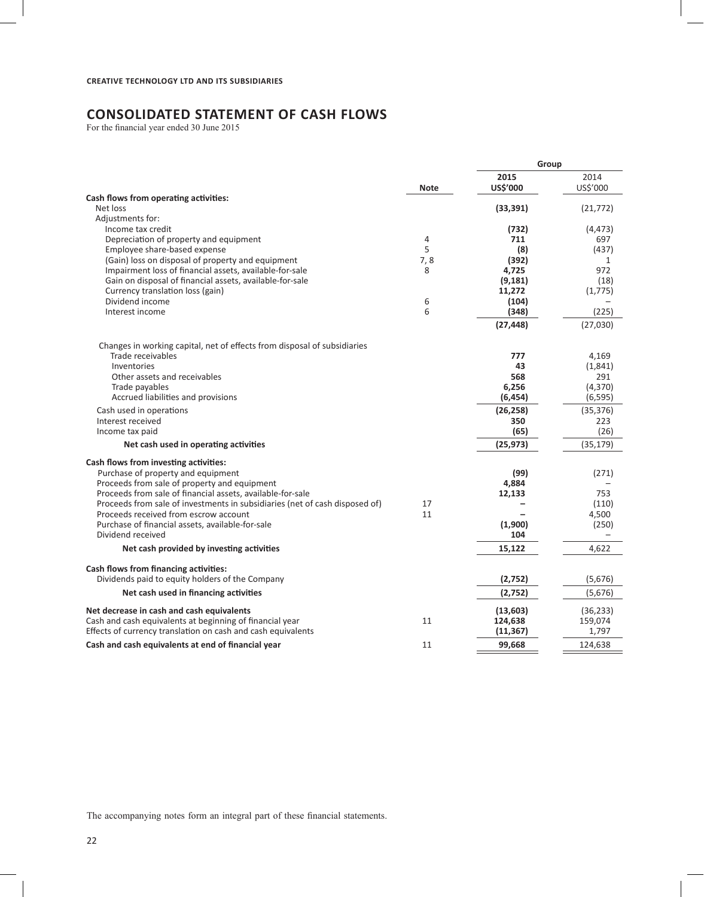**CREATIVE TECHNOLOGY LTD AND ITS SUBSIDIARIES**

# CONSOLIDATED STATEMENT OF CASH FLOWS

For the financial year ended 30 June 2015

| | Note | Group 2015 US$'000 | Group 2014 US$'000 |
|---|---|---|---|
| **Cash flows from operating activities:** | | | |
| Net loss | | **(33,391)** | (21,772) |
| Adjustments for: | | | |
| Income tax credit | | **(732)** | (4,473) |
| Depreciation of property and equipment | 4 | **711** | 697 |
| Employee share-based expense | 5 | **(8)** | (437) |
| (Gain) loss on disposal of property and equipment | 7, 8 | **(392)** | 1 |
| Impairment loss of financial assets, available-for-sale | 8 | **4,725** | 972 |
| Gain on disposal of financial assets, available-for-sale | | **(9,181)** | (18) |
| Currency translation loss (gain) | | **11,272** | (1,775) |
| Dividend income | 6 | **(104)** | – |
| Interest income | 6 | **(348)** | (225) |
| | | **(27,448)** | (27,030) |
| Changes in working capital, net of effects from disposal of subsidiaries | | | |
| Trade receivables | | **777** | 4,169 |
| Inventories | | **43** | (1,841) |
| Other assets and receivables | | **568** | 291 |
| Trade payables | | **6,256** | (4,370) |
| Accrued liabilities and provisions | | **(6,454)** | (6,595) |
| Cash used in operations | | **(26,258)** | (35,376) |
| Interest received | | **350** | 223 |
| Income tax paid | | **(65)** | (26) |
| **Net cash used in operating activities** | | **(25,973)** | (35,179) |
| **Cash flows from investing activities:** | | | |
| Purchase of property and equipment | | **(99)** | (271) |
| Proceeds from sale of property and equipment | | **4,884** | – |
| Proceeds from sale of financial assets, available-for-sale | | **12,133** | 753 |
| Proceeds from sale of investments in subsidiaries (net of cash disposed of) | 17 | **–** | (110) |
| Proceeds received from escrow account | 11 | **–** | 4,500 |
| Purchase of financial assets, available-for-sale | | **(1,900)** | (250) |
| Dividend received | | **104** | – |
| **Net cash provided by investing activities** | | **15,122** | 4,622 |
| **Cash flows from financing activities:** | | | |
| Dividends paid to equity holders of the Company | | **(2,752)** | (5,676) |
| **Net cash used in financing activities** | | **(2,752)** | (5,676) |
| **Net decrease in cash and cash equivalents** | | **(13,603)** | (36,233) |
| Cash and cash equivalents at beginning of financial year | 11 | **124,638** | 159,074 |
| Effects of currency translation on cash and cash equivalents | | **(11,367)** | 1,797 |
| **Cash and cash equivalents at end of financial year** | 11 | **99,668** | 124,638 |

The accompanying notes form an integral part of these financial statements.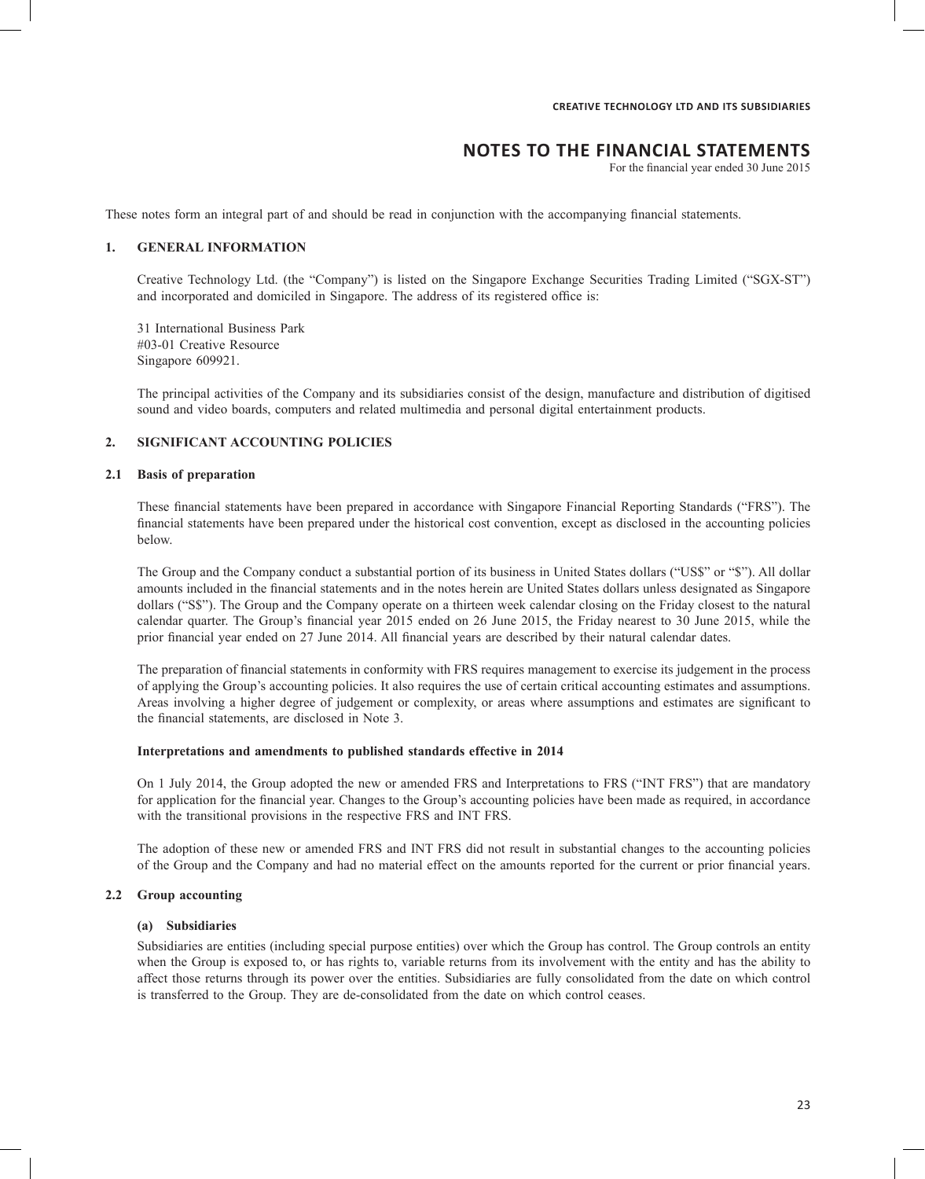# NOTES TO THE FINANCIAL STATEMENTS

For the financial year ended 30 June 2015

These notes form an integral part of and should be read in conjunction with the accompanying financial statements.

## 1. GENERAL INFORMATION

Creative Technology Ltd. (the "Company") is listed on the Singapore Exchange Securities Trading Limited ("SGX-ST") and incorporated and domiciled in Singapore. The address of its registered office is:

31 International Business Park
#03-01 Creative Resource
Singapore 609921.

The principal activities of the Company and its subsidiaries consist of the design, manufacture and distribution of digitised sound and video boards, computers and related multimedia and personal digital entertainment products.

## 2. SIGNIFICANT ACCOUNTING POLICIES

### 2.1 Basis of preparation

These financial statements have been prepared in accordance with Singapore Financial Reporting Standards ("FRS"). The financial statements have been prepared under the historical cost convention, except as disclosed in the accounting policies below.

The Group and the Company conduct a substantial portion of its business in United States dollars ("US$" or "$"). All dollar amounts included in the financial statements and in the notes herein are United States dollars unless designated as Singapore dollars ("S$"). The Group and the Company operate on a thirteen week calendar closing on the Friday closest to the natural calendar quarter. The Group's financial year 2015 ended on 26 June 2015, the Friday nearest to 30 June 2015, while the prior financial year ended on 27 June 2014. All financial years are described by their natural calendar dates.

The preparation of financial statements in conformity with FRS requires management to exercise its judgement in the process of applying the Group's accounting policies. It also requires the use of certain critical accounting estimates and assumptions. Areas involving a higher degree of judgement or complexity, or areas where assumptions and estimates are significant to the financial statements, are disclosed in Note 3.

**Interpretations and amendments to published standards effective in 2014**

On 1 July 2014, the Group adopted the new or amended FRS and Interpretations to FRS ("INT FRS") that are mandatory for application for the financial year. Changes to the Group's accounting policies have been made as required, in accordance with the transitional provisions in the respective FRS and INT FRS.

The adoption of these new or amended FRS and INT FRS did not result in substantial changes to the accounting policies of the Group and the Company and had no material effect on the amounts reported for the current or prior financial years.

### 2.2 Group accounting

**(a) Subsidiaries**

Subsidiaries are entities (including special purpose entities) over which the Group has control. The Group controls an entity when the Group is exposed to, or has rights to, variable returns from its involvement with the entity and has the ability to affect those returns through its power over the entities. Subsidiaries are fully consolidated from the date on which control is transferred to the Group. They are de-consolidated from the date on which control ceases.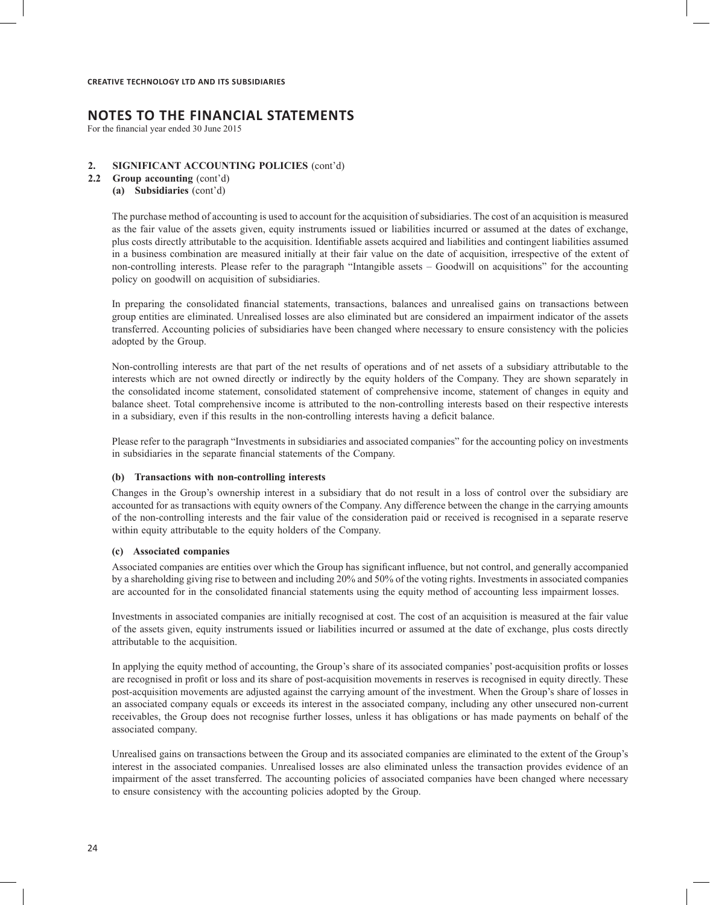## 2. SIGNIFICANT ACCOUNTING POLICIES (cont'd)

### 2.2 Group accounting (cont'd)

#### (a) Subsidiaries (cont'd)

The purchase method of accounting is used to account for the acquisition of subsidiaries. The cost of an acquisition is measured as the fair value of the assets given, equity instruments issued or liabilities incurred or assumed at the dates of exchange, plus costs directly attributable to the acquisition. Identifiable assets acquired and liabilities and contingent liabilities assumed in a business combination are measured initially at their fair value on the date of acquisition, irrespective of the extent of non-controlling interests. Please refer to the paragraph "Intangible assets – Goodwill on acquisitions" for the accounting policy on goodwill on acquisition of subsidiaries.

In preparing the consolidated financial statements, transactions, balances and unrealised gains on transactions between group entities are eliminated. Unrealised losses are also eliminated but are considered an impairment indicator of the assets transferred. Accounting policies of subsidiaries have been changed where necessary to ensure consistency with the policies adopted by the Group.

Non-controlling interests are that part of the net results of operations and of net assets of a subsidiary attributable to the interests which are not owned directly or indirectly by the equity holders of the Company. They are shown separately in the consolidated income statement, consolidated statement of comprehensive income, statement of changes in equity and balance sheet. Total comprehensive income is attributed to the non-controlling interests based on their respective interests in a subsidiary, even if this results in the non-controlling interests having a deficit balance.

Please refer to the paragraph "Investments in subsidiaries and associated companies" for the accounting policy on investments in subsidiaries in the separate financial statements of the Company.

#### (b) Transactions with non-controlling interests

Changes in the Group's ownership interest in a subsidiary that do not result in a loss of control over the subsidiary are accounted for as transactions with equity owners of the Company. Any difference between the change in the carrying amounts of the non-controlling interests and the fair value of the consideration paid or received is recognised in a separate reserve within equity attributable to the equity holders of the Company.

#### (c) Associated companies

Associated companies are entities over which the Group has significant influence, but not control, and generally accompanied by a shareholding giving rise to between and including 20% and 50% of the voting rights. Investments in associated companies are accounted for in the consolidated financial statements using the equity method of accounting less impairment losses.

Investments in associated companies are initially recognised at cost. The cost of an acquisition is measured at the fair value of the assets given, equity instruments issued or liabilities incurred or assumed at the date of exchange, plus costs directly attributable to the acquisition.

In applying the equity method of accounting, the Group's share of its associated companies' post-acquisition profits or losses are recognised in profit or loss and its share of post-acquisition movements in reserves is recognised in equity directly. These post-acquisition movements are adjusted against the carrying amount of the investment. When the Group's share of losses in an associated company equals or exceeds its interest in the associated company, including any other unsecured non-current receivables, the Group does not recognise further losses, unless it has obligations or has made payments on behalf of the associated company.

Unrealised gains on transactions between the Group and its associated companies are eliminated to the extent of the Group's interest in the associated companies. Unrealised losses are also eliminated unless the transaction provides evidence of an impairment of the asset transferred. The accounting policies of associated companies have been changed where necessary to ensure consistency with the accounting policies adopted by the Group.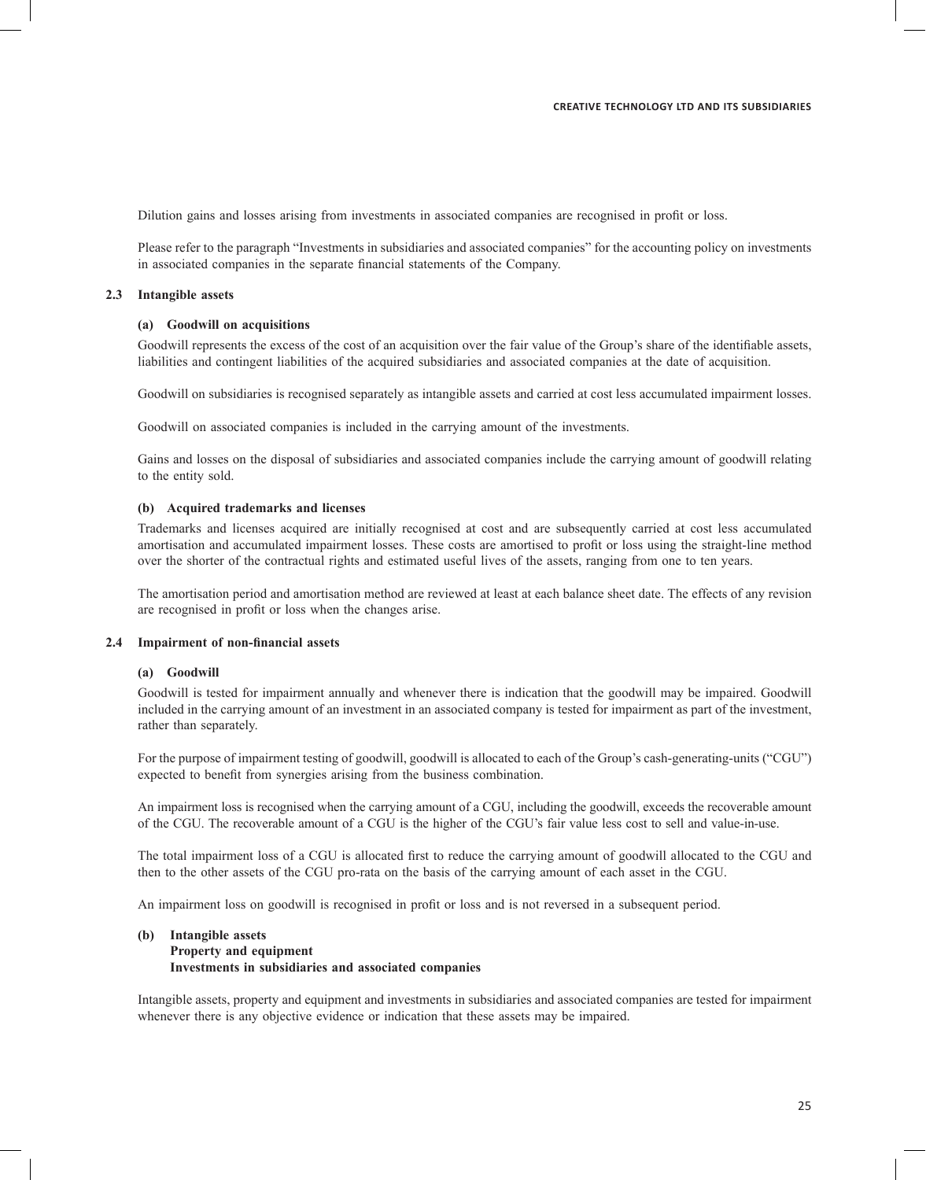Dilution gains and losses arising from investments in associated companies are recognised in profit or loss.

Please refer to the paragraph "Investments in subsidiaries and associated companies" for the accounting policy on investments in associated companies in the separate financial statements of the Company.

## 2.3 Intangible assets

### (a) Goodwill on acquisitions

Goodwill represents the excess of the cost of an acquisition over the fair value of the Group's share of the identifiable assets, liabilities and contingent liabilities of the acquired subsidiaries and associated companies at the date of acquisition.

Goodwill on subsidiaries is recognised separately as intangible assets and carried at cost less accumulated impairment losses.

Goodwill on associated companies is included in the carrying amount of the investments.

Gains and losses on the disposal of subsidiaries and associated companies include the carrying amount of goodwill relating to the entity sold.

### (b) Acquired trademarks and licenses

Trademarks and licenses acquired are initially recognised at cost and are subsequently carried at cost less accumulated amortisation and accumulated impairment losses. These costs are amortised to profit or loss using the straight-line method over the shorter of the contractual rights and estimated useful lives of the assets, ranging from one to ten years.

The amortisation period and amortisation method are reviewed at least at each balance sheet date. The effects of any revision are recognised in profit or loss when the changes arise.

## 2.4 Impairment of non-financial assets

### (a) Goodwill

Goodwill is tested for impairment annually and whenever there is indication that the goodwill may be impaired. Goodwill included in the carrying amount of an investment in an associated company is tested for impairment as part of the investment, rather than separately.

For the purpose of impairment testing of goodwill, goodwill is allocated to each of the Group's cash-generating-units ("CGU") expected to benefit from synergies arising from the business combination.

An impairment loss is recognised when the carrying amount of a CGU, including the goodwill, exceeds the recoverable amount of the CGU. The recoverable amount of a CGU is the higher of the CGU's fair value less cost to sell and value-in-use.

The total impairment loss of a CGU is allocated first to reduce the carrying amount of goodwill allocated to the CGU and then to the other assets of the CGU pro-rata on the basis of the carrying amount of each asset in the CGU.

An impairment loss on goodwill is recognised in profit or loss and is not reversed in a subsequent period.

### (b) Intangible assets
### Property and equipment
### Investments in subsidiaries and associated companies

Intangible assets, property and equipment and investments in subsidiaries and associated companies are tested for impairment whenever there is any objective evidence or indication that these assets may be impaired.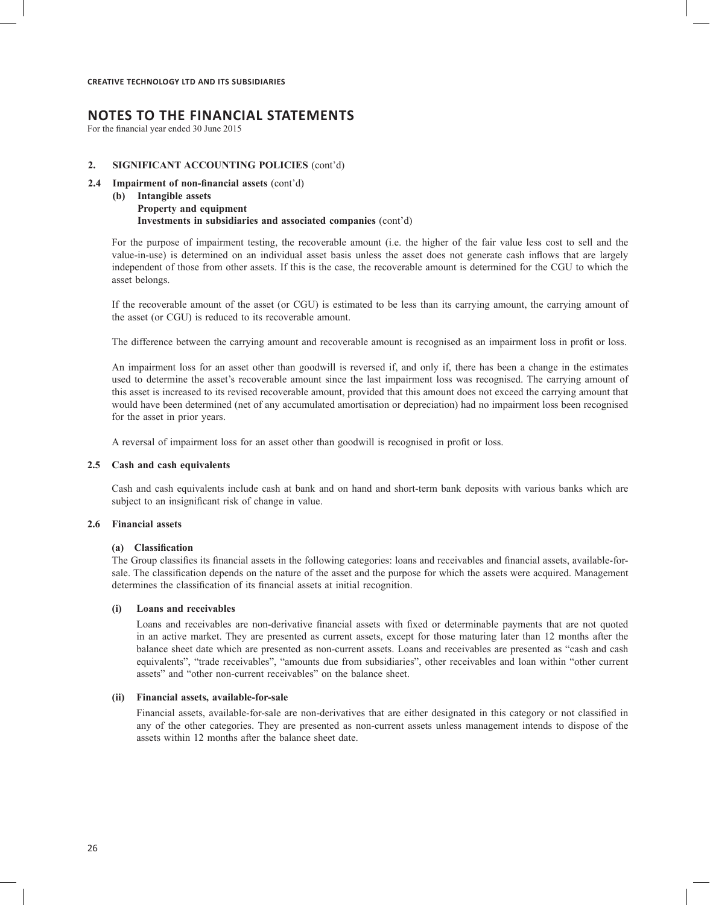## NOTES TO THE FINANCIAL STATEMENTS

For the financial year ended 30 June 2015

### 2. SIGNIFICANT ACCOUNTING POLICIES (cont'd)

#### 2.4 Impairment of non-financial assets (cont'd)

**(b) Intangible assets**
**Property and equipment**
**Investments in subsidiaries and associated companies** (cont'd)

For the purpose of impairment testing, the recoverable amount (i.e. the higher of the fair value less cost to sell and the value-in-use) is determined on an individual asset basis unless the asset does not generate cash inflows that are largely independent of those from other assets. If this is the case, the recoverable amount is determined for the CGU to which the asset belongs.

If the recoverable amount of the asset (or CGU) is estimated to be less than its carrying amount, the carrying amount of the asset (or CGU) is reduced to its recoverable amount.

The difference between the carrying amount and recoverable amount is recognised as an impairment loss in profit or loss.

An impairment loss for an asset other than goodwill is reversed if, and only if, there has been a change in the estimates used to determine the asset's recoverable amount since the last impairment loss was recognised. The carrying amount of this asset is increased to its revised recoverable amount, provided that this amount does not exceed the carrying amount that would have been determined (net of any accumulated amortisation or depreciation) had no impairment loss been recognised for the asset in prior years.

A reversal of impairment loss for an asset other than goodwill is recognised in profit or loss.

#### 2.5 Cash and cash equivalents

Cash and cash equivalents include cash at bank and on hand and short-term bank deposits with various banks which are subject to an insignificant risk of change in value.

#### 2.6 Financial assets

**(a) Classification**

The Group classifies its financial assets in the following categories: loans and receivables and financial assets, available-for-sale. The classification depends on the nature of the asset and the purpose for which the assets were acquired. Management determines the classification of its financial assets at initial recognition.

**(i) Loans and receivables**

Loans and receivables are non-derivative financial assets with fixed or determinable payments that are not quoted in an active market. They are presented as current assets, except for those maturing later than 12 months after the balance sheet date which are presented as non-current assets. Loans and receivables are presented as "cash and cash equivalents", "trade receivables", "amounts due from subsidiaries", other receivables and loan within "other current assets" and "other non-current receivables" on the balance sheet.

**(ii) Financial assets, available-for-sale**

Financial assets, available-for-sale are non-derivatives that are either designated in this category or not classified in any of the other categories. They are presented as non-current assets unless management intends to dispose of the assets within 12 months after the balance sheet date.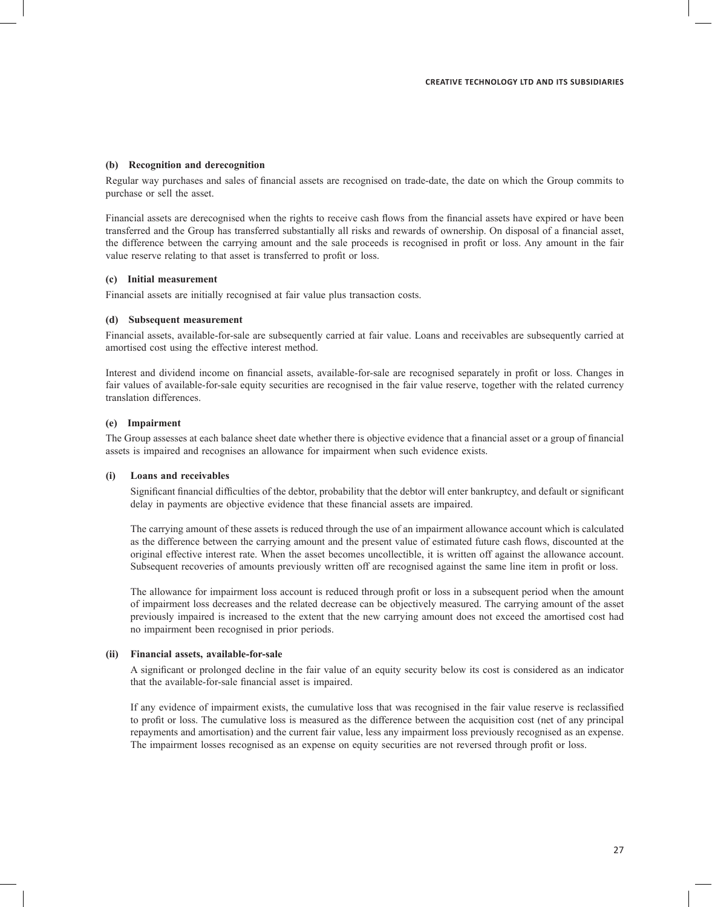#### (b) Recognition and derecognition

Regular way purchases and sales of financial assets are recognised on trade-date, the date on which the Group commits to purchase or sell the asset.

Financial assets are derecognised when the rights to receive cash flows from the financial assets have expired or have been transferred and the Group has transferred substantially all risks and rewards of ownership. On disposal of a financial asset, the difference between the carrying amount and the sale proceeds is recognised in profit or loss. Any amount in the fair value reserve relating to that asset is transferred to profit or loss.

#### (c) Initial measurement

Financial assets are initially recognised at fair value plus transaction costs.

#### (d) Subsequent measurement

Financial assets, available-for-sale are subsequently carried at fair value. Loans and receivables are subsequently carried at amortised cost using the effective interest method.

Interest and dividend income on financial assets, available-for-sale are recognised separately in profit or loss. Changes in fair values of available-for-sale equity securities are recognised in the fair value reserve, together with the related currency translation differences.

#### (e) Impairment

The Group assesses at each balance sheet date whether there is objective evidence that a financial asset or a group of financial assets is impaired and recognises an allowance for impairment when such evidence exists.

#### (i) Loans and receivables

Significant financial difficulties of the debtor, probability that the debtor will enter bankruptcy, and default or significant delay in payments are objective evidence that these financial assets are impaired.

The carrying amount of these assets is reduced through the use of an impairment allowance account which is calculated as the difference between the carrying amount and the present value of estimated future cash flows, discounted at the original effective interest rate. When the asset becomes uncollectible, it is written off against the allowance account. Subsequent recoveries of amounts previously written off are recognised against the same line item in profit or loss.

The allowance for impairment loss account is reduced through profit or loss in a subsequent period when the amount of impairment loss decreases and the related decrease can be objectively measured. The carrying amount of the asset previously impaired is increased to the extent that the new carrying amount does not exceed the amortised cost had no impairment been recognised in prior periods.

#### (ii) Financial assets, available-for-sale

A significant or prolonged decline in the fair value of an equity security below its cost is considered as an indicator that the available-for-sale financial asset is impaired.

If any evidence of impairment exists, the cumulative loss that was recognised in the fair value reserve is reclassified to profit or loss. The cumulative loss is measured as the difference between the acquisition cost (net of any principal repayments and amortisation) and the current fair value, less any impairment loss previously recognised as an expense. The impairment losses recognised as an expense on equity securities are not reversed through profit or loss.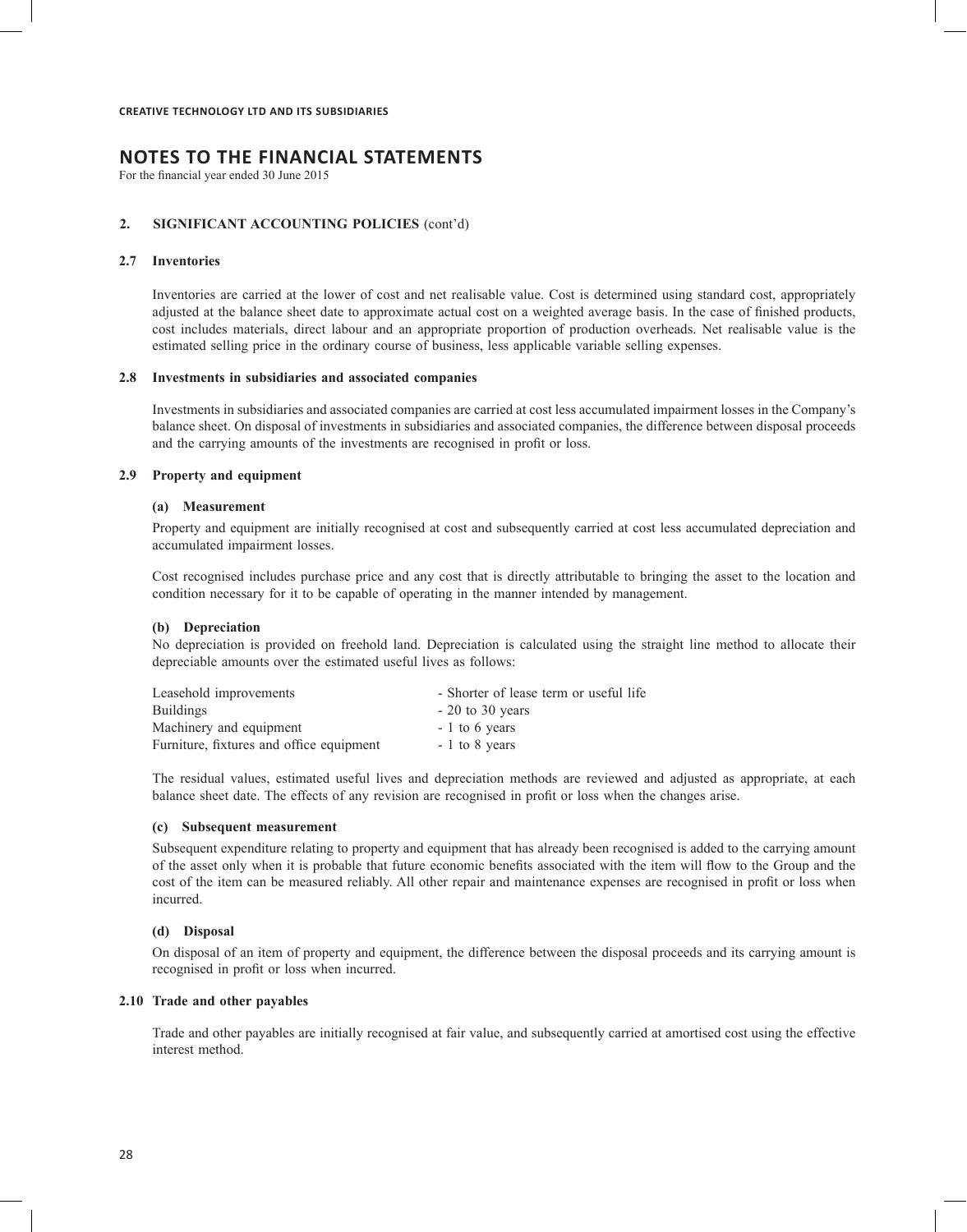# NOTES TO THE FINANCIAL STATEMENTS

For the financial year ended 30 June 2015

## 2. SIGNIFICANT ACCOUNTING POLICIES (cont'd)

### 2.7 Inventories

Inventories are carried at the lower of cost and net realisable value. Cost is determined using standard cost, appropriately adjusted at the balance sheet date to approximate actual cost on a weighted average basis. In the case of finished products, cost includes materials, direct labour and an appropriate proportion of production overheads. Net realisable value is the estimated selling price in the ordinary course of business, less applicable variable selling expenses.

### 2.8 Investments in subsidiaries and associated companies

Investments in subsidiaries and associated companies are carried at cost less accumulated impairment losses in the Company's balance sheet. On disposal of investments in subsidiaries and associated companies, the difference between disposal proceeds and the carrying amounts of the investments are recognised in profit or loss.

### 2.9 Property and equipment

#### (a) Measurement

Property and equipment are initially recognised at cost and subsequently carried at cost less accumulated depreciation and accumulated impairment losses.

Cost recognised includes purchase price and any cost that is directly attributable to bringing the asset to the location and condition necessary for it to be capable of operating in the manner intended by management.

#### (b) Depreciation

No depreciation is provided on freehold land. Depreciation is calculated using the straight line method to allocate their depreciable amounts over the estimated useful lives as follows:

| | |
|---|---|
| Leasehold improvements | - Shorter of lease term or useful life |
| Buildings | - 20 to 30 years |
| Machinery and equipment | - 1 to 6 years |
| Furniture, fixtures and office equipment | - 1 to 8 years |

The residual values, estimated useful lives and depreciation methods are reviewed and adjusted as appropriate, at each balance sheet date. The effects of any revision are recognised in profit or loss when the changes arise.

#### (c) Subsequent measurement

Subsequent expenditure relating to property and equipment that has already been recognised is added to the carrying amount of the asset only when it is probable that future economic benefits associated with the item will flow to the Group and the cost of the item can be measured reliably. All other repair and maintenance expenses are recognised in profit or loss when incurred.

#### (d) Disposal

On disposal of an item of property and equipment, the difference between the disposal proceeds and its carrying amount is recognised in profit or loss when incurred.

### 2.10 Trade and other payables

Trade and other payables are initially recognised at fair value, and subsequently carried at amortised cost using the effective interest method.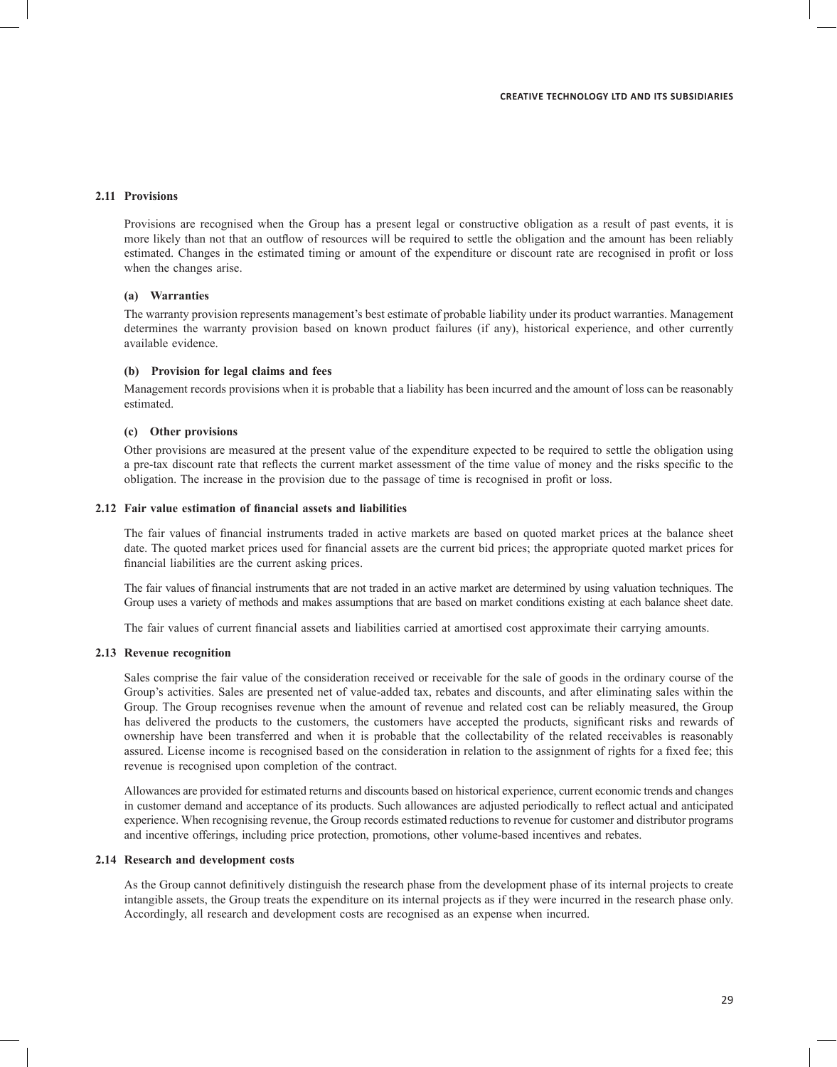### 2.11 Provisions

Provisions are recognised when the Group has a present legal or constructive obligation as a result of past events, it is more likely than not that an outflow of resources will be required to settle the obligation and the amount has been reliably estimated. Changes in the estimated timing or amount of the expenditure or discount rate are recognised in profit or loss when the changes arise.

#### (a) Warranties

The warranty provision represents management's best estimate of probable liability under its product warranties. Management determines the warranty provision based on known product failures (if any), historical experience, and other currently available evidence.

#### (b) Provision for legal claims and fees

Management records provisions when it is probable that a liability has been incurred and the amount of loss can be reasonably estimated.

#### (c) Other provisions

Other provisions are measured at the present value of the expenditure expected to be required to settle the obligation using a pre-tax discount rate that reflects the current market assessment of the time value of money and the risks specific to the obligation. The increase in the provision due to the passage of time is recognised in profit or loss.

### 2.12 Fair value estimation of financial assets and liabilities

The fair values of financial instruments traded in active markets are based on quoted market prices at the balance sheet date. The quoted market prices used for financial assets are the current bid prices; the appropriate quoted market prices for financial liabilities are the current asking prices.

The fair values of financial instruments that are not traded in an active market are determined by using valuation techniques. The Group uses a variety of methods and makes assumptions that are based on market conditions existing at each balance sheet date.

The fair values of current financial assets and liabilities carried at amortised cost approximate their carrying amounts.

### 2.13 Revenue recognition

Sales comprise the fair value of the consideration received or receivable for the sale of goods in the ordinary course of the Group's activities. Sales are presented net of value-added tax, rebates and discounts, and after eliminating sales within the Group. The Group recognises revenue when the amount of revenue and related cost can be reliably measured, the Group has delivered the products to the customers, the customers have accepted the products, significant risks and rewards of ownership have been transferred and when it is probable that the collectability of the related receivables is reasonably assured. License income is recognised based on the consideration in relation to the assignment of rights for a fixed fee; this revenue is recognised upon completion of the contract.

Allowances are provided for estimated returns and discounts based on historical experience, current economic trends and changes in customer demand and acceptance of its products. Such allowances are adjusted periodically to reflect actual and anticipated experience. When recognising revenue, the Group records estimated reductions to revenue for customer and distributor programs and incentive offerings, including price protection, promotions, other volume-based incentives and rebates.

### 2.14 Research and development costs

As the Group cannot definitively distinguish the research phase from the development phase of its internal projects to create intangible assets, the Group treats the expenditure on its internal projects as if they were incurred in the research phase only. Accordingly, all research and development costs are recognised as an expense when incurred.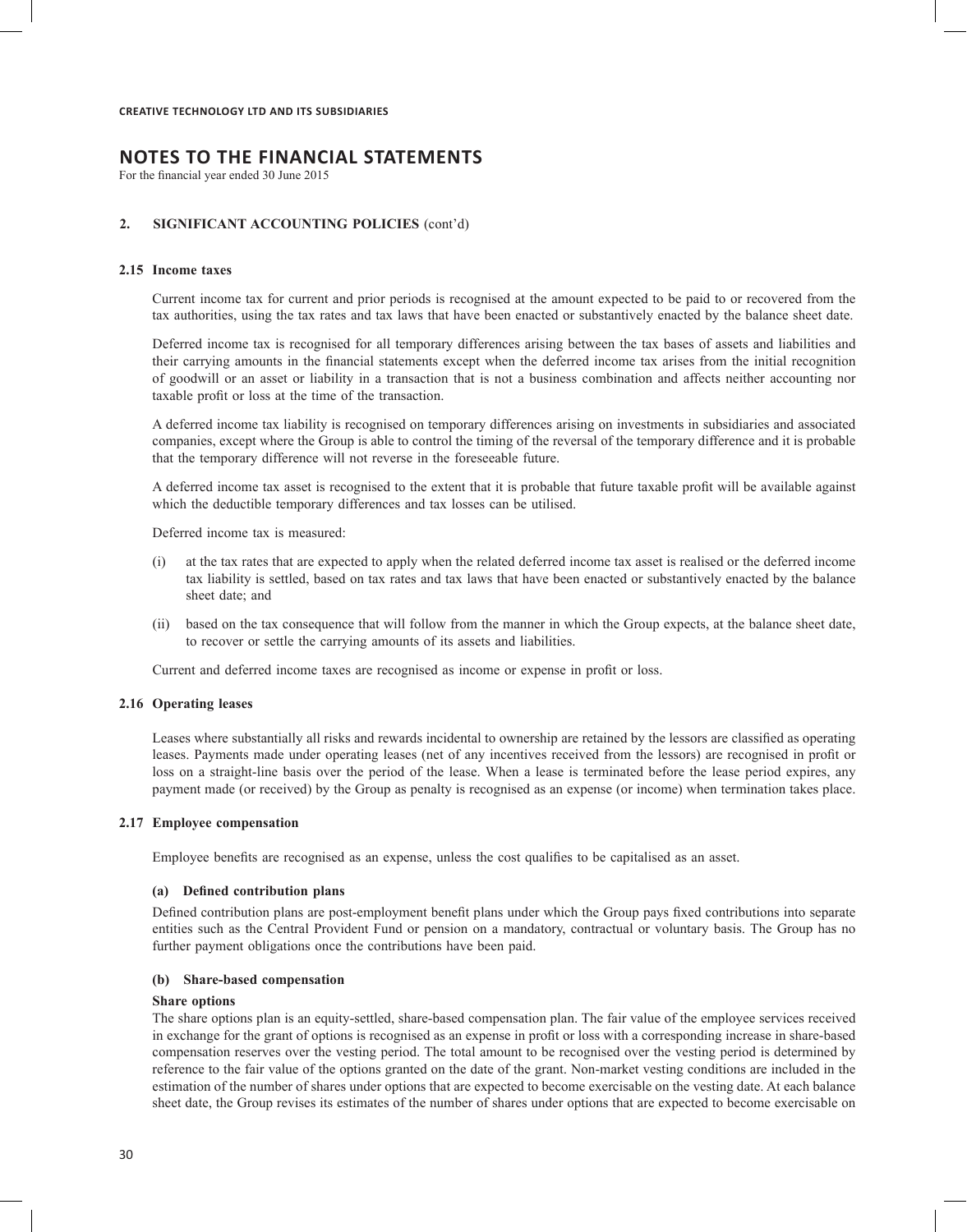# NOTES TO THE FINANCIAL STATEMENTS

For the financial year ended 30 June 2015

## 2. SIGNIFICANT ACCOUNTING POLICIES (cont'd)

### 2.15 Income taxes

Current income tax for current and prior periods is recognised at the amount expected to be paid to or recovered from the tax authorities, using the tax rates and tax laws that have been enacted or substantively enacted by the balance sheet date.

Deferred income tax is recognised for all temporary differences arising between the tax bases of assets and liabilities and their carrying amounts in the financial statements except when the deferred income tax arises from the initial recognition of goodwill or an asset or liability in a transaction that is not a business combination and affects neither accounting nor taxable profit or loss at the time of the transaction.

A deferred income tax liability is recognised on temporary differences arising on investments in subsidiaries and associated companies, except where the Group is able to control the timing of the reversal of the temporary difference and it is probable that the temporary difference will not reverse in the foreseeable future.

A deferred income tax asset is recognised to the extent that it is probable that future taxable profit will be available against which the deductible temporary differences and tax losses can be utilised.

Deferred income tax is measured:

(i) at the tax rates that are expected to apply when the related deferred income tax asset is realised or the deferred income tax liability is settled, based on tax rates and tax laws that have been enacted or substantively enacted by the balance sheet date; and

(ii) based on the tax consequence that will follow from the manner in which the Group expects, at the balance sheet date, to recover or settle the carrying amounts of its assets and liabilities.

Current and deferred income taxes are recognised as income or expense in profit or loss.

### 2.16 Operating leases

Leases where substantially all risks and rewards incidental to ownership are retained by the lessors are classified as operating leases. Payments made under operating leases (net of any incentives received from the lessors) are recognised in profit or loss on a straight-line basis over the period of the lease. When a lease is terminated before the lease period expires, any payment made (or received) by the Group as penalty is recognised as an expense (or income) when termination takes place.

### 2.17 Employee compensation

Employee benefits are recognised as an expense, unless the cost qualifies to be capitalised as an asset.

#### (a) Defined contribution plans

Defined contribution plans are post-employment benefit plans under which the Group pays fixed contributions into separate entities such as the Central Provident Fund or pension on a mandatory, contractual or voluntary basis. The Group has no further payment obligations once the contributions have been paid.

#### (b) Share-based compensation

**Share options**

The share options plan is an equity-settled, share-based compensation plan. The fair value of the employee services received in exchange for the grant of options is recognised as an expense in profit or loss with a corresponding increase in share-based compensation reserves over the vesting period. The total amount to be recognised over the vesting period is determined by reference to the fair value of the options granted on the date of the grant. Non-market vesting conditions are included in the estimation of the number of shares under options that are expected to become exercisable on the vesting date. At each balance sheet date, the Group revises its estimates of the number of shares under options that are expected to become exercisable on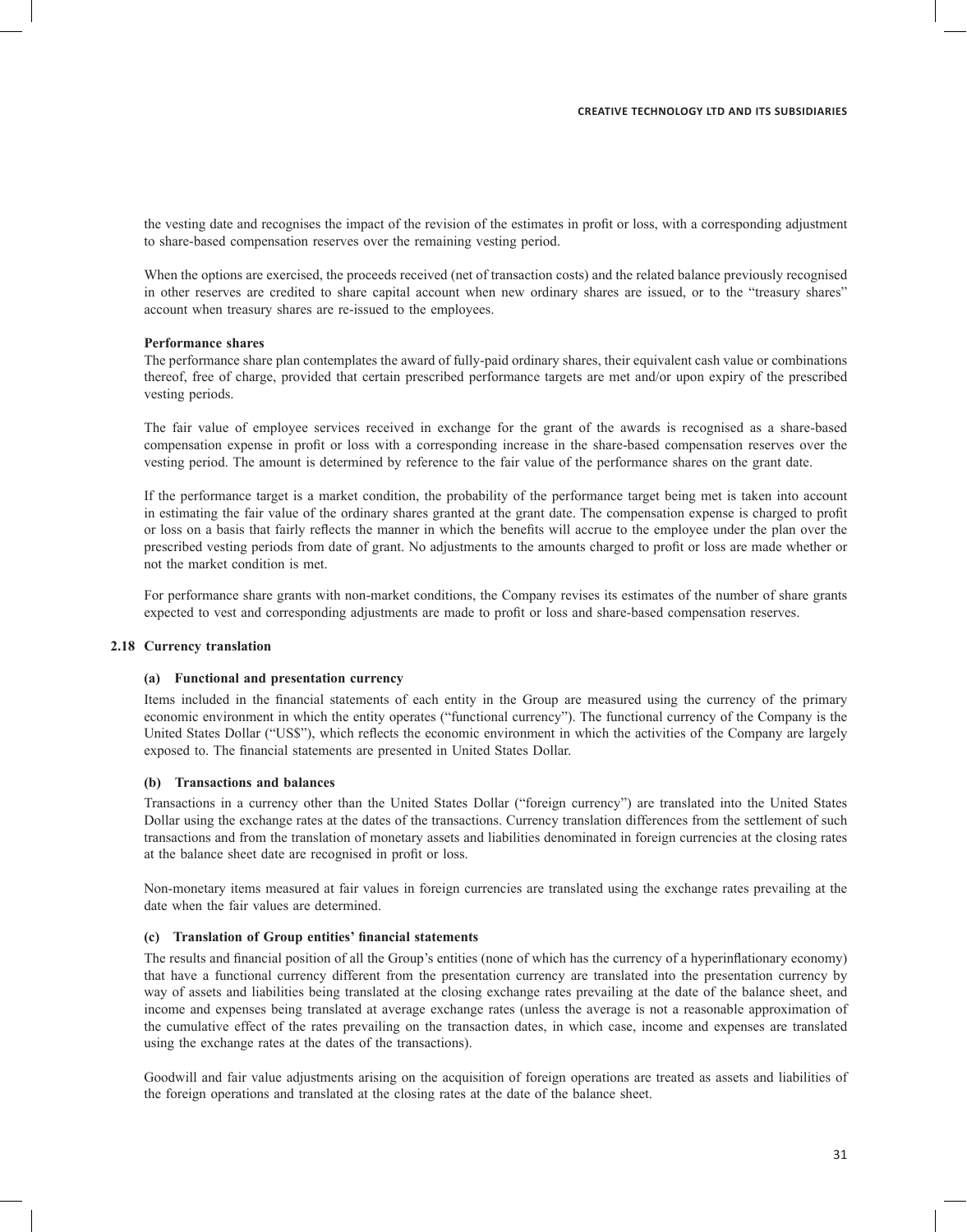the vesting date and recognises the impact of the revision of the estimates in profit or loss, with a corresponding adjustment to share-based compensation reserves over the remaining vesting period.

When the options are exercised, the proceeds received (net of transaction costs) and the related balance previously recognised in other reserves are credited to share capital account when new ordinary shares are issued, or to the "treasury shares" account when treasury shares are re-issued to the employees.

**Performance shares**

The performance share plan contemplates the award of fully-paid ordinary shares, their equivalent cash value or combinations thereof, free of charge, provided that certain prescribed performance targets are met and/or upon expiry of the prescribed vesting periods.

The fair value of employee services received in exchange for the grant of the awards is recognised as a share-based compensation expense in profit or loss with a corresponding increase in the share-based compensation reserves over the vesting period. The amount is determined by reference to the fair value of the performance shares on the grant date.

If the performance target is a market condition, the probability of the performance target being met is taken into account in estimating the fair value of the ordinary shares granted at the grant date. The compensation expense is charged to profit or loss on a basis that fairly reflects the manner in which the benefits will accrue to the employee under the plan over the prescribed vesting periods from date of grant. No adjustments to the amounts charged to profit or loss are made whether or not the market condition is met.

For performance share grants with non-market conditions, the Company revises its estimates of the number of share grants expected to vest and corresponding adjustments are made to profit or loss and share-based compensation reserves.

### 2.18 Currency translation

#### (a) Functional and presentation currency

Items included in the financial statements of each entity in the Group are measured using the currency of the primary economic environment in which the entity operates ("functional currency"). The functional currency of the Company is the United States Dollar ("US$"), which reflects the economic environment in which the activities of the Company are largely exposed to. The financial statements are presented in United States Dollar.

#### (b) Transactions and balances

Transactions in a currency other than the United States Dollar ("foreign currency") are translated into the United States Dollar using the exchange rates at the dates of the transactions. Currency translation differences from the settlement of such transactions and from the translation of monetary assets and liabilities denominated in foreign currencies at the closing rates at the balance sheet date are recognised in profit or loss.

Non-monetary items measured at fair values in foreign currencies are translated using the exchange rates prevailing at the date when the fair values are determined.

#### (c) Translation of Group entities' financial statements

The results and financial position of all the Group's entities (none of which has the currency of a hyperinflationary economy) that have a functional currency different from the presentation currency are translated into the presentation currency by way of assets and liabilities being translated at the closing exchange rates prevailing at the date of the balance sheet, and income and expenses being translated at average exchange rates (unless the average is not a reasonable approximation of the cumulative effect of the rates prevailing on the transaction dates, in which case, income and expenses are translated using the exchange rates at the dates of the transactions).

Goodwill and fair value adjustments arising on the acquisition of foreign operations are treated as assets and liabilities of the foreign operations and translated at the closing rates at the date of the balance sheet.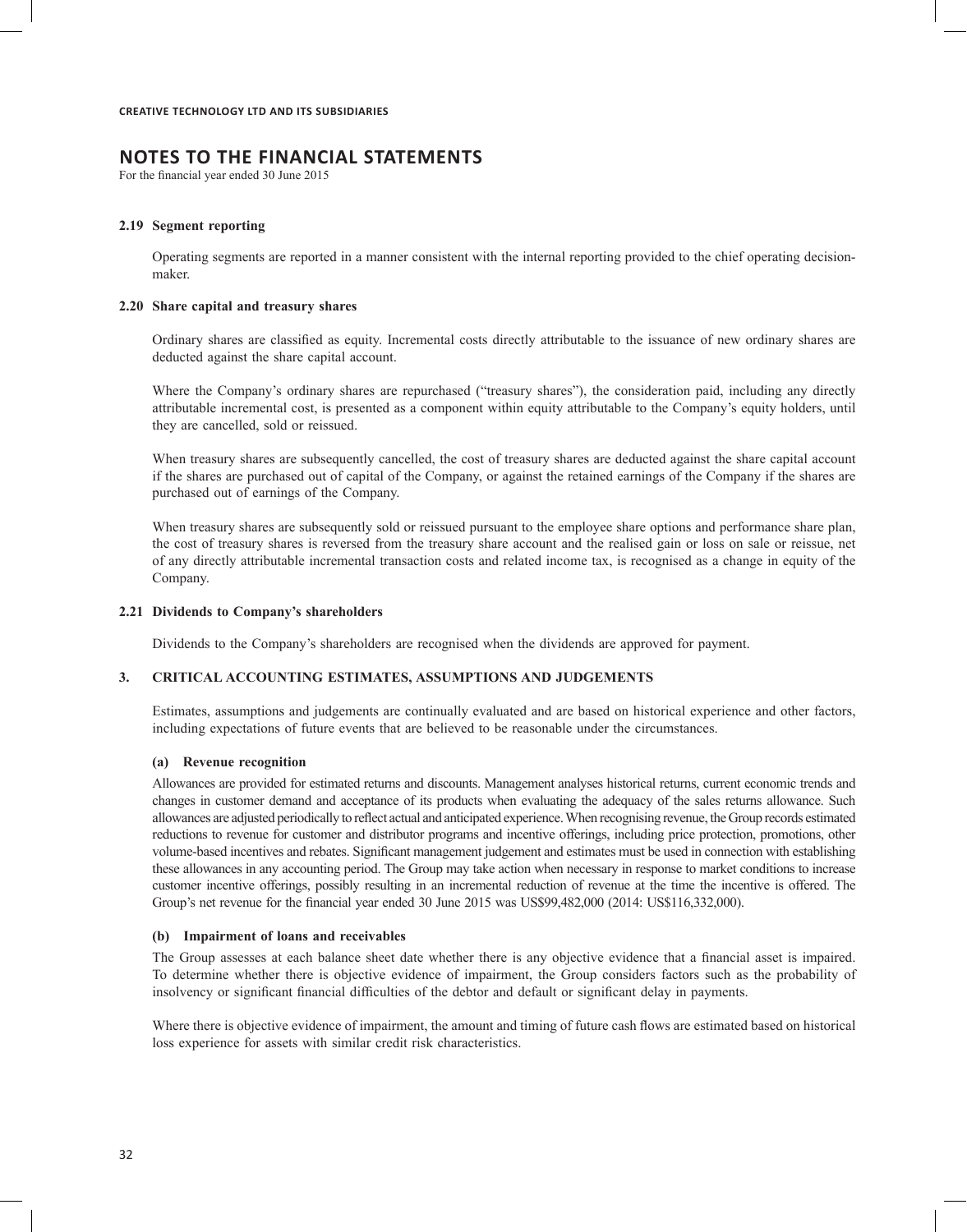**CREATIVE TECHNOLOGY LTD AND ITS SUBSIDIARIES**

# NOTES TO THE FINANCIAL STATEMENTS

For the financial year ended 30 June 2015

### 2.19 Segment reporting

Operating segments are reported in a manner consistent with the internal reporting provided to the chief operating decision-maker.

### 2.20 Share capital and treasury shares

Ordinary shares are classified as equity. Incremental costs directly attributable to the issuance of new ordinary shares are deducted against the share capital account.

Where the Company's ordinary shares are repurchased ("treasury shares"), the consideration paid, including any directly attributable incremental cost, is presented as a component within equity attributable to the Company's equity holders, until they are cancelled, sold or reissued.

When treasury shares are subsequently cancelled, the cost of treasury shares are deducted against the share capital account if the shares are purchased out of capital of the Company, or against the retained earnings of the Company if the shares are purchased out of earnings of the Company.

When treasury shares are subsequently sold or reissued pursuant to the employee share options and performance share plan, the cost of treasury shares is reversed from the treasury share account and the realised gain or loss on sale or reissue, net of any directly attributable incremental transaction costs and related income tax, is recognised as a change in equity of the Company.

### 2.21 Dividends to Company's shareholders

Dividends to the Company's shareholders are recognised when the dividends are approved for payment.

## 3. CRITICAL ACCOUNTING ESTIMATES, ASSUMPTIONS AND JUDGEMENTS

Estimates, assumptions and judgements are continually evaluated and are based on historical experience and other factors, including expectations of future events that are believed to be reasonable under the circumstances.

#### (a) Revenue recognition

Allowances are provided for estimated returns and discounts. Management analyses historical returns, current economic trends and changes in customer demand and acceptance of its products when evaluating the adequacy of the sales returns allowance. Such allowances are adjusted periodically to reflect actual and anticipated experience. When recognising revenue, the Group records estimated reductions to revenue for customer and distributor programs and incentive offerings, including price protection, promotions, other volume-based incentives and rebates. Significant management judgement and estimates must be used in connection with establishing these allowances in any accounting period. The Group may take action when necessary in response to market conditions to increase customer incentive offerings, possibly resulting in an incremental reduction of revenue at the time the incentive is offered. The Group's net revenue for the financial year ended 30 June 2015 was US$99,482,000 (2014: US$116,332,000).

#### (b) Impairment of loans and receivables

The Group assesses at each balance sheet date whether there is any objective evidence that a financial asset is impaired. To determine whether there is objective evidence of impairment, the Group considers factors such as the probability of insolvency or significant financial difficulties of the debtor and default or significant delay in payments.

Where there is objective evidence of impairment, the amount and timing of future cash flows are estimated based on historical loss experience for assets with similar credit risk characteristics.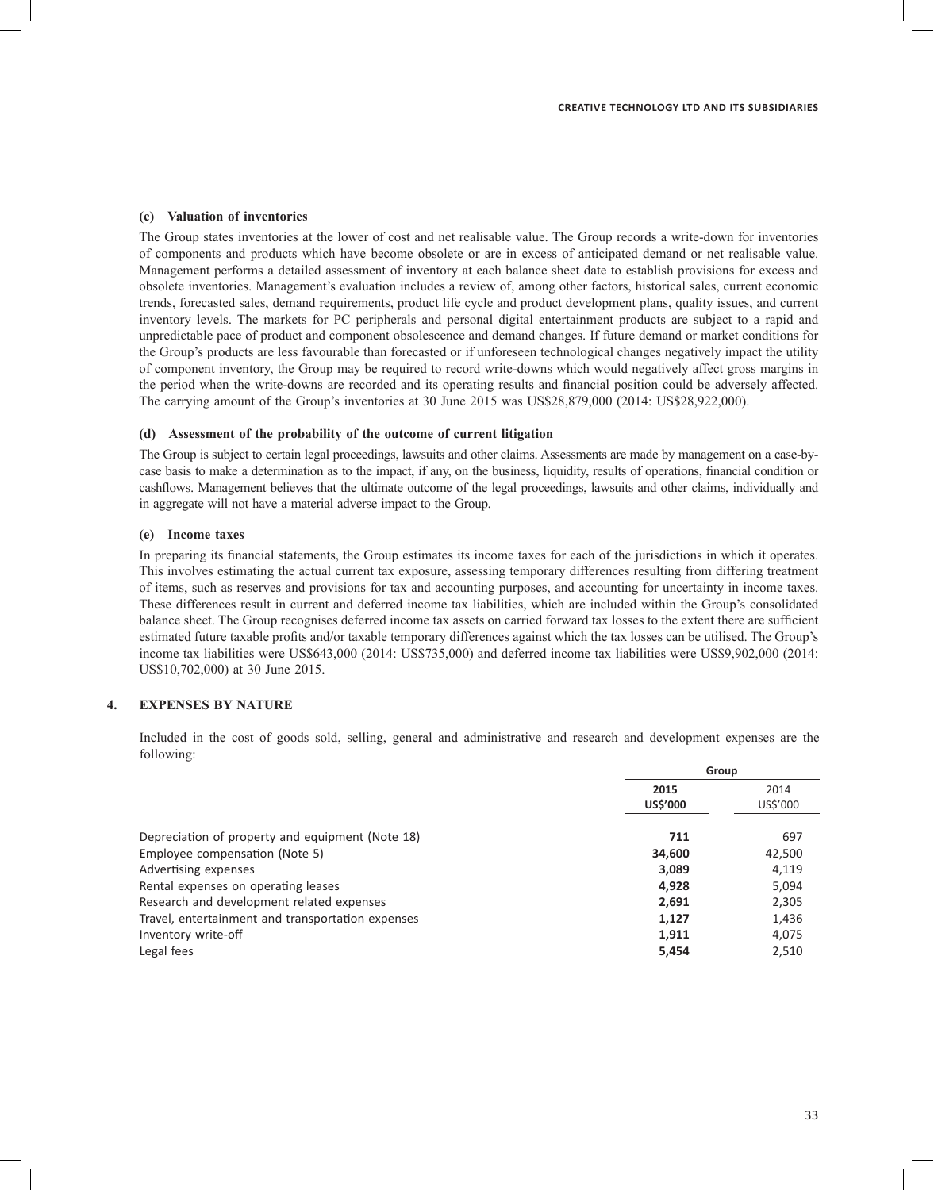### (c) Valuation of inventories

The Group states inventories at the lower of cost and net realisable value. The Group records a write-down for inventories of components and products which have become obsolete or are in excess of anticipated demand or net realisable value. Management performs a detailed assessment of inventory at each balance sheet date to establish provisions for excess and obsolete inventories. Management's evaluation includes a review of, among other factors, historical sales, current economic trends, forecasted sales, demand requirements, product life cycle and product development plans, quality issues, and current inventory levels. The markets for PC peripherals and personal digital entertainment products are subject to a rapid and unpredictable pace of product and component obsolescence and demand changes. If future demand or market conditions for the Group's products are less favourable than forecasted or if unforeseen technological changes negatively impact the utility of component inventory, the Group may be required to record write-downs which would negatively affect gross margins in the period when the write-downs are recorded and its operating results and financial position could be adversely affected. The carrying amount of the Group's inventories at 30 June 2015 was US$28,879,000 (2014: US$28,922,000).

### (d) Assessment of the probability of the outcome of current litigation

The Group is subject to certain legal proceedings, lawsuits and other claims. Assessments are made by management on a case-by-case basis to make a determination as to the impact, if any, on the business, liquidity, results of operations, financial condition or cashflows. Management believes that the ultimate outcome of the legal proceedings, lawsuits and other claims, individually and in aggregate will not have a material adverse impact to the Group.

### (e) Income taxes

In preparing its financial statements, the Group estimates its income taxes for each of the jurisdictions in which it operates. This involves estimating the actual current tax exposure, assessing temporary differences resulting from differing treatment of items, such as reserves and provisions for tax and accounting purposes, and accounting for uncertainty in income taxes. These differences result in current and deferred income tax liabilities, which are included within the Group's consolidated balance sheet. The Group recognises deferred income tax assets on carried forward tax losses to the extent there are sufficient estimated future taxable profits and/or taxable temporary differences against which the tax losses can be utilised. The Group's income tax liabilities were US$643,000 (2014: US$735,000) and deferred income tax liabilities were US$9,902,000 (2014: US$10,702,000) at 30 June 2015.

## 4. EXPENSES BY NATURE

Included in the cost of goods sold, selling, general and administrative and research and development expenses are the following:

| | Group | |
|---|---|---|
| | **2015** | 2014 |
| | **US$'000** | US$'000 |
| Depreciation of property and equipment (Note 18) | **711** | 697 |
| Employee compensation (Note 5) | **34,600** | 42,500 |
| Advertising expenses | **3,089** | 4,119 |
| Rental expenses on operating leases | **4,928** | 5,094 |
| Research and development related expenses | **2,691** | 2,305 |
| Travel, entertainment and transportation expenses | **1,127** | 1,436 |
| Inventory write-off | **1,911** | 4,075 |
| Legal fees | **5,454** | 2,510 |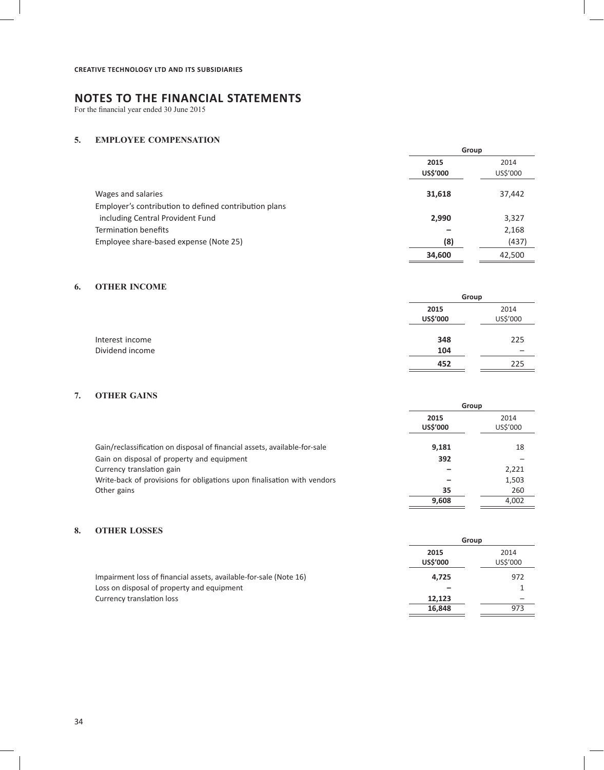CREATIVE TECHNOLOGY LTD AND ITS SUBSIDIARIES

# NOTES TO THE FINANCIAL STATEMENTS

For the financial year ended 30 June 2015

## 5. EMPLOYEE COMPENSATION

| | Group | |
|---|---|---|
| | **2015** | 2014 |
| | **US$'000** | US$'000 |
| Wages and salaries | **31,618** | 37,442 |
| Employer's contribution to defined contribution plans including Central Provident Fund | **2,990** | 3,327 |
| Termination benefits | **–** | 2,168 |
| Employee share-based expense (Note 25) | **(8)** | (437) |
| | **34,600** | 42,500 |

## 6. OTHER INCOME

| | Group | |
|---|---|---|
| | **2015** | 2014 |
| | **US$'000** | US$'000 |
| Interest income | **348** | 225 |
| Dividend income | **104** | – |
| | **452** | 225 |

## 7. OTHER GAINS

| | Group | |
|---|---|---|
| | **2015** | 2014 |
| | **US$'000** | US$'000 |
| Gain/reclassification on disposal of financial assets, available-for-sale | **9,181** | 18 |
| Gain on disposal of property and equipment | **392** | – |
| Currency translation gain | **–** | 2,221 |
| Write-back of provisions for obligations upon finalisation with vendors | **–** | 1,503 |
| Other gains | **35** | 260 |
| | **9,608** | 4,002 |

## 8. OTHER LOSSES

| | Group | |
|---|---|---|
| | **2015** | 2014 |
| | **US$'000** | US$'000 |
| Impairment loss of financial assets, available-for-sale (Note 16) | **4,725** | 972 |
| Loss on disposal of property and equipment | **–** | 1 |
| Currency translation loss | **12,123** | – |
| | **16,848** | 973 |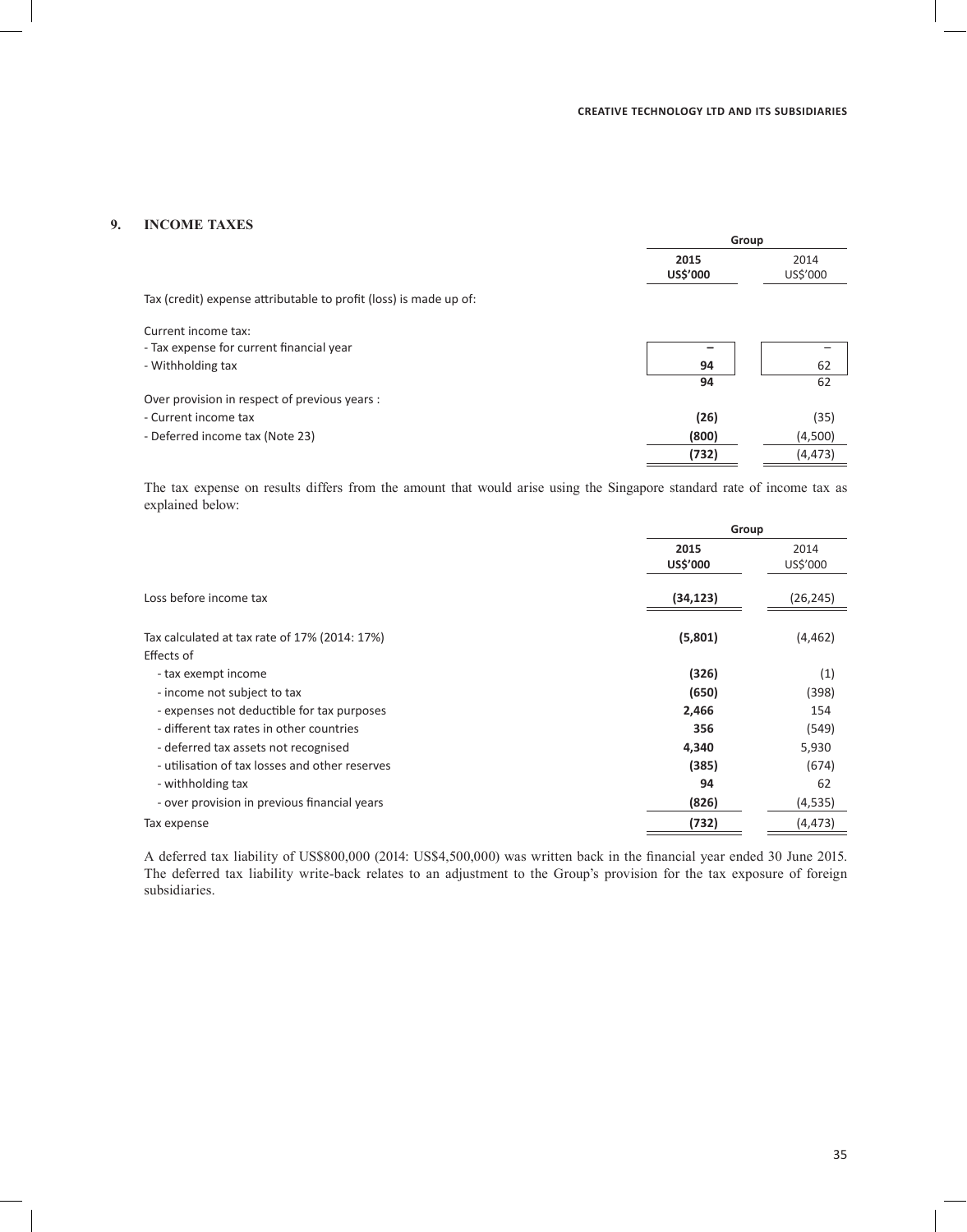## 9. INCOME TAXES

| | Group | |
|---|---|---|
| | **2015** **US$'000** | 2014 US$'000 |
| Tax (credit) expense attributable to profit (loss) is made up of: | | |
| Current income tax: | | |
| - Tax expense for current financial year | **–** | – |
| - Withholding tax | **94** | 62 |
| | **94** | 62 |
| Over provision in respect of previous years : | | |
| - Current income tax | **(26)** | (35) |
| - Deferred income tax (Note 23) | **(800)** | (4,500) |
| | **(732)** | (4,473) |

The tax expense on results differs from the amount that would arise using the Singapore standard rate of income tax as explained below:

| | Group | |
|---|---|---|
| | **2015** **US$'000** | 2014 US$'000 |
| Loss before income tax | **(34,123)** | (26,245) |
| Tax calculated at tax rate of 17% (2014: 17%) | **(5,801)** | (4,462) |
| Effects of | | |
| - tax exempt income | **(326)** | (1) |
| - income not subject to tax | **(650)** | (398) |
| - expenses not deductible for tax purposes | **2,466** | 154 |
| - different tax rates in other countries | **356** | (549) |
| - deferred tax assets not recognised | **4,340** | 5,930 |
| - utilisation of tax losses and other reserves | **(385)** | (674) |
| - withholding tax | **94** | 62 |
| - over provision in previous financial years | **(826)** | (4,535) |
| Tax expense | **(732)** | (4,473) |

A deferred tax liability of US$800,000 (2014: US$4,500,000) was written back in the financial year ended 30 June 2015. The deferred tax liability write-back relates to an adjustment to the Group's provision for the tax exposure of foreign subsidiaries.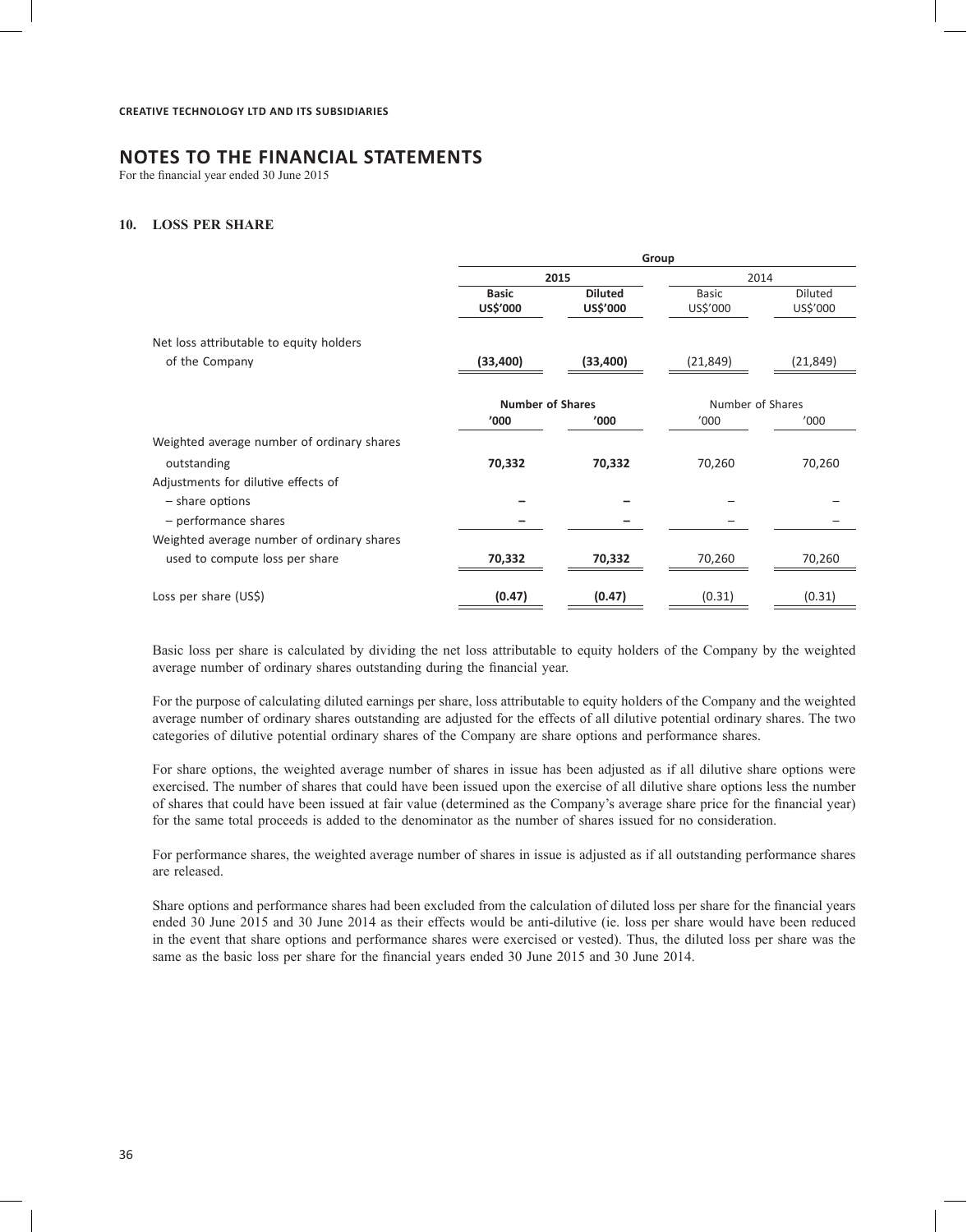## NOTES TO THE FINANCIAL STATEMENTS

For the financial year ended 30 June 2015

### 10. LOSS PER SHARE

| | Group | | | |
|---|---|---|---|---|
| | **2015** | | 2014 | |
| | **Basic US$'000** | **Diluted US$'000** | Basic US$'000 | Diluted US$'000 |
| Net loss attributable to equity holders of the Company | **(33,400)** | **(33,400)** | (21,849) | (21,849) |
| | **Number of Shares** | | Number of Shares | |
| | **'000** | **'000** | '000 | '000 |
| Weighted average number of ordinary shares outstanding | **70,332** | **70,332** | 70,260 | 70,260 |
| Adjustments for dilutive effects of | | | | |
| – share options | **–** | **–** | – | – |
| – performance shares | **–** | **–** | – | – |
| Weighted average number of ordinary shares used to compute loss per share | **70,332** | **70,332** | 70,260 | 70,260 |
| Loss per share (US$) | **(0.47)** | **(0.47)** | (0.31) | (0.31) |

Basic loss per share is calculated by dividing the net loss attributable to equity holders of the Company by the weighted average number of ordinary shares outstanding during the financial year.

For the purpose of calculating diluted earnings per share, loss attributable to equity holders of the Company and the weighted average number of ordinary shares outstanding are adjusted for the effects of all dilutive potential ordinary shares. The two categories of dilutive potential ordinary shares of the Company are share options and performance shares.

For share options, the weighted average number of shares in issue has been adjusted as if all dilutive share options were exercised. The number of shares that could have been issued upon the exercise of all dilutive share options less the number of shares that could have been issued at fair value (determined as the Company's average share price for the financial year) for the same total proceeds is added to the denominator as the number of shares issued for no consideration.

For performance shares, the weighted average number of shares in issue is adjusted as if all outstanding performance shares are released.

Share options and performance shares had been excluded from the calculation of diluted loss per share for the financial years ended 30 June 2015 and 30 June 2014 as their effects would be anti-dilutive (ie. loss per share would have been reduced in the event that share options and performance shares were exercised or vested). Thus, the diluted loss per share was the same as the basic loss per share for the financial years ended 30 June 2015 and 30 June 2014.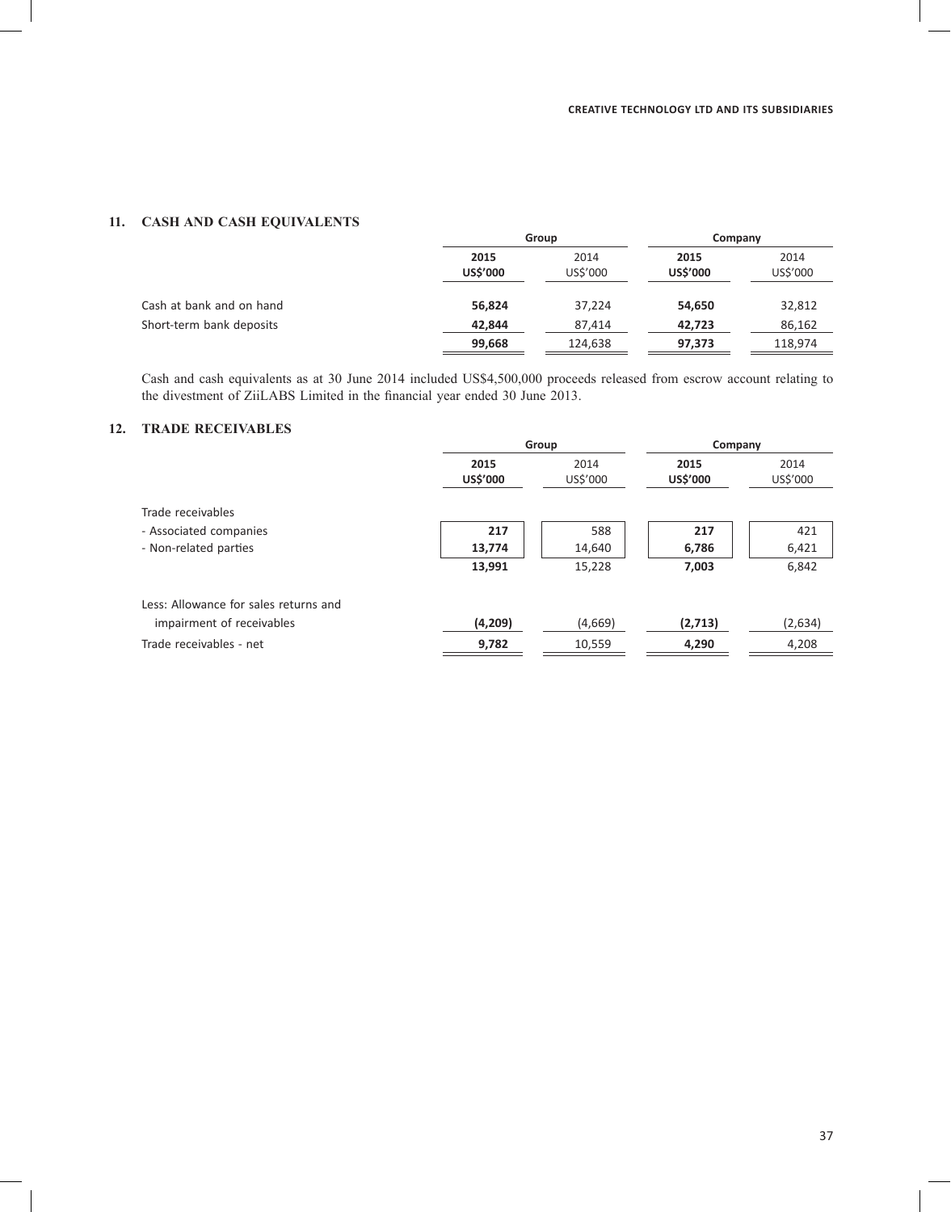## 11. CASH AND CASH EQUIVALENTS

| | Group | | Company | |
|---|---|---|---|---|
| | **2015** | 2014 | **2015** | 2014 |
| | **US$'000** | US$'000 | **US$'000** | US$'000 |
| Cash at bank and on hand | **56,824** | 37,224 | **54,650** | 32,812 |
| Short-term bank deposits | **42,844** | 87,414 | **42,723** | 86,162 |
| | **99,668** | 124,638 | **97,373** | 118,974 |

Cash and cash equivalents as at 30 June 2014 included US$4,500,000 proceeds released from escrow account relating to the divestment of ZiiLABS Limited in the financial year ended 30 June 2013.

## 12. TRADE RECEIVABLES

| | Group | | Company | |
|---|---|---|---|---|
| | **2015** | 2014 | **2015** | 2014 |
| | **US$'000** | US$'000 | **US$'000** | US$'000 |
| Trade receivables | | | | |
| - Associated companies | **217** | 588 | **217** | 421 |
| - Non-related parties | **13,774** | 14,640 | **6,786** | 6,421 |
| | **13,991** | 15,228 | **7,003** | 6,842 |
| Less: Allowance for sales returns and impairment of receivables | **(4,209)** | (4,669) | **(2,713)** | (2,634) |
| Trade receivables - net | **9,782** | 10,559 | **4,290** | 4,208 |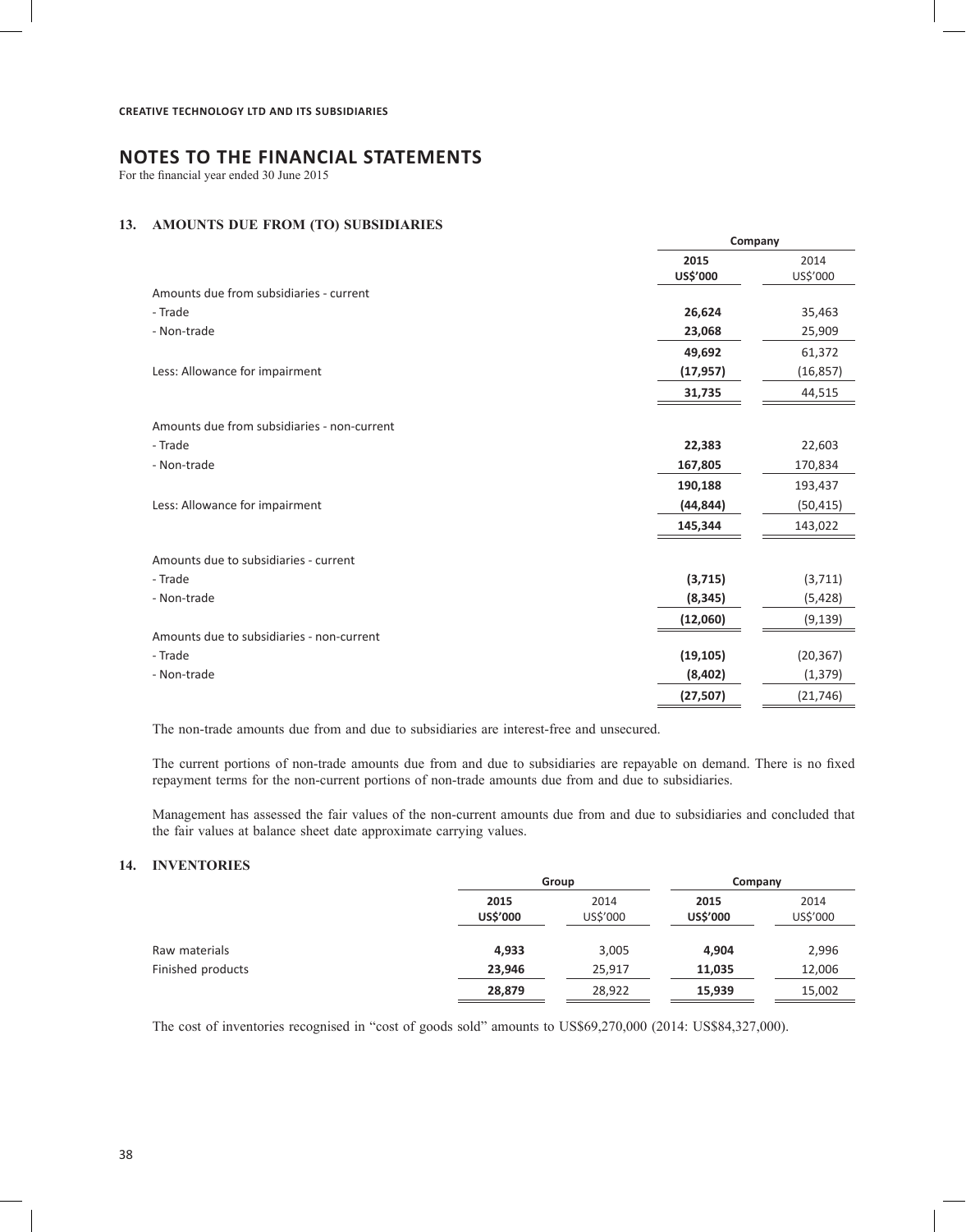**CREATIVE TECHNOLOGY LTD AND ITS SUBSIDIARIES**

# NOTES TO THE FINANCIAL STATEMENTS

For the financial year ended 30 June 2015

## 13. AMOUNTS DUE FROM (TO) SUBSIDIARIES

| | Company | |
|---|---|---|
| | **2015** | 2014 |
| | **US$'000** | US$'000 |
| Amounts due from subsidiaries - current | | |
| - Trade | **26,624** | 35,463 |
| - Non-trade | **23,068** | 25,909 |
| | **49,692** | 61,372 |
| Less: Allowance for impairment | **(17,957)** | (16,857) |
| | **31,735** | 44,515 |
| Amounts due from subsidiaries - non-current | | |
| - Trade | **22,383** | 22,603 |
| - Non-trade | **167,805** | 170,834 |
| | **190,188** | 193,437 |
| Less: Allowance for impairment | **(44,844)** | (50,415) |
| | **145,344** | 143,022 |
| Amounts due to subsidiaries - current | | |
| - Trade | **(3,715)** | (3,711) |
| - Non-trade | **(8,345)** | (5,428) |
| | **(12,060)** | (9,139) |
| Amounts due to subsidiaries - non-current | | |
| - Trade | **(19,105)** | (20,367) |
| - Non-trade | **(8,402)** | (1,379) |
| | **(27,507)** | (21,746) |

The non-trade amounts due from and due to subsidiaries are interest-free and unsecured.

The current portions of non-trade amounts due from and due to subsidiaries are repayable on demand. There is no fixed repayment terms for the non-current portions of non-trade amounts due from and due to subsidiaries.

Management has assessed the fair values of the non-current amounts due from and due to subsidiaries and concluded that the fair values at balance sheet date approximate carrying values.

## 14. INVENTORIES

| | Group | | Company | |
|---|---|---|---|---|
| | **2015** | 2014 | **2015** | 2014 |
| | **US$'000** | US$'000 | **US$'000** | US$'000 |
| Raw materials | **4,933** | 3,005 | **4,904** | 2,996 |
| Finished products | **23,946** | 25,917 | **11,035** | 12,006 |
| | **28,879** | 28,922 | **15,939** | 15,002 |

The cost of inventories recognised in "cost of goods sold" amounts to US$69,270,000 (2014: US$84,327,000).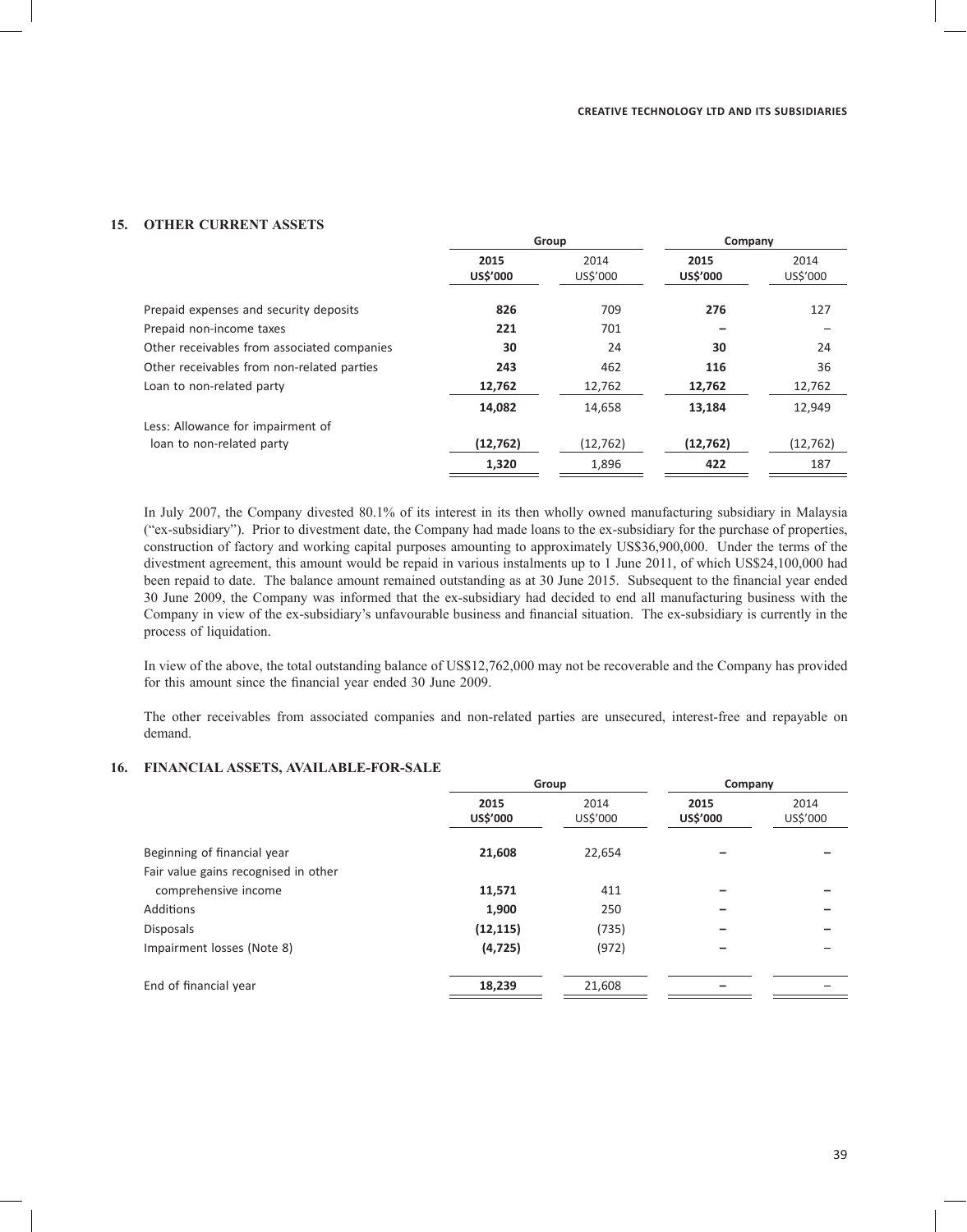## 15. OTHER CURRENT ASSETS

| | Group | | Company | |
|---|---|---|---|---|
| | **2015** | 2014 | **2015** | 2014 |
| | **US$'000** | US$'000 | **US$'000** | US$'000 |
| Prepaid expenses and security deposits | **826** | 709 | **276** | 127 |
| Prepaid non-income taxes | **221** | 701 | **–** | – |
| Other receivables from associated companies | **30** | 24 | **30** | 24 |
| Other receivables from non-related parties | **243** | 462 | **116** | 36 |
| Loan to non-related party | **12,762** | 12,762 | **12,762** | 12,762 |
| | **14,082** | 14,658 | **13,184** | 12,949 |
| Less: Allowance for impairment of loan to non-related party | **(12,762)** | (12,762) | **(12,762)** | (12,762) |
| | **1,320** | 1,896 | **422** | 187 |

In July 2007, the Company divested 80.1% of its interest in its then wholly owned manufacturing subsidiary in Malaysia ("ex-subsidiary"). Prior to divestment date, the Company had made loans to the ex-subsidiary for the purchase of properties, construction of factory and working capital purposes amounting to approximately US$36,900,000. Under the terms of the divestment agreement, this amount would be repaid in various instalments up to 1 June 2011, of which US$24,100,000 had been repaid to date. The balance amount remained outstanding as at 30 June 2015. Subsequent to the financial year ended 30 June 2009, the Company was informed that the ex-subsidiary had decided to end all manufacturing business with the Company in view of the ex-subsidiary's unfavourable business and financial situation. The ex-subsidiary is currently in the process of liquidation.

In view of the above, the total outstanding balance of US$12,762,000 may not be recoverable and the Company has provided for this amount since the financial year ended 30 June 2009.

The other receivables from associated companies and non-related parties are unsecured, interest-free and repayable on demand.

## 16. FINANCIAL ASSETS, AVAILABLE-FOR-SALE

| | Group | | Company | |
|---|---|---|---|---|
| | **2015** | 2014 | **2015** | 2014 |
| | **US$'000** | US$'000 | **US$'000** | US$'000 |
| Beginning of financial year | **21,608** | 22,654 | **–** | – |
| Fair value gains recognised in other comprehensive income | **11,571** | 411 | **–** | – |
| Additions | **1,900** | 250 | **–** | – |
| Disposals | **(12,115)** | (735) | **–** | – |
| Impairment losses (Note 8) | **(4,725)** | (972) | **–** | – |
| End of financial year | **18,239** | 21,608 | **–** | – |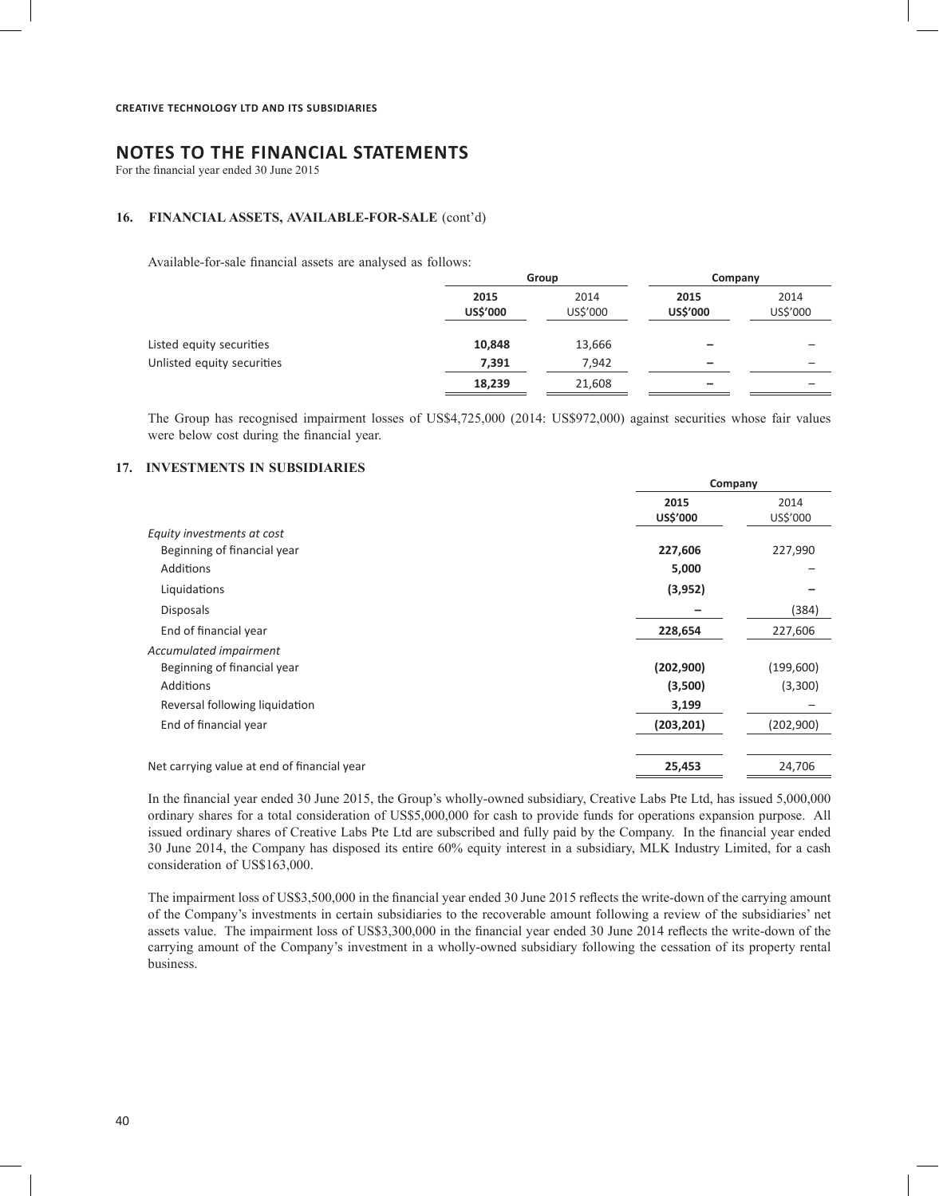## NOTES TO THE FINANCIAL STATEMENTS

For the financial year ended 30 June 2015

### 16. FINANCIAL ASSETS, AVAILABLE-FOR-SALE (cont'd)

Available-for-sale financial assets are analysed as follows:

| | Group | | Company | |
|---|---|---|---|---|
| | **2015 US$'000** | 2014 US$'000 | **2015 US$'000** | 2014 US$'000 |
| Listed equity securities | **10,848** | 13,666 | **–** | – |
| Unlisted equity securities | **7,391** | 7,942 | **–** | – |
| | **18,239** | 21,608 | **–** | – |

The Group has recognised impairment losses of US$4,725,000 (2014: US$972,000) against securities whose fair values were below cost during the financial year.

### 17. INVESTMENTS IN SUBSIDIARIES

| | Company | |
|---|---|---|
| | **2015 US$'000** | 2014 US$'000 |
| *Equity investments at cost* | | |
| Beginning of financial year | **227,606** | 227,990 |
| Additions | **5,000** | – |
| Liquidations | **(3,952)** | **–** |
| Disposals | **–** | (384) |
| End of financial year | **228,654** | 227,606 |
| *Accumulated impairment* | | |
| Beginning of financial year | **(202,900)** | (199,600) |
| Additions | **(3,500)** | (3,300) |
| Reversal following liquidation | **3,199** | – |
| End of financial year | **(203,201)** | (202,900) |
| Net carrying value at end of financial year | **25,453** | 24,706 |

In the financial year ended 30 June 2015, the Group's wholly-owned subsidiary, Creative Labs Pte Ltd, has issued 5,000,000 ordinary shares for a total consideration of US$5,000,000 for cash to provide funds for operations expansion purpose. All issued ordinary shares of Creative Labs Pte Ltd are subscribed and fully paid by the Company. In the financial year ended 30 June 2014, the Company has disposed its entire 60% equity interest in a subsidiary, MLK Industry Limited, for a cash consideration of US$163,000.

The impairment loss of US$3,500,000 in the financial year ended 30 June 2015 reflects the write-down of the carrying amount of the Company's investments in certain subsidiaries to the recoverable amount following a review of the subsidiaries' net assets value. The impairment loss of US$3,300,000 in the financial year ended 30 June 2014 reflects the write-down of the carrying amount of the Company's investment in a wholly-owned subsidiary following the cessation of its property rental business.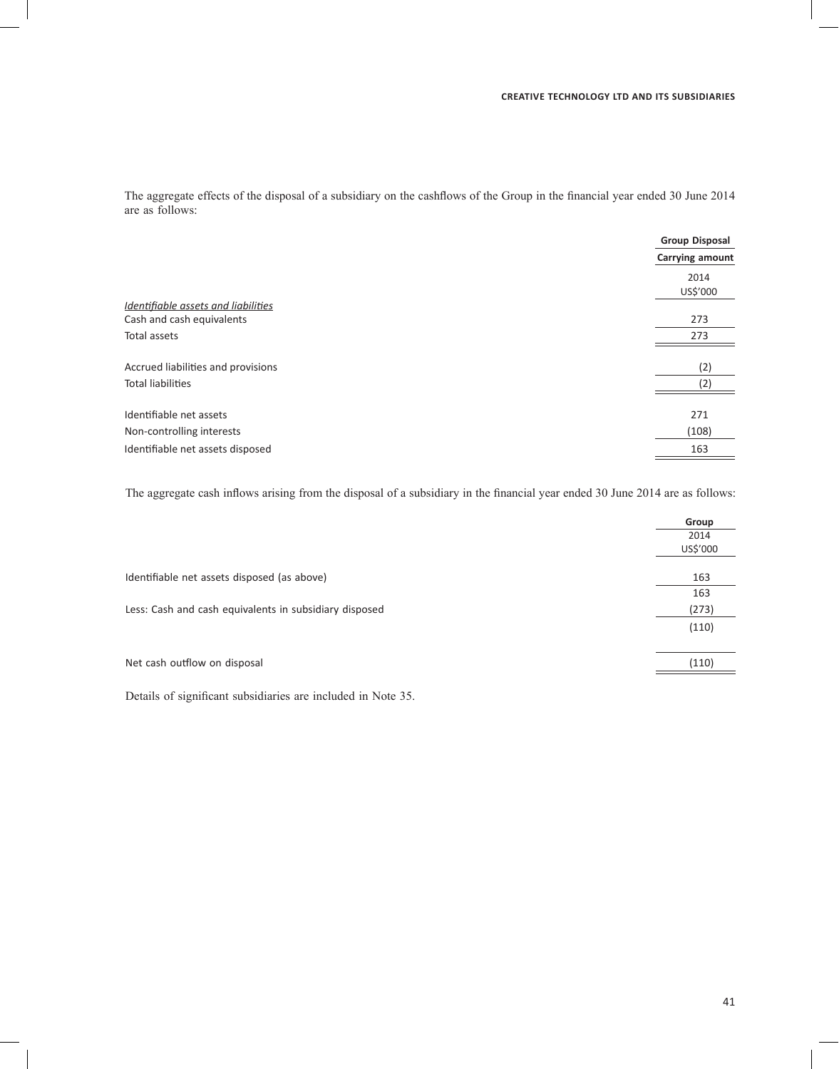The aggregate effects of the disposal of a subsidiary on the cashflows of the Group in the financial year ended 30 June 2014 are as follows:

| | Group Disposal |
|---|---|
| | Carrying amount |
| | 2014 |
| | US$'000 |
| *Identifiable assets and liabilities* | |
| Cash and cash equivalents | 273 |
| Total assets | 273 |
| | |
| Accrued liabilities and provisions | (2) |
| Total liabilities | (2) |
| | |
| Identifiable net assets | 271 |
| Non-controlling interests | (108) |
| Identifiable net assets disposed | 163 |

The aggregate cash inflows arising from the disposal of a subsidiary in the financial year ended 30 June 2014 are as follows:

| | Group |
|---|---|
| | 2014 |
| | US$'000 |
| Identifiable net assets disposed (as above) | 163 |
| | 163 |
| Less: Cash and cash equivalents in subsidiary disposed | (273) |
| | (110) |
| | |
| Net cash outflow on disposal | (110) |

Details of significant subsidiaries are included in Note 35.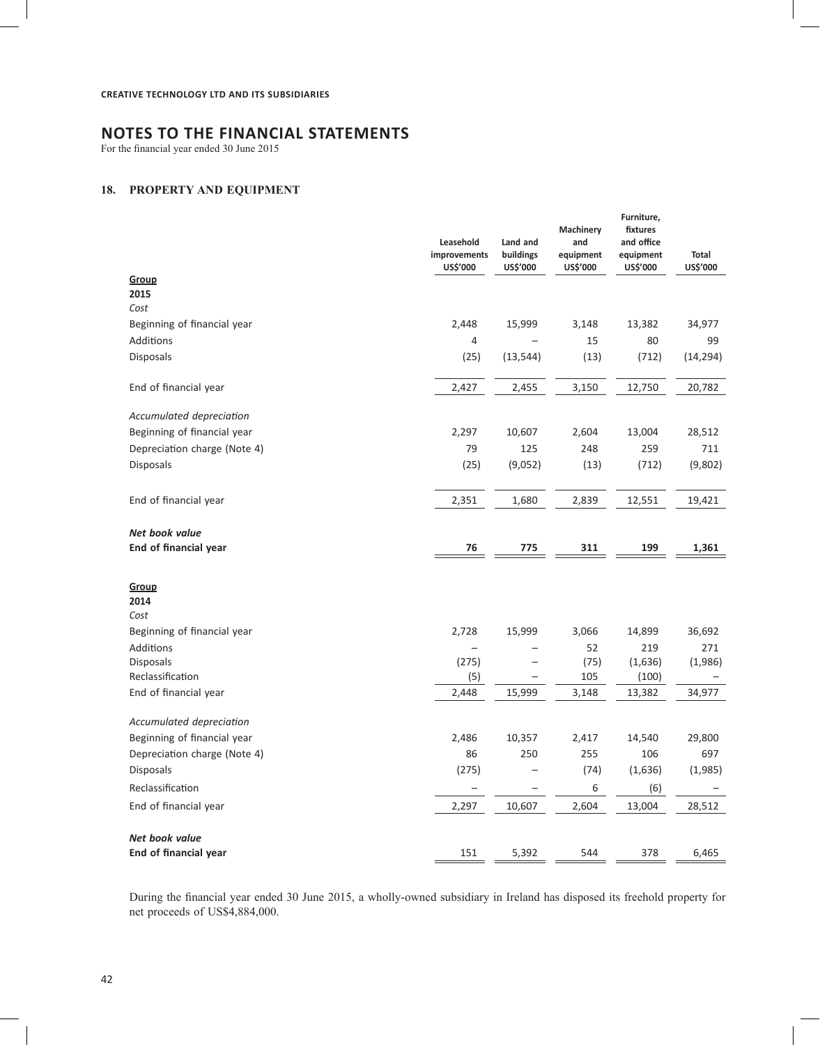CREATIVE TECHNOLOGY LTD AND ITS SUBSIDIARIES

# NOTES TO THE FINANCIAL STATEMENTS

For the financial year ended 30 June 2015

## 18. PROPERTY AND EQUIPMENT

| | Leasehold improvements US$'000 | Land and buildings US$'000 | Machinery and equipment US$'000 | Furniture, fixtures and office equipment US$'000 | Total US$'000 |
|---|---|---|---|---|---|
| **Group** | | | | | |
| **2015** | | | | | |
| *Cost* | | | | | |
| Beginning of financial year | 2,448 | 15,999 | 3,148 | 13,382 | 34,977 |
| Additions | 4 | – | 15 | 80 | 99 |
| Disposals | (25) | (13,544) | (13) | (712) | (14,294) |
| End of financial year | 2,427 | 2,455 | 3,150 | 12,750 | 20,782 |
| *Accumulated depreciation* | | | | | |
| Beginning of financial year | 2,297 | 10,607 | 2,604 | 13,004 | 28,512 |
| Depreciation charge (Note 4) | 79 | 125 | 248 | 259 | 711 |
| Disposals | (25) | (9,052) | (13) | (712) | (9,802) |
| End of financial year | 2,351 | 1,680 | 2,839 | 12,551 | 19,421 |
| ***Net book value*** | | | | | |
| **End of financial year** | **76** | **775** | **311** | **199** | **1,361** |
| **Group** | | | | | |
| **2014** | | | | | |
| *Cost* | | | | | |
| Beginning of financial year | 2,728 | 15,999 | 3,066 | 14,899 | 36,692 |
| Additions | – | – | 52 | 219 | 271 |
| Disposals | (275) | – | (75) | (1,636) | (1,986) |
| Reclassification | (5) | – | 105 | (100) | – |
| End of financial year | 2,448 | 15,999 | 3,148 | 13,382 | 34,977 |
| *Accumulated depreciation* | | | | | |
| Beginning of financial year | 2,486 | 10,357 | 2,417 | 14,540 | 29,800 |
| Depreciation charge (Note 4) | 86 | 250 | 255 | 106 | 697 |
| Disposals | (275) | – | (74) | (1,636) | (1,985) |
| Reclassification | – | – | 6 | (6) | – |
| End of financial year | 2,297 | 10,607 | 2,604 | 13,004 | 28,512 |
| ***Net book value*** | | | | | |
| **End of financial year** | 151 | 5,392 | 544 | 378 | 6,465 |

During the financial year ended 30 June 2015, a wholly-owned subsidiary in Ireland has disposed its freehold property for net proceeds of US$4,884,000.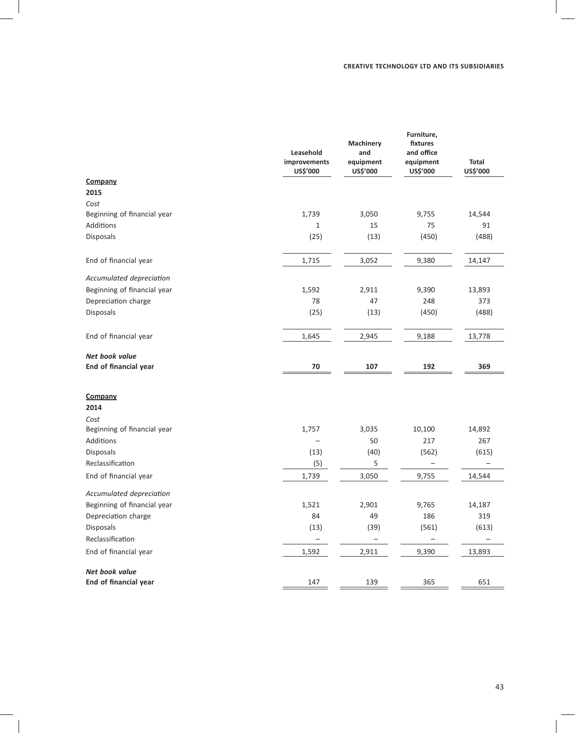| | Leasehold improvements US$'000 | Machinery and equipment US$'000 | Furniture, fixtures and office equipment US$'000 | Total US$'000 |
|---|---|---|---|---|
| **Company** | | | | |
| **2015** | | | | |
| *Cost* | | | | |
| Beginning of financial year | 1,739 | 3,050 | 9,755 | 14,544 |
| Additions | 1 | 15 | 75 | 91 |
| Disposals | (25) | (13) | (450) | (488) |
| End of financial year | 1,715 | 3,052 | 9,380 | 14,147 |
| *Accumulated depreciation* | | | | |
| Beginning of financial year | 1,592 | 2,911 | 9,390 | 13,893 |
| Depreciation charge | 78 | 47 | 248 | 373 |
| Disposals | (25) | (13) | (450) | (488) |
| End of financial year | 1,645 | 2,945 | 9,188 | 13,778 |
| ***Net book value*** | | | | |
| **End of financial year** | **70** | **107** | **192** | **369** |

| | Leasehold improvements US$'000 | Machinery and equipment US$'000 | Furniture, fixtures and office equipment US$'000 | Total US$'000 |
|---|---|---|---|---|
| **Company** | | | | |
| **2014** | | | | |
| *Cost* | | | | |
| Beginning of financial year | 1,757 | 3,035 | 10,100 | 14,892 |
| Additions | – | 50 | 217 | 267 |
| Disposals | (13) | (40) | (562) | (615) |
| Reclassification | (5) | 5 | – | – |
| End of financial year | 1,739 | 3,050 | 9,755 | 14,544 |
| *Accumulated depreciation* | | | | |
| Beginning of financial year | 1,521 | 2,901 | 9,765 | 14,187 |
| Depreciation charge | 84 | 49 | 186 | 319 |
| Disposals | (13) | (39) | (561) | (613) |
| Reclassification | – | – | – | – |
| End of financial year | 1,592 | 2,911 | 9,390 | 13,893 |
| ***Net book value*** | | | | |
| **End of financial year** | 147 | 139 | 365 | 651 |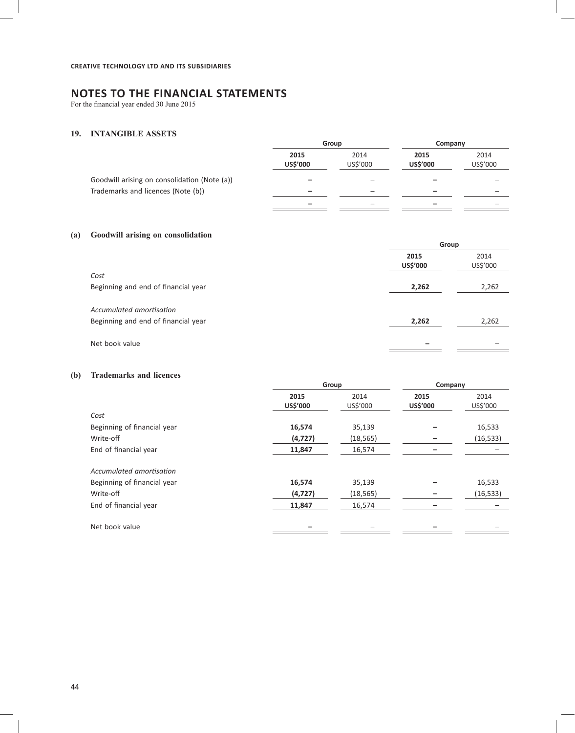# NOTES TO THE FINANCIAL STATEMENTS

For the financial year ended 30 June 2015

## 19. INTANGIBLE ASSETS

| | Group | | Company | |
|---|---|---|---|---|
| | **2015** | 2014 | **2015** | 2014 |
| | **US$'000** | US$'000 | **US$'000** | US$'000 |
| Goodwill arising on consolidation (Note (a)) | **–** | – | **–** | – |
| Trademarks and licences (Note (b)) | **–** | – | **–** | – |
| | **–** | – | **–** | – |

### (a) Goodwill arising on consolidation

| | Group | |
|---|---|---|
| | **2015** | 2014 |
| | **US$'000** | US$'000 |
| *Cost* | | |
| Beginning and end of financial year | **2,262** | 2,262 |
| | | |
| *Accumulated amortisation* | | |
| Beginning and end of financial year | **2,262** | 2,262 |
| | | |
| Net book value | **–** | – |

### (b) Trademarks and licences

| | Group | | Company | |
|---|---|---|---|---|
| | **2015** | 2014 | **2015** | 2014 |
| | **US$'000** | US$'000 | **US$'000** | US$'000 |
| *Cost* | | | | |
| Beginning of financial year | **16,574** | 35,139 | **–** | 16,533 |
| Write-off | **(4,727)** | (18,565) | **–** | (16,533) |
| End of financial year | **11,847** | 16,574 | **–** | – |
| | | | | |
| *Accumulated amortisation* | | | | |
| Beginning of financial year | **16,574** | 35,139 | **–** | 16,533 |
| Write-off | **(4,727)** | (18,565) | **–** | (16,533) |
| End of financial year | **11,847** | 16,574 | **–** | – |
| | | | | |
| Net book value | **–** | – | **–** | – |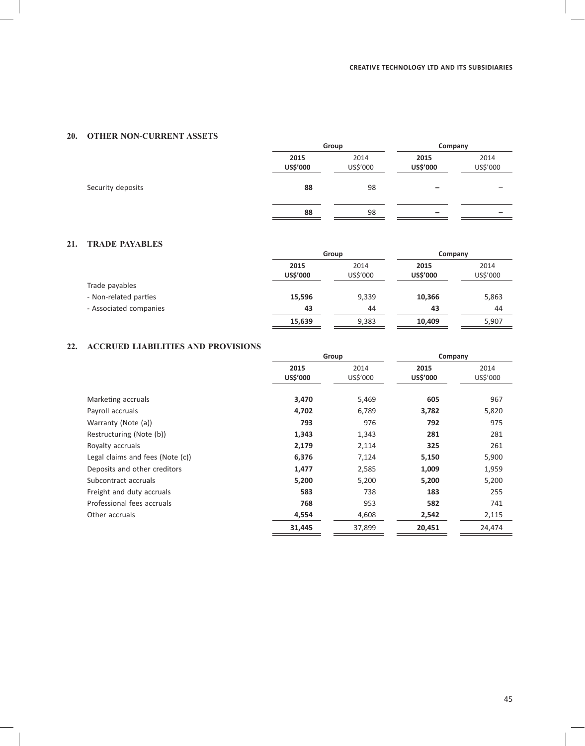## 20. OTHER NON-CURRENT ASSETS

| | Group | | Company | |
|---|---|---|---|---|
| | **2015** | 2014 | **2015** | 2014 |
| | **US$'000** | US$'000 | **US$'000** | US$'000 |
| Security deposits | **88** | 98 | **–** | – |
| | **88** | 98 | **–** | – |

## 21. TRADE PAYABLES

| | Group | | Company | |
|---|---|---|---|---|
| | **2015** | 2014 | **2015** | 2014 |
| | **US$'000** | US$'000 | **US$'000** | US$'000 |
| Trade payables | | | | |
| - Non-related parties | **15,596** | 9,339 | **10,366** | 5,863 |
| - Associated companies | **43** | 44 | **43** | 44 |
| | **15,639** | 9,383 | **10,409** | 5,907 |

## 22. ACCRUED LIABILITIES AND PROVISIONS

| | Group | | Company | |
|---|---|---|---|---|
| | **2015** | 2014 | **2015** | 2014 |
| | **US$'000** | US$'000 | **US$'000** | US$'000 |
| Marketing accruals | **3,470** | 5,469 | **605** | 967 |
| Payroll accruals | **4,702** | 6,789 | **3,782** | 5,820 |
| Warranty (Note (a)) | **793** | 976 | **792** | 975 |
| Restructuring (Note (b)) | **1,343** | 1,343 | **281** | 281 |
| Royalty accruals | **2,179** | 2,114 | **325** | 261 |
| Legal claims and fees (Note (c)) | **6,376** | 7,124 | **5,150** | 5,900 |
| Deposits and other creditors | **1,477** | 2,585 | **1,009** | 1,959 |
| Subcontract accruals | **5,200** | 5,200 | **5,200** | 5,200 |
| Freight and duty accruals | **583** | 738 | **183** | 255 |
| Professional fees accruals | **768** | 953 | **582** | 741 |
| Other accruals | **4,554** | 4,608 | **2,542** | 2,115 |
| | **31,445** | 37,899 | **20,451** | 24,474 |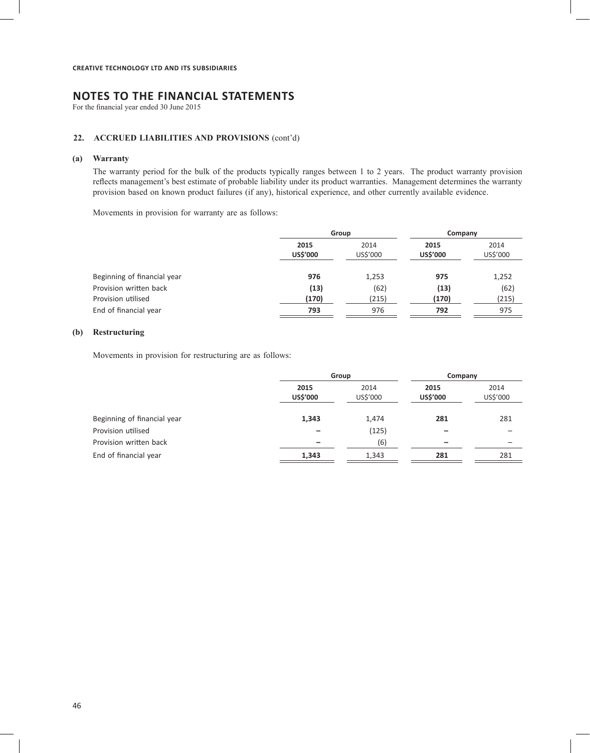# NOTES TO THE FINANCIAL STATEMENTS

For the financial year ended 30 June 2015

## 22. ACCRUED LIABILITIES AND PROVISIONS (cont'd)

### (a) Warranty

The warranty period for the bulk of the products typically ranges between 1 to 2 years. The product warranty provision reflects management's best estimate of probable liability under its product warranties. Management determines the warranty provision based on known product failures (if any), historical experience, and other currently available evidence.

Movements in provision for warranty are as follows:

| | Group | | Company | |
|---|---|---|---|---|
| | **2015** | 2014 | **2015** | 2014 |
| | **US$'000** | US$'000 | **US$'000** | US$'000 |
| Beginning of financial year | **976** | 1,253 | **975** | 1,252 |
| Provision written back | **(13)** | (62) | **(13)** | (62) |
| Provision utilised | **(170)** | (215) | **(170)** | (215) |
| End of financial year | **793** | 976 | **792** | 975 |

### (b) Restructuring

Movements in provision for restructuring are as follows:

| | Group | | Company | |
|---|---|---|---|---|
| | **2015** | 2014 | **2015** | 2014 |
| | **US$'000** | US$'000 | **US$'000** | US$'000 |
| Beginning of financial year | **1,343** | 1,474 | **281** | 281 |
| Provision utilised | **–** | (125) | **–** | – |
| Provision written back | **–** | (6) | **–** | – |
| End of financial year | **1,343** | 1,343 | **281** | 281 |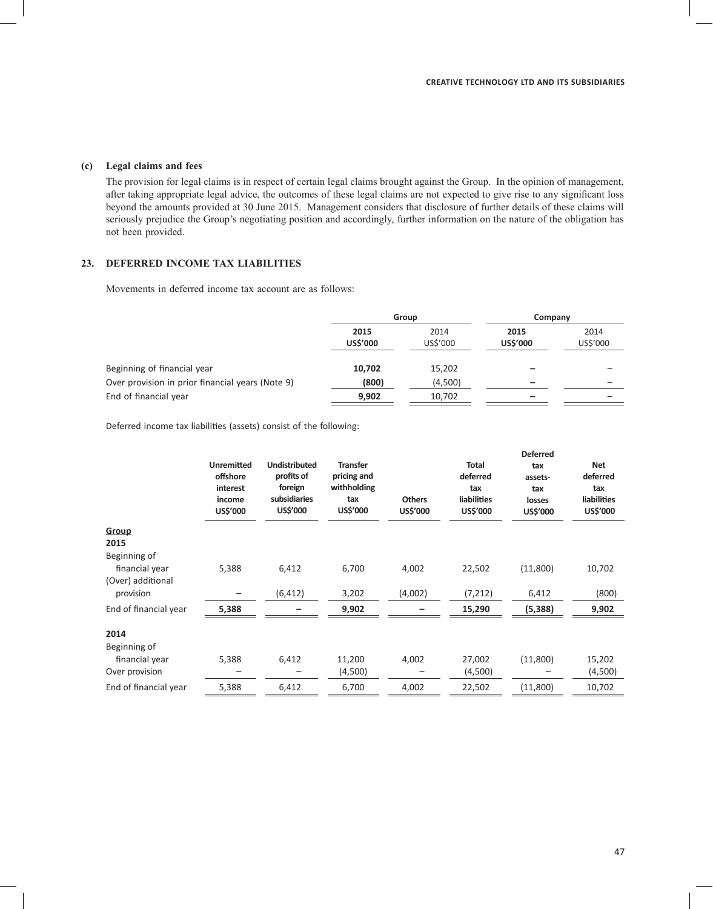### (c) Legal claims and fees

The provision for legal claims is in respect of certain legal claims brought against the Group. In the opinion of management, after taking appropriate legal advice, the outcomes of these legal claims are not expected to give rise to any significant loss beyond the amounts provided at 30 June 2015. Management considers that disclosure of further details of these claims will seriously prejudice the Group's negotiating position and accordingly, further information on the nature of the obligation has not been provided.

## 23. DEFERRED INCOME TAX LIABILITIES

Movements in deferred income tax account are as follows:

| | Group | | Company | |
|---|---|---|---|---|
| | **2015** | 2014 | **2015** | 2014 |
| | **US$'000** | US$'000 | **US$'000** | US$'000 |
| Beginning of financial year | **10,702** | 15,202 | **–** | – |
| Over provision in prior financial years (Note 9) | **(800)** | (4,500) | **–** | – |
| End of financial year | **9,902** | 10,702 | **–** | – |

Deferred income tax liabilities (assets) consist of the following:

| | Unremitted offshore interest income US$'000 | Undistributed profits of foreign subsidiaries US$'000 | Transfer pricing and withholding tax US$'000 | Others US$'000 | Total deferred tax liabilities US$'000 | Deferred tax assets-tax losses US$'000 | Net deferred tax liabilities US$'000 |
|---|---|---|---|---|---|---|---|
| **Group** | | | | | | | |
| **2015** | | | | | | | |
| Beginning of financial year | 5,388 | 6,412 | 6,700 | 4,002 | 22,502 | (11,800) | 10,702 |
| (Over) additional provision | – | (6,412) | 3,202 | (4,002) | (7,212) | 6,412 | (800) |
| End of financial year | **5,388** | **–** | **9,902** | **–** | **15,290** | **(5,388)** | **9,902** |
| **2014** | | | | | | | |
| Beginning of financial year | 5,388 | 6,412 | 11,200 | 4,002 | 27,002 | (11,800) | 15,202 |
| Over provision | – | – | (4,500) | – | (4,500) | – | (4,500) |
| End of financial year | 5,388 | 6,412 | 6,700 | 4,002 | 22,502 | (11,800) | 10,702 |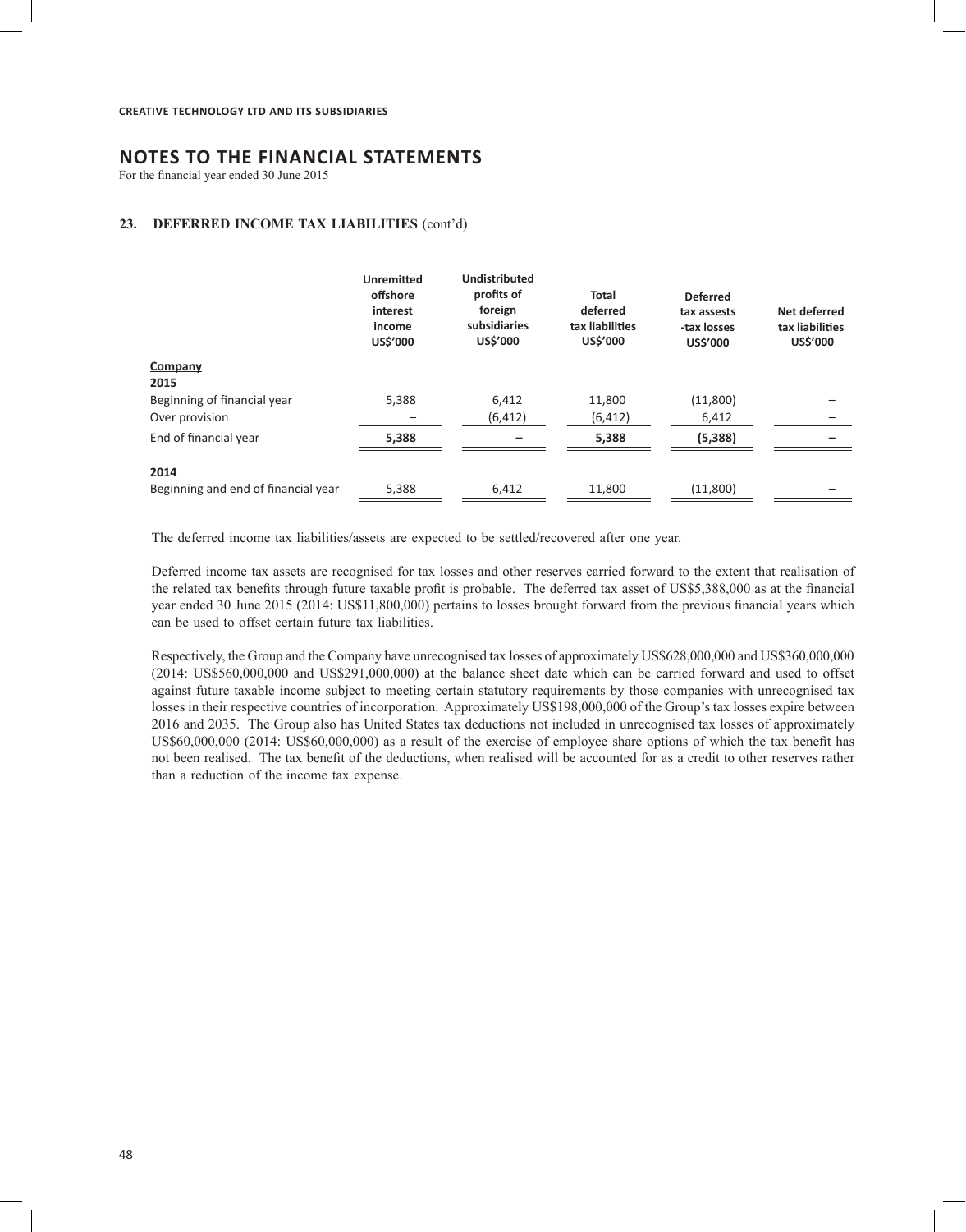**CREATIVE TECHNOLOGY LTD AND ITS SUBSIDIARIES**

# NOTES TO THE FINANCIAL STATEMENTS

For the financial year ended 30 June 2015

## 23. DEFERRED INCOME TAX LIABILITIES (cont'd)

| | Unremitted offshore interest income US$'000 | Undistributed profits of foreign subsidiaries US$'000 | Total deferred tax liabilities US$'000 | Deferred tax assests -tax losses US$'000 | Net deferred tax liabilities US$'000 |
|---|---|---|---|---|---|
| **Company** | | | | | |
| **2015** | | | | | |
| Beginning of financial year | 5,388 | 6,412 | 11,800 | (11,800) | – |
| Over provision | – | (6,412) | (6,412) | 6,412 | – |
| End of financial year | **5,388** | **–** | **5,388** | **(5,388)** | **–** |
| **2014** | | | | | |
| Beginning and end of financial year | 5,388 | 6,412 | 11,800 | (11,800) | – |

The deferred income tax liabilities/assets are expected to be settled/recovered after one year.

Deferred income tax assets are recognised for tax losses and other reserves carried forward to the extent that realisation of the related tax benefits through future taxable profit is probable. The deferred tax asset of US$5,388,000 as at the financial year ended 30 June 2015 (2014: US$11,800,000) pertains to losses brought forward from the previous financial years which can be used to offset certain future tax liabilities.

Respectively, the Group and the Company have unrecognised tax losses of approximately US$628,000,000 and US$360,000,000 (2014: US$560,000,000 and US$291,000,000) at the balance sheet date which can be carried forward and used to offset against future taxable income subject to meeting certain statutory requirements by those companies with unrecognised tax losses in their respective countries of incorporation. Approximately US$198,000,000 of the Group's tax losses expire between 2016 and 2035. The Group also has United States tax deductions not included in unrecognised tax losses of approximately US$60,000,000 (2014: US$60,000,000) as a result of the exercise of employee share options of which the tax benefit has not been realised. The tax benefit of the deductions, when realised will be accounted for as a credit to other reserves rather than a reduction of the income tax expense.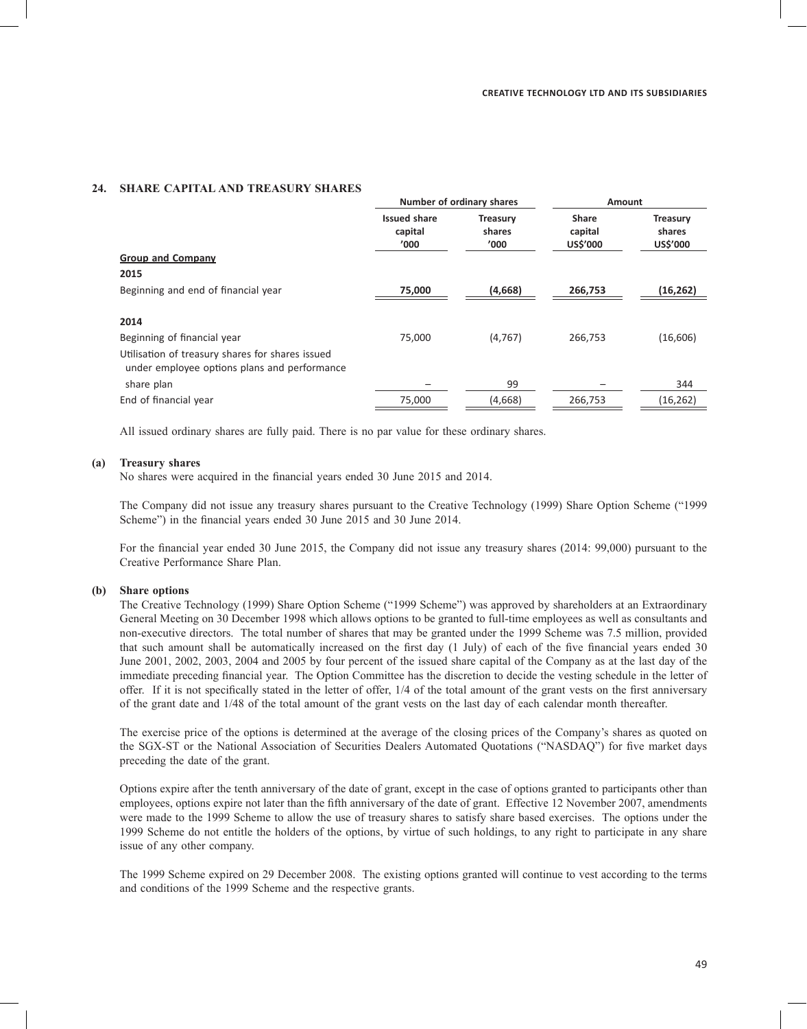## 24. SHARE CAPITAL AND TREASURY SHARES

| | Number of ordinary shares | | Amount | |
|---|---|---|---|---|
| | Issued share capital '000 | Treasury shares '000 | Share capital US$'000 | Treasury shares US$'000 |
| **Group and Company** | | | | |
| **2015** | | | | |
| Beginning and end of financial year | **75,000** | **(4,668)** | **266,753** | **(16,262)** |
| **2014** | | | | |
| Beginning of financial year | 75,000 | (4,767) | 266,753 | (16,606) |
| Utilisation of treasury shares for shares issued under employee options plans and performance share plan | – | 99 | – | 344 |
| End of financial year | 75,000 | (4,668) | 266,753 | (16,262) |

All issued ordinary shares are fully paid. There is no par value for these ordinary shares.

### (a) Treasury shares

No shares were acquired in the financial years ended 30 June 2015 and 2014.

The Company did not issue any treasury shares pursuant to the Creative Technology (1999) Share Option Scheme ("1999 Scheme") in the financial years ended 30 June 2015 and 30 June 2014.

For the financial year ended 30 June 2015, the Company did not issue any treasury shares (2014: 99,000) pursuant to the Creative Performance Share Plan.

### (b) Share options

The Creative Technology (1999) Share Option Scheme ("1999 Scheme") was approved by shareholders at an Extraordinary General Meeting on 30 December 1998 which allows options to be granted to full-time employees as well as consultants and non-executive directors. The total number of shares that may be granted under the 1999 Scheme was 7.5 million, provided that such amount shall be automatically increased on the first day (1 July) of each of the five financial years ended 30 June 2001, 2002, 2003, 2004 and 2005 by four percent of the issued share capital of the Company as at the last day of the immediate preceding financial year. The Option Committee has the discretion to decide the vesting schedule in the letter of offer. If it is not specifically stated in the letter of offer, 1/4 of the total amount of the grant vests on the first anniversary of the grant date and 1/48 of the total amount of the grant vests on the last day of each calendar month thereafter.

The exercise price of the options is determined at the average of the closing prices of the Company's shares as quoted on the SGX-ST or the National Association of Securities Dealers Automated Quotations ("NASDAQ") for five market days preceding the date of the grant.

Options expire after the tenth anniversary of the date of grant, except in the case of options granted to participants other than employees, options expire not later than the fifth anniversary of the date of grant. Effective 12 November 2007, amendments were made to the 1999 Scheme to allow the use of treasury shares to satisfy share based exercises. The options under the 1999 Scheme do not entitle the holders of the options, by virtue of such holdings, to any right to participate in any share issue of any other company.

The 1999 Scheme expired on 29 December 2008. The existing options granted will continue to vest according to the terms and conditions of the 1999 Scheme and the respective grants.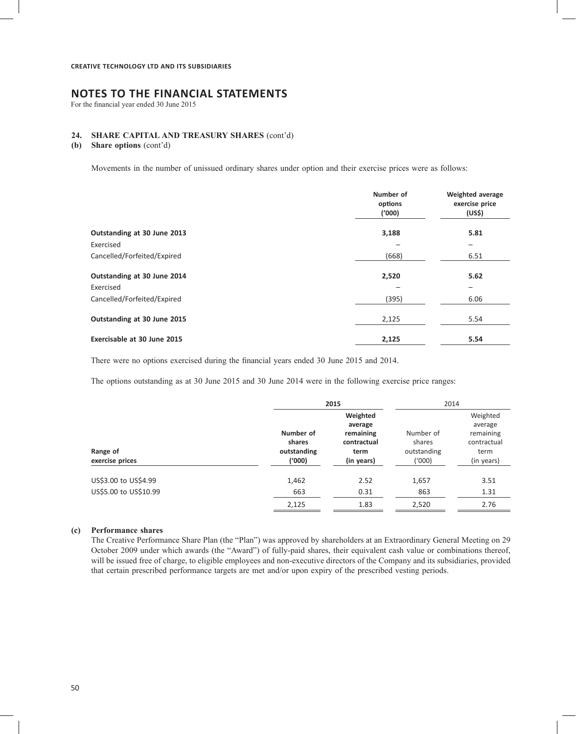**CREATIVE TECHNOLOGY LTD AND ITS SUBSIDIARIES**

# NOTES TO THE FINANCIAL STATEMENTS

For the financial year ended 30 June 2015

## 24. SHARE CAPITAL AND TREASURY SHARES (cont'd)

### (b) Share options (cont'd)

Movements in the number of unissued ordinary shares under option and their exercise prices were as follows:

| | Number of options ('000) | Weighted average exercise price (US$) |
|---|---|---|
| **Outstanding at 30 June 2013** | **3,188** | **5.81** |
| Exercised | – | – |
| Cancelled/Forfeited/Expired | (668) | 6.51 |
| **Outstanding at 30 June 2014** | **2,520** | **5.62** |
| Exercised | – | – |
| Cancelled/Forfeited/Expired | (395) | 6.06 |
| **Outstanding at 30 June 2015** | 2,125 | 5.54 |
| **Exercisable at 30 June 2015** | **2,125** | **5.54** |

There were no options exercised during the financial years ended 30 June 2015 and 2014.

The options outstanding as at 30 June 2015 and 30 June 2014 were in the following exercise price ranges:

| | 2015 | | 2014 | |
|---|---|---|---|---|
| Range of exercise prices | Number of shares outstanding ('000) | Weighted average remaining contractual term (in years) | Number of shares outstanding ('000) | Weighted average remaining contractual term (in years) |
| US$3.00 to US$4.99 | 1,462 | 2.52 | 1,657 | 3.51 |
| US$5.00 to US$10.99 | 663 | 0.31 | 863 | 1.31 |
| | 2,125 | 1.83 | 2,520 | 2.76 |

### (c) Performance shares

The Creative Performance Share Plan (the "Plan") was approved by shareholders at an Extraordinary General Meeting on 29 October 2009 under which awards (the "Award") of fully-paid shares, their equivalent cash value or combinations thereof, will be issued free of charge, to eligible employees and non-executive directors of the Company and its subsidiaries, provided that certain prescribed performance targets are met and/or upon expiry of the prescribed vesting periods.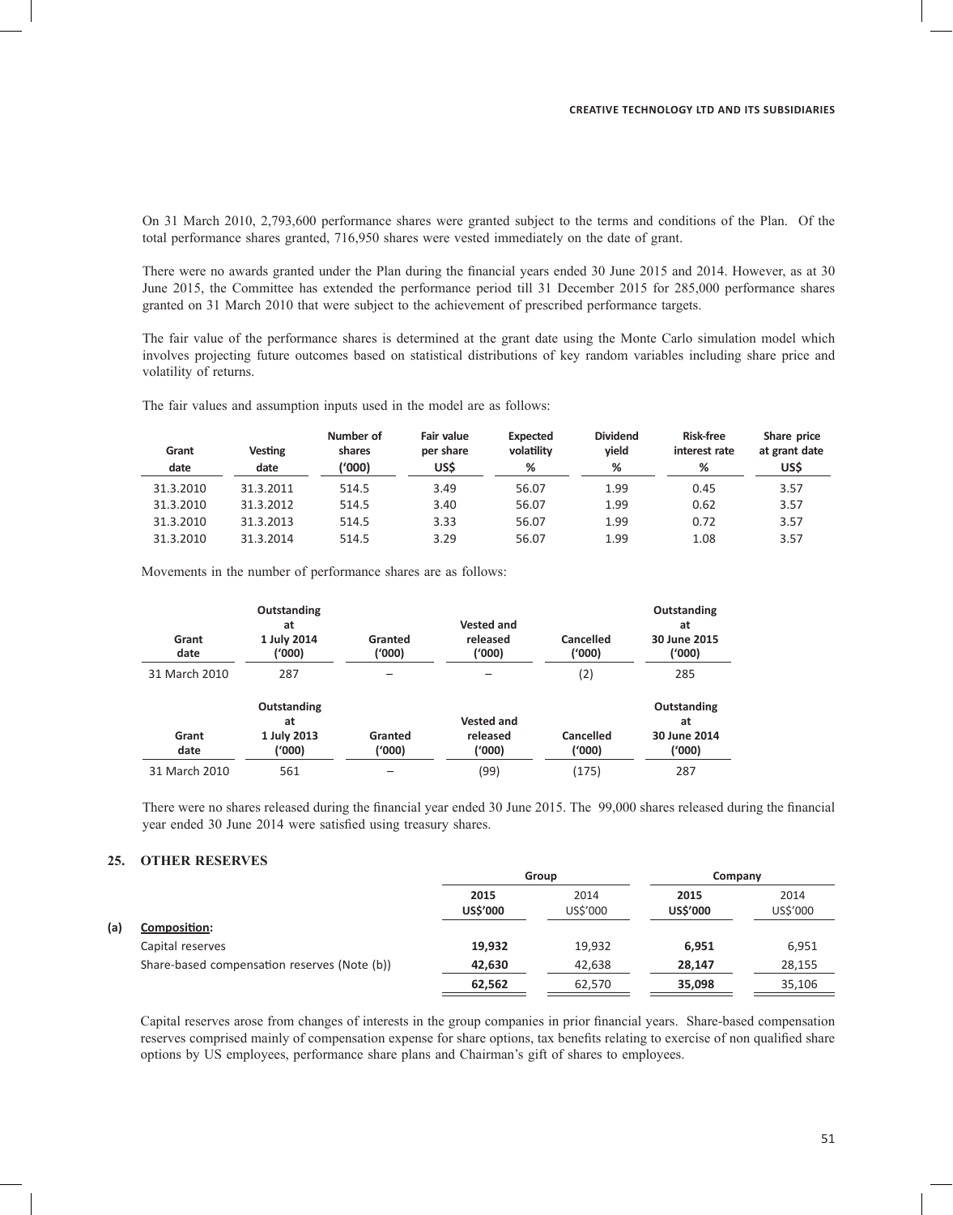On 31 March 2010, 2,793,600 performance shares were granted subject to the terms and conditions of the Plan. Of the total performance shares granted, 716,950 shares were vested immediately on the date of grant.

There were no awards granted under the Plan during the financial years ended 30 June 2015 and 2014. However, as at 30 June 2015, the Committee has extended the performance period till 31 December 2015 for 285,000 performance shares granted on 31 March 2010 that were subject to the achievement of prescribed performance targets.

The fair value of the performance shares is determined at the grant date using the Monte Carlo simulation model which involves projecting future outcomes based on statistical distributions of key random variables including share price and volatility of returns.

The fair values and assumption inputs used in the model are as follows:

| Grant date | Vesting date | Number of shares ('000) | Fair value per share US$ | Expected volatility % | Dividend yield % | Risk-free interest rate % | Share price at grant date US$ |
|---|---|---|---|---|---|---|---|
| 31.3.2010 | 31.3.2011 | 514.5 | 3.49 | 56.07 | 1.99 | 0.45 | 3.57 |
| 31.3.2010 | 31.3.2012 | 514.5 | 3.40 | 56.07 | 1.99 | 0.62 | 3.57 |
| 31.3.2010 | 31.3.2013 | 514.5 | 3.33 | 56.07 | 1.99 | 0.72 | 3.57 |
| 31.3.2010 | 31.3.2014 | 514.5 | 3.29 | 56.07 | 1.99 | 1.08 | 3.57 |

Movements in the number of performance shares are as follows:

| Grant date | Outstanding at 1 July 2014 ('000) | Granted ('000) | Vested and released ('000) | Cancelled ('000) | Outstanding at 30 June 2015 ('000) |
|---|---|---|---|---|---|
| 31 March 2010 | 287 | – | – | (2) | 285 |

| Grant date | Outstanding at 1 July 2013 ('000) | Granted ('000) | Vested and released ('000) | Cancelled ('000) | Outstanding at 30 June 2014 ('000) |
|---|---|---|---|---|---|
| 31 March 2010 | 561 | – | (99) | (175) | 287 |

There were no shares released during the financial year ended 30 June 2015. The 99,000 shares released during the financial year ended 30 June 2014 were satisfied using treasury shares.

## 25. OTHER RESERVES

| | Group | | Company | |
|---|---|---|---|---|
| | **2015 US$'000** | 2014 US$'000 | **2015 US$'000** | 2014 US$'000 |
| **(a) Composition:** | | | | |
| Capital reserves | **19,932** | 19,932 | **6,951** | 6,951 |
| Share-based compensation reserves (Note (b)) | **42,630** | 42,638 | **28,147** | 28,155 |
| | **62,562** | 62,570 | **35,098** | 35,106 |

Capital reserves arose from changes of interests in the group companies in prior financial years. Share-based compensation reserves comprised mainly of compensation expense for share options, tax benefits relating to exercise of non qualified share options by US employees, performance share plans and Chairman's gift of shares to employees.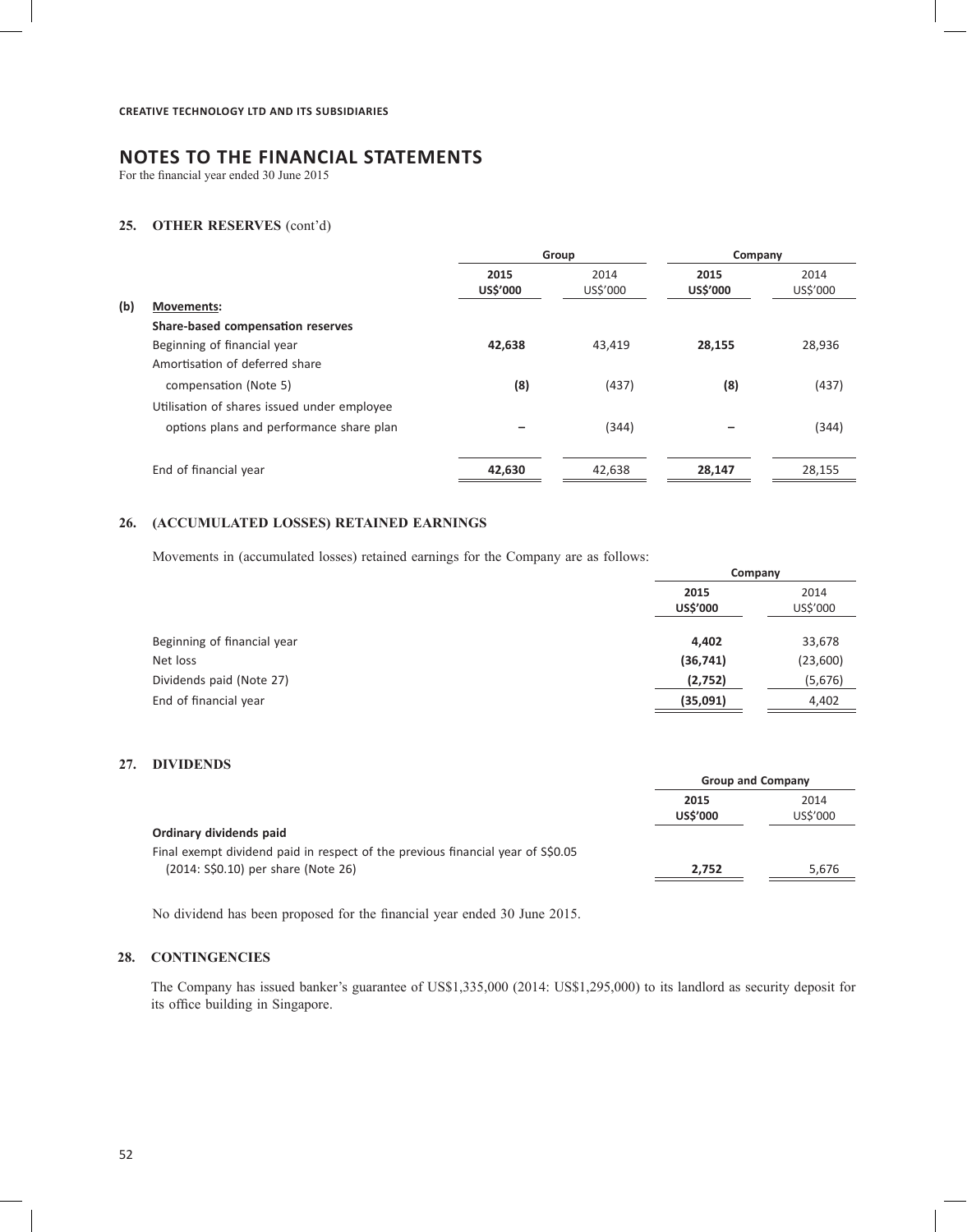**CREATIVE TECHNOLOGY LTD AND ITS SUBSIDIARIES**

# NOTES TO THE FINANCIAL STATEMENTS

For the financial year ended 30 June 2015

## 25. OTHER RESERVES (cont'd)

| | | Group | | Company | |
|---|---|---|---|---|---|
| | | **2015** | 2014 | **2015** | 2014 |
| | | **US$'000** | US$'000 | **US$'000** | US$'000 |
| **(b)** | **Movements:** | | | | |
| | **Share-based compensation reserves** | | | | |
| | Beginning of financial year | **42,638** | 43,419 | **28,155** | 28,936 |
| | Amortisation of deferred share compensation (Note 5) | **(8)** | (437) | **(8)** | (437) |
| | Utilisation of shares issued under employee options plans and performance share plan | **–** | (344) | **–** | (344) |
| | End of financial year | **42,630** | 42,638 | **28,147** | 28,155 |

## 26. (ACCUMULATED LOSSES) RETAINED EARNINGS

Movements in (accumulated losses) retained earnings for the Company are as follows:

| | Company | |
|---|---|---|
| | **2015** | 2014 |
| | **US$'000** | US$'000 |
| Beginning of financial year | **4,402** | 33,678 |
| Net loss | **(36,741)** | (23,600) |
| Dividends paid (Note 27) | **(2,752)** | (5,676) |
| End of financial year | **(35,091)** | 4,402 |

## 27. DIVIDENDS

| | Group and Company | |
|---|---|---|
| | **2015** | 2014 |
| | **US$'000** | US$'000 |
| **Ordinary dividends paid** | | |
| Final exempt dividend paid in respect of the previous financial year of S$0.05 (2014: S$0.10) per share (Note 26) | **2,752** | 5,676 |

No dividend has been proposed for the financial year ended 30 June 2015.

## 28. CONTINGENCIES

The Company has issued banker's guarantee of US$1,335,000 (2014: US$1,295,000) to its landlord as security deposit for its office building in Singapore.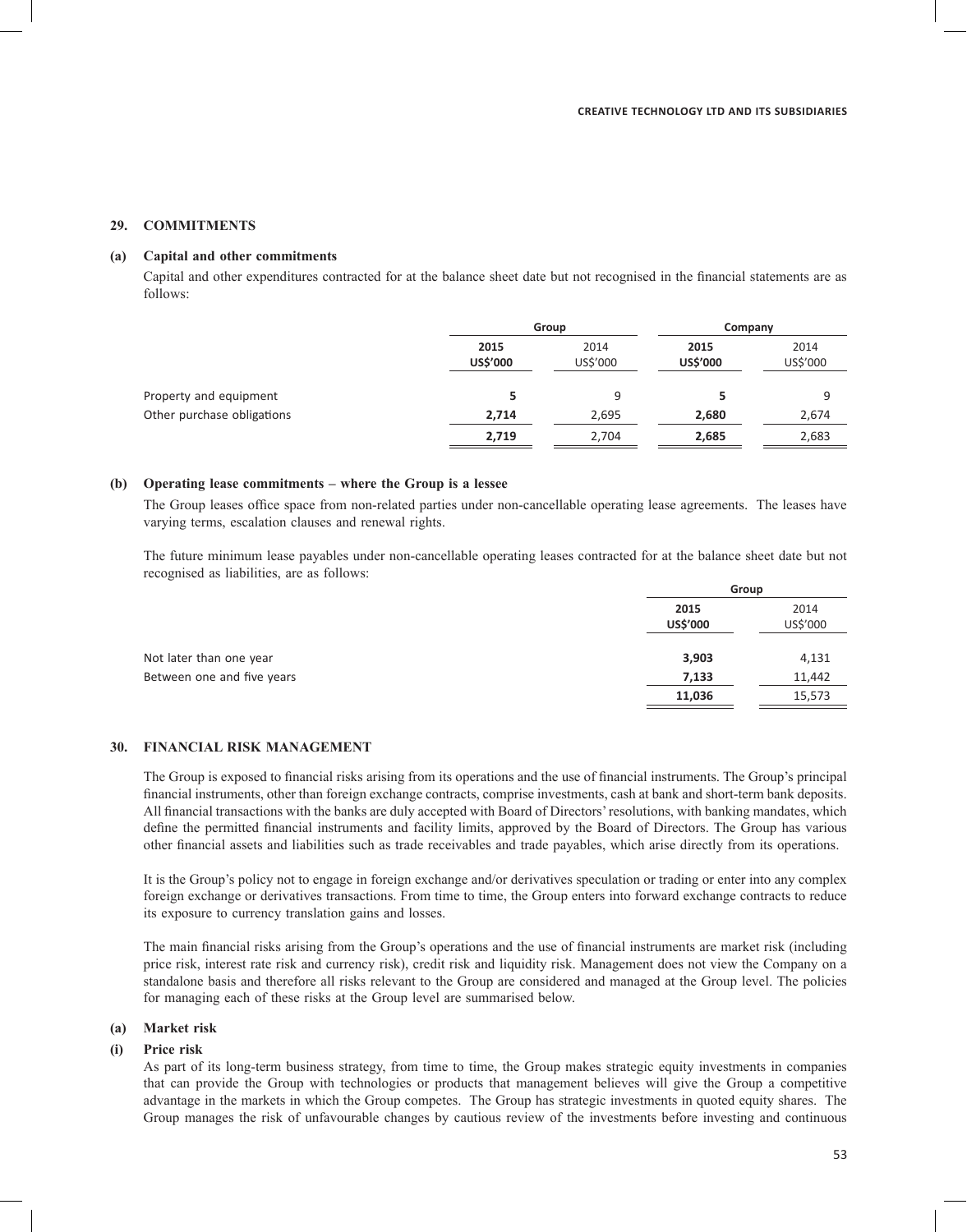## 29. COMMITMENTS

### (a) Capital and other commitments

Capital and other expenditures contracted for at the balance sheet date but not recognised in the financial statements are as follows:

| | Group | | Company | |
|---|---|---|---|---|
| | **2015** | 2014 | **2015** | 2014 |
| | **US$'000** | US$'000 | **US$'000** | US$'000 |
| Property and equipment | **5** | 9 | **5** | 9 |
| Other purchase obligations | **2,714** | 2,695 | **2,680** | 2,674 |
| | **2,719** | 2,704 | **2,685** | 2,683 |

### (b) Operating lease commitments – where the Group is a lessee

The Group leases office space from non-related parties under non-cancellable operating lease agreements. The leases have varying terms, escalation clauses and renewal rights.

The future minimum lease payables under non-cancellable operating leases contracted for at the balance sheet date but not recognised as liabilities, are as follows:

| | Group | |
|---|---|---|
| | **2015** | 2014 |
| | **US$'000** | US$'000 |
| Not later than one year | **3,903** | 4,131 |
| Between one and five years | **7,133** | 11,442 |
| | **11,036** | 15,573 |

## 30. FINANCIAL RISK MANAGEMENT

The Group is exposed to financial risks arising from its operations and the use of financial instruments. The Group's principal financial instruments, other than foreign exchange contracts, comprise investments, cash at bank and short-term bank deposits. All financial transactions with the banks are duly accepted with Board of Directors' resolutions, with banking mandates, which define the permitted financial instruments and facility limits, approved by the Board of Directors. The Group has various other financial assets and liabilities such as trade receivables and trade payables, which arise directly from its operations.

It is the Group's policy not to engage in foreign exchange and/or derivatives speculation or trading or enter into any complex foreign exchange or derivatives transactions. From time to time, the Group enters into forward exchange contracts to reduce its exposure to currency translation gains and losses.

The main financial risks arising from the Group's operations and the use of financial instruments are market risk (including price risk, interest rate risk and currency risk), credit risk and liquidity risk. Management does not view the Company on a standalone basis and therefore all risks relevant to the Group are considered and managed at the Group level. The policies for managing each of these risks at the Group level are summarised below.

### (a) Market risk

#### (i) Price risk

As part of its long-term business strategy, from time to time, the Group makes strategic equity investments in companies that can provide the Group with technologies or products that management believes will give the Group a competitive advantage in the markets in which the Group competes. The Group has strategic investments in quoted equity shares. The Group manages the risk of unfavourable changes by cautious review of the investments before investing and continuous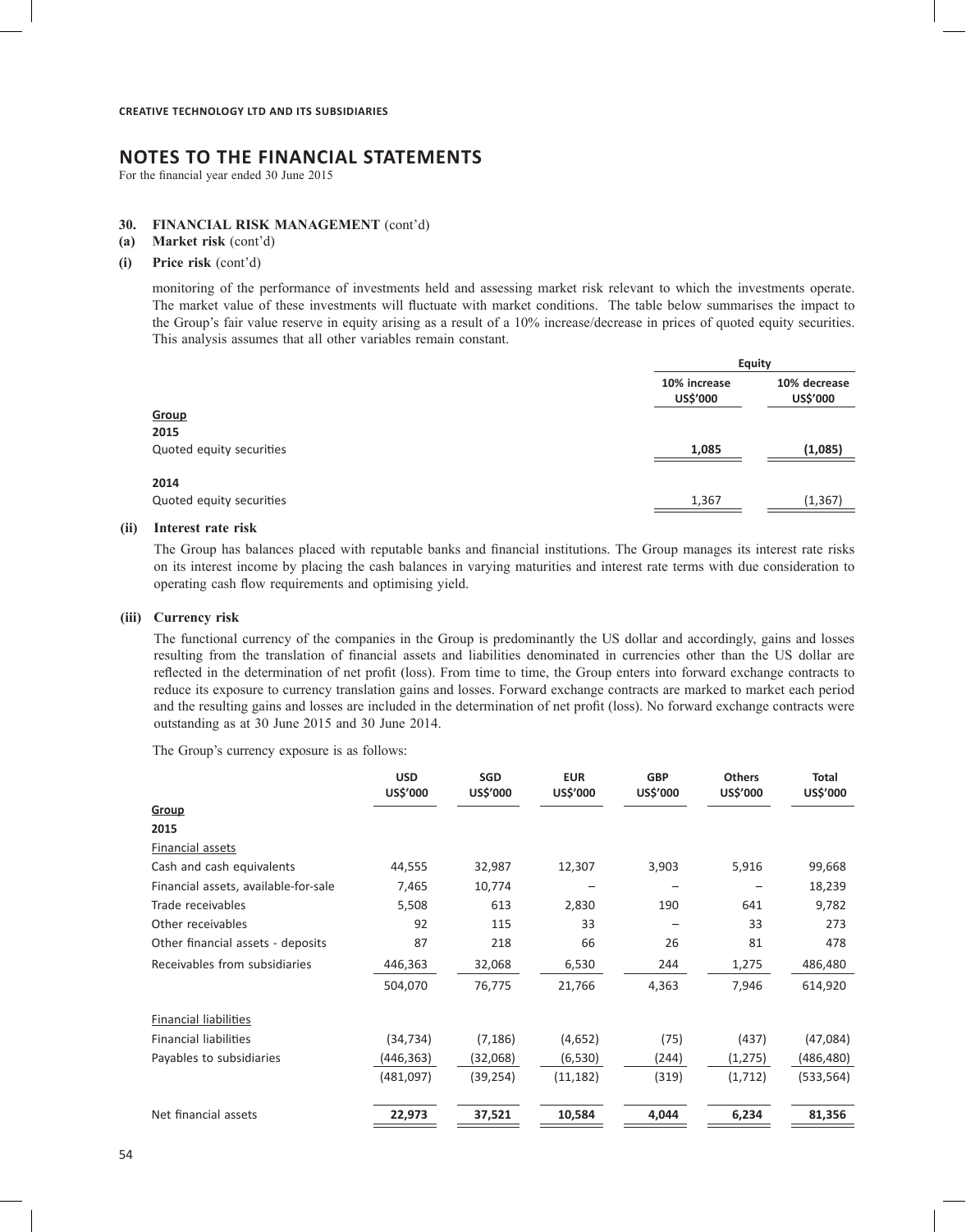## NOTES TO THE FINANCIAL STATEMENTS

For the financial year ended 30 June 2015

### 30. FINANCIAL RISK MANAGEMENT (cont'd)

#### (a) Market risk (cont'd)

#### (i) Price risk (cont'd)

monitoring of the performance of investments held and assessing market risk relevant to which the investments operate. The market value of these investments will fluctuate with market conditions. The table below summarises the impact to the Group's fair value reserve in equity arising as a result of a 10% increase/decrease in prices of quoted equity securities. This analysis assumes that all other variables remain constant.

| | Equity | |
|---|---|---|
| | 10% increase US$'000 | 10% decrease US$'000 |
| **Group** | | |
| **2015** | | |
| Quoted equity securities | **1,085** | **(1,085)** |
| **2014** | | |
| Quoted equity securities | 1,367 | (1,367) |

#### (ii) Interest rate risk

The Group has balances placed with reputable banks and financial institutions. The Group manages its interest rate risks on its interest income by placing the cash balances in varying maturities and interest rate terms with due consideration to operating cash flow requirements and optimising yield.

#### (iii) Currency risk

The functional currency of the companies in the Group is predominantly the US dollar and accordingly, gains and losses resulting from the translation of financial assets and liabilities denominated in currencies other than the US dollar are reflected in the determination of net profit (loss). From time to time, the Group enters into forward exchange contracts to reduce its exposure to currency translation gains and losses. Forward exchange contracts are marked to market each period and the resulting gains and losses are included in the determination of net profit (loss). No forward exchange contracts were outstanding as at 30 June 2015 and 30 June 2014.

The Group's currency exposure is as follows:

| | USD US$'000 | SGD US$'000 | EUR US$'000 | GBP US$'000 | Others US$'000 | Total US$'000 |
|---|---|---|---|---|---|---|
| **Group** | | | | | | |
| **2015** | | | | | | |
| Financial assets | | | | | | |
| Cash and cash equivalents | 44,555 | 32,987 | 12,307 | 3,903 | 5,916 | 99,668 |
| Financial assets, available-for-sale | 7,465 | 10,774 | – | – | – | 18,239 |
| Trade receivables | 5,508 | 613 | 2,830 | 190 | 641 | 9,782 |
| Other receivables | 92 | 115 | 33 | – | 33 | 273 |
| Other financial assets - deposits | 87 | 218 | 66 | 26 | 81 | 478 |
| Receivables from subsidiaries | 446,363 | 32,068 | 6,530 | 244 | 1,275 | 486,480 |
| | 504,070 | 76,775 | 21,766 | 4,363 | 7,946 | 614,920 |
| Financial liabilities | | | | | | |
| Financial liabilities | (34,734) | (7,186) | (4,652) | (75) | (437) | (47,084) |
| Payables to subsidiaries | (446,363) | (32,068) | (6,530) | (244) | (1,275) | (486,480) |
| | (481,097) | (39,254) | (11,182) | (319) | (1,712) | (533,564) |
| Net financial assets | **22,973** | **37,521** | **10,584** | **4,044** | **6,234** | **81,356** |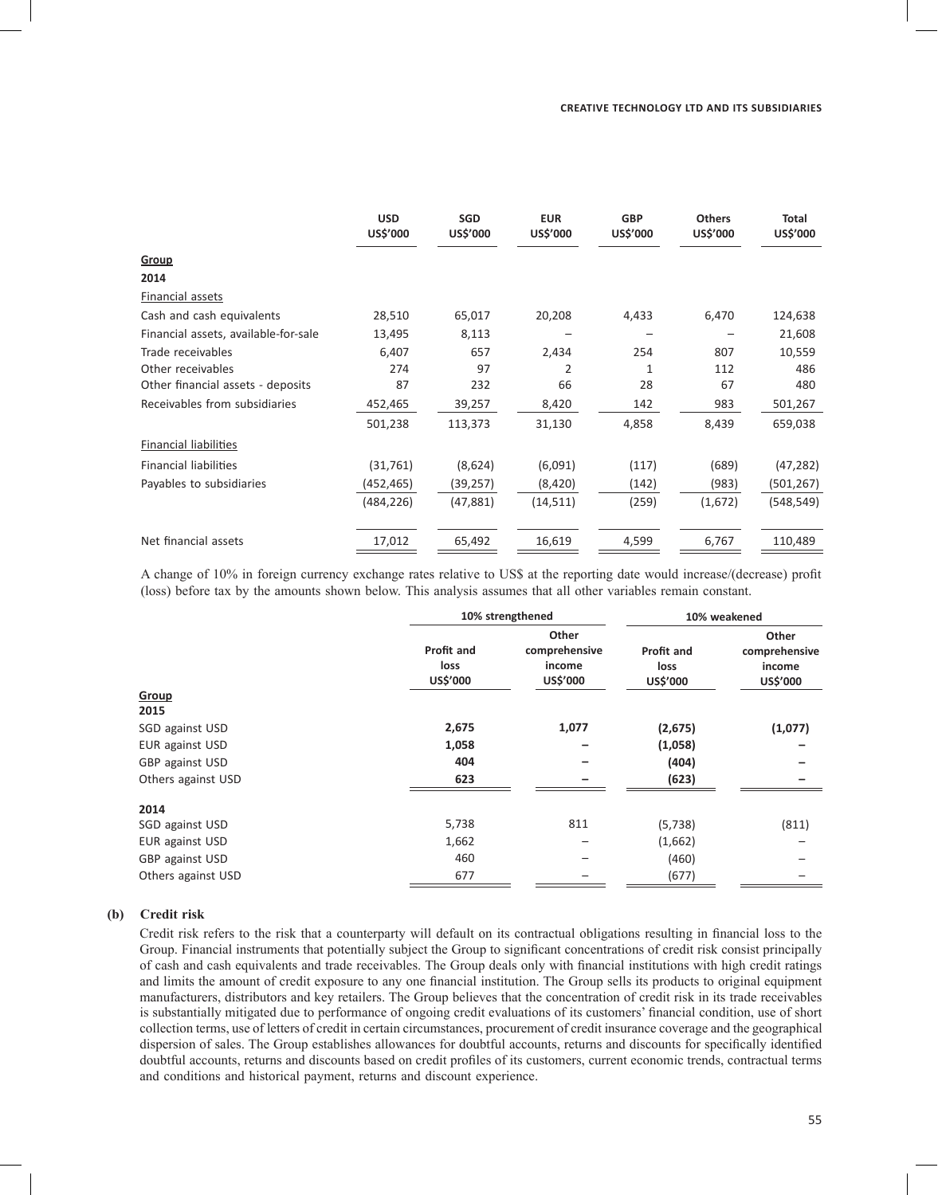| | USD US$'000 | SGD US$'000 | EUR US$'000 | GBP US$'000 | Others US$'000 | Total US$'000 |
|---|---|---|---|---|---|---|
| **Group** | | | | | | |
| **2014** | | | | | | |
| Financial assets | | | | | | |
| Cash and cash equivalents | 28,510 | 65,017 | 20,208 | 4,433 | 6,470 | 124,638 |
| Financial assets, available-for-sale | 13,495 | 8,113 | – | – | – | 21,608 |
| Trade receivables | 6,407 | 657 | 2,434 | 254 | 807 | 10,559 |
| Other receivables | 274 | 97 | 2 | 1 | 112 | 486 |
| Other financial assets - deposits | 87 | 232 | 66 | 28 | 67 | 480 |
| Receivables from subsidiaries | 452,465 | 39,257 | 8,420 | 142 | 983 | 501,267 |
| | 501,238 | 113,373 | 31,130 | 4,858 | 8,439 | 659,038 |
| Financial liabilities | | | | | | |
| Financial liabilities | (31,761) | (8,624) | (6,091) | (117) | (689) | (47,282) |
| Payables to subsidiaries | (452,465) | (39,257) | (8,420) | (142) | (983) | (501,267) |
| | (484,226) | (47,881) | (14,511) | (259) | (1,672) | (548,549) |
| Net financial assets | 17,012 | 65,492 | 16,619 | 4,599 | 6,767 | 110,489 |

A change of 10% in foreign currency exchange rates relative to US$ at the reporting date would increase/(decrease) profit (loss) before tax by the amounts shown below. This analysis assumes that all other variables remain constant.

| | 10% strengthened | | 10% weakened | |
|---|---|---|---|---|
| | Profit and loss US$'000 | Other comprehensive income US$'000 | Profit and loss US$'000 | Other comprehensive income US$'000 |
| **Group** | | | | |
| **2015** | | | | |
| SGD against USD | **2,675** | **1,077** | **(2,675)** | **(1,077)** |
| EUR against USD | **1,058** | **–** | **(1,058)** | **–** |
| GBP against USD | **404** | **–** | **(404)** | **–** |
| Others against USD | **623** | **–** | **(623)** | **–** |
| **2014** | | | | |
| SGD against USD | 5,738 | 811 | (5,738) | (811) |
| EUR against USD | 1,662 | – | (1,662) | – |
| GBP against USD | 460 | – | (460) | – |
| Others against USD | 677 | – | (677) | – |

**(b) Credit risk**

Credit risk refers to the risk that a counterparty will default on its contractual obligations resulting in financial loss to the Group. Financial instruments that potentially subject the Group to significant concentrations of credit risk consist principally of cash and cash equivalents and trade receivables. The Group deals only with financial institutions with high credit ratings and limits the amount of credit exposure to any one financial institution. The Group sells its products to original equipment manufacturers, distributors and key retailers. The Group believes that the concentration of credit risk in its trade receivables is substantially mitigated due to performance of ongoing credit evaluations of its customers' financial condition, use of short collection terms, use of letters of credit in certain circumstances, procurement of credit insurance coverage and the geographical dispersion of sales. The Group establishes allowances for doubtful accounts, returns and discounts for specifically identified doubtful accounts, returns and discounts based on credit profiles of its customers, current economic trends, contractual terms and conditions and historical payment, returns and discount experience.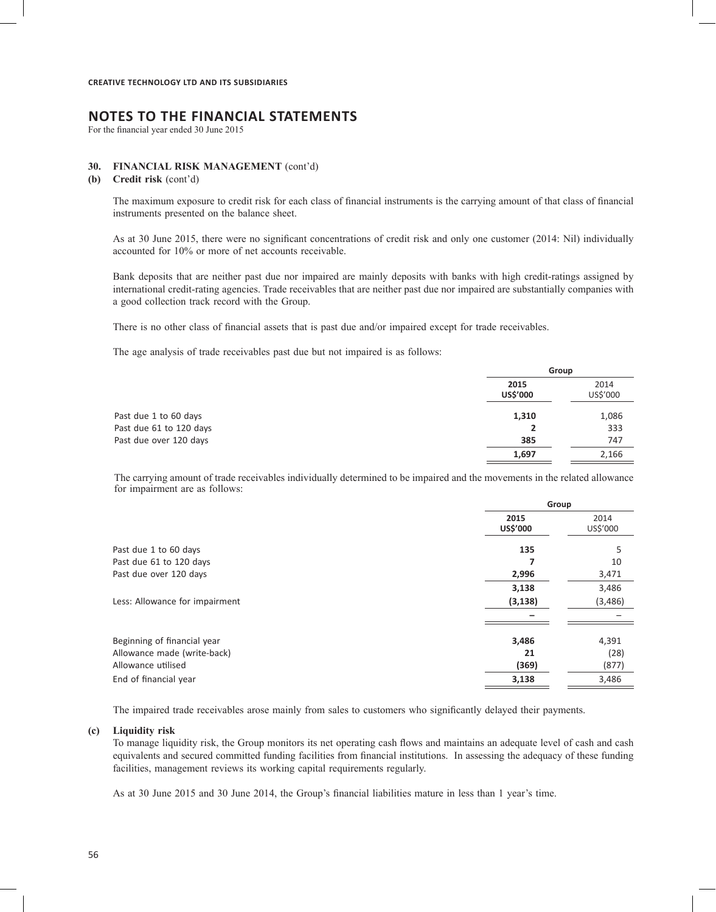# NOTES TO THE FINANCIAL STATEMENTS

For the financial year ended 30 June 2015

## 30. FINANCIAL RISK MANAGEMENT (cont'd)

### (b) Credit risk (cont'd)

The maximum exposure to credit risk for each class of financial instruments is the carrying amount of that class of financial instruments presented on the balance sheet.

As at 30 June 2015, there were no significant concentrations of credit risk and only one customer (2014: Nil) individually accounted for 10% or more of net accounts receivable.

Bank deposits that are neither past due nor impaired are mainly deposits with banks with high credit-ratings assigned by international credit-rating agencies. Trade receivables that are neither past due nor impaired are substantially companies with a good collection track record with the Group.

There is no other class of financial assets that is past due and/or impaired except for trade receivables.

The age analysis of trade receivables past due but not impaired is as follows:

| | Group | |
|---|---|---|
| | **2015 US$'000** | 2014 US$'000 |
| Past due 1 to 60 days | **1,310** | 1,086 |
| Past due 61 to 120 days | **2** | 333 |
| Past due over 120 days | **385** | 747 |
| | **1,697** | 2,166 |

The carrying amount of trade receivables individually determined to be impaired and the movements in the related allowance for impairment are as follows:

| | Group | |
|---|---|---|
| | **2015 US$'000** | 2014 US$'000 |
| Past due 1 to 60 days | **135** | 5 |
| Past due 61 to 120 days | **7** | 10 |
| Past due over 120 days | **2,996** | 3,471 |
| | **3,138** | 3,486 |
| Less: Allowance for impairment | **(3,138)** | (3,486) |
| | **–** | – |
| Beginning of financial year | **3,486** | 4,391 |
| Allowance made (write-back) | **21** | (28) |
| Allowance utilised | **(369)** | (877) |
| End of financial year | **3,138** | 3,486 |

The impaired trade receivables arose mainly from sales to customers who significantly delayed their payments.

### (c) Liquidity risk

To manage liquidity risk, the Group monitors its net operating cash flows and maintains an adequate level of cash and cash equivalents and secured committed funding facilities from financial institutions. In assessing the adequacy of these funding facilities, management reviews its working capital requirements regularly.

As at 30 June 2015 and 30 June 2014, the Group's financial liabilities mature in less than 1 year's time.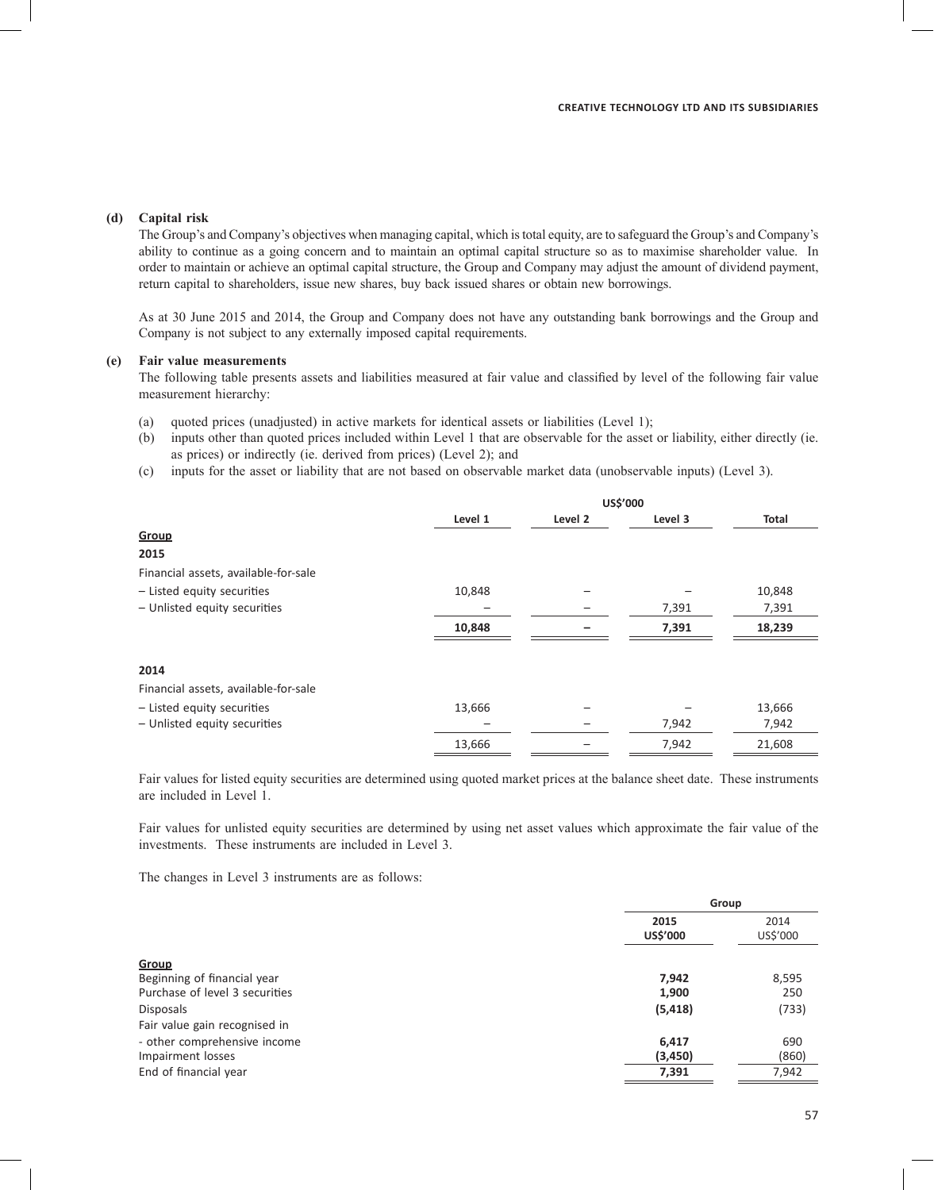**(d) Capital risk**

The Group's and Company's objectives when managing capital, which is total equity, are to safeguard the Group's and Company's ability to continue as a going concern and to maintain an optimal capital structure so as to maximise shareholder value. In order to maintain or achieve an optimal capital structure, the Group and Company may adjust the amount of dividend payment, return capital to shareholders, issue new shares, buy back issued shares or obtain new borrowings.

As at 30 June 2015 and 2014, the Group and Company does not have any outstanding bank borrowings and the Group and Company is not subject to any externally imposed capital requirements.

**(e) Fair value measurements**

The following table presents assets and liabilities measured at fair value and classified by level of the following fair value measurement hierarchy:

(a) quoted prices (unadjusted) in active markets for identical assets or liabilities (Level 1);
(b) inputs other than quoted prices included within Level 1 that are observable for the asset or liability, either directly (ie. as prices) or indirectly (ie. derived from prices) (Level 2); and
(c) inputs for the asset or liability that are not based on observable market data (unobservable inputs) (Level 3).

| | US$'000 | | | |
|---|---|---|---|---|
| | **Level 1** | **Level 2** | **Level 3** | **Total** |
| **Group** | | | | |
| **2015** | | | | |
| Financial assets, available-for-sale | | | | |
| – Listed equity securities | 10,848 | – | – | 10,848 |
| – Unlisted equity securities | – | – | 7,391 | 7,391 |
| | **10,848** | **–** | **7,391** | **18,239** |
| **2014** | | | | |
| Financial assets, available-for-sale | | | | |
| – Listed equity securities | 13,666 | – | – | 13,666 |
| – Unlisted equity securities | – | – | 7,942 | 7,942 |
| | 13,666 | – | 7,942 | 21,608 |

Fair values for listed equity securities are determined using quoted market prices at the balance sheet date. These instruments are included in Level 1.

Fair values for unlisted equity securities are determined by using net asset values which approximate the fair value of the investments. These instruments are included in Level 3.

The changes in Level 3 instruments are as follows:

| | Group | |
|---|---|---|
| | **2015 US$'000** | 2014 US$'000 |
| **Group** | | |
| Beginning of financial year | **7,942** | 8,595 |
| Purchase of level 3 securities | **1,900** | 250 |
| Disposals | **(5,418)** | (733) |
| Fair value gain recognised in | | |
| - other comprehensive income | **6,417** | 690 |
| Impairment losses | **(3,450)** | (860) |
| End of financial year | **7,391** | 7,942 |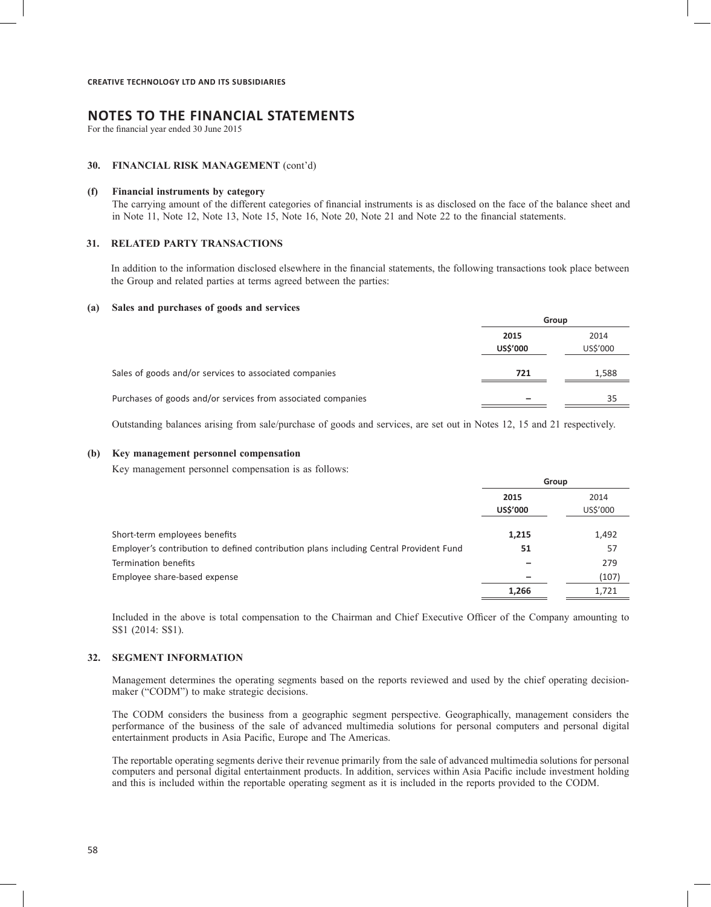**CREATIVE TECHNOLOGY LTD AND ITS SUBSIDIARIES**

# NOTES TO THE FINANCIAL STATEMENTS

For the financial year ended 30 June 2015

## 30. FINANCIAL RISK MANAGEMENT (cont'd)

### (f) Financial instruments by category

The carrying amount of the different categories of financial instruments is as disclosed on the face of the balance sheet and in Note 11, Note 12, Note 13, Note 15, Note 16, Note 20, Note 21 and Note 22 to the financial statements.

## 31. RELATED PARTY TRANSACTIONS

In addition to the information disclosed elsewhere in the financial statements, the following transactions took place between the Group and related parties at terms agreed between the parties:

### (a) Sales and purchases of goods and services

| | Group | |
|---|---|---|
| | **2015** | 2014 |
| | **US$'000** | US$'000 |
| Sales of goods and/or services to associated companies | **721** | 1,588 |
| Purchases of goods and/or services from associated companies | **–** | 35 |

Outstanding balances arising from sale/purchase of goods and services, are set out in Notes 12, 15 and 21 respectively.

### (b) Key management personnel compensation

Key management personnel compensation is as follows:

| | Group | |
|---|---|---|
| | **2015** | 2014 |
| | **US$'000** | US$'000 |
| Short-term employees benefits | **1,215** | 1,492 |
| Employer's contribution to defined contribution plans including Central Provident Fund | **51** | 57 |
| Termination benefits | **–** | 279 |
| Employee share-based expense | **–** | (107) |
| | **1,266** | 1,721 |

Included in the above is total compensation to the Chairman and Chief Executive Officer of the Company amounting to S$1 (2014: S$1).

## 32. SEGMENT INFORMATION

Management determines the operating segments based on the reports reviewed and used by the chief operating decision-maker ("CODM") to make strategic decisions.

The CODM considers the business from a geographic segment perspective. Geographically, management considers the performance of the business of the sale of advanced multimedia solutions for personal computers and personal digital entertainment products in Asia Pacific, Europe and The Americas.

The reportable operating segments derive their revenue primarily from the sale of advanced multimedia solutions for personal computers and personal digital entertainment products. In addition, services within Asia Pacific include investment holding and this is included within the reportable operating segment as it is included in the reports provided to the CODM.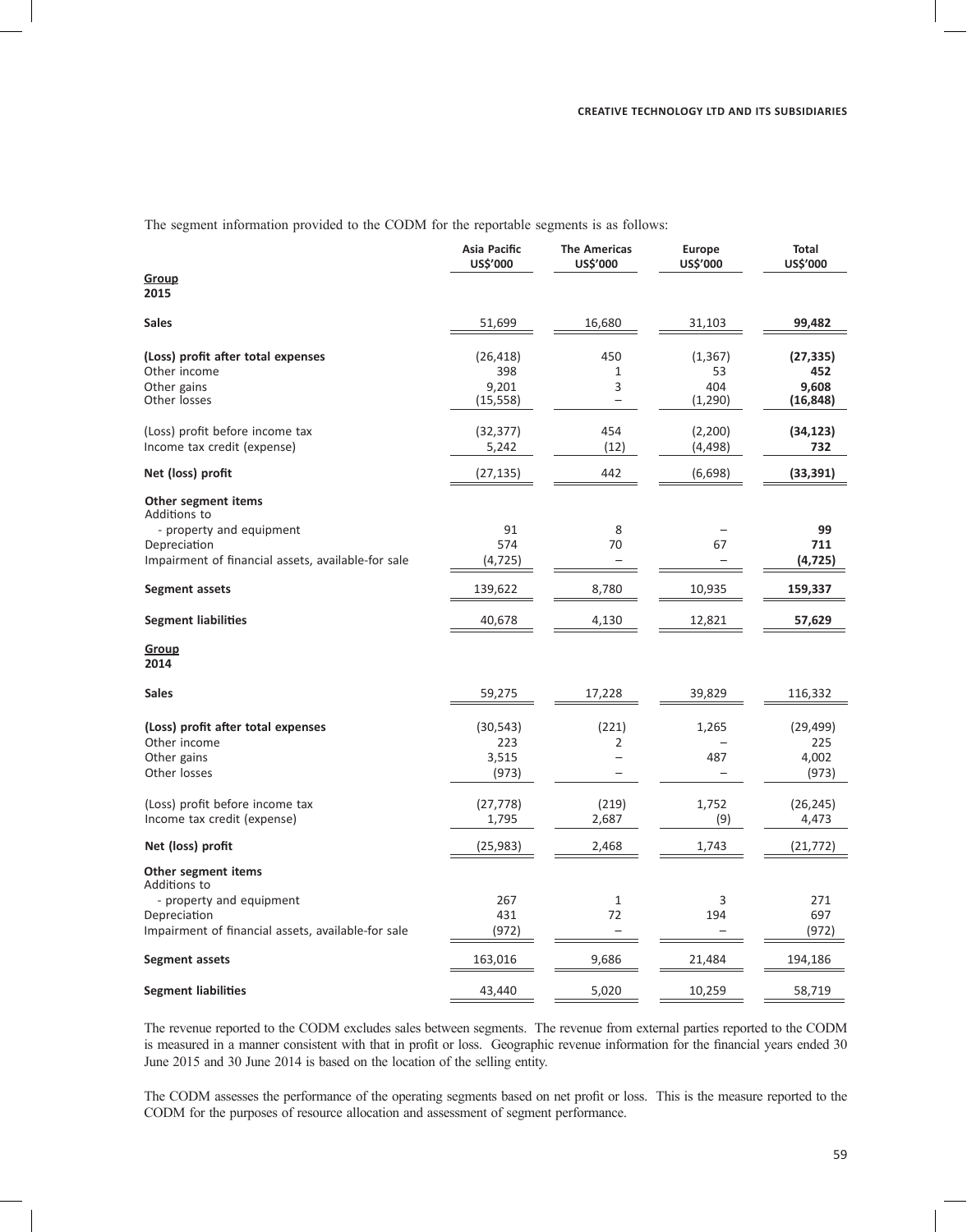The segment information provided to the CODM for the reportable segments is as follows:

| | Asia Pacific US$'000 | The Americas US$'000 | Europe US$'000 | Total US$'000 |
|---|---|---|---|---|
| **Group** | | | | |
| **2015** | | | | |
| **Sales** | 51,699 | 16,680 | 31,103 | **99,482** |
| **(Loss) profit after total expenses** | (26,418) | 450 | (1,367) | **(27,335)** |
| Other income | 398 | 1 | 53 | **452** |
| Other gains | 9,201 | 3 | 404 | **9,608** |
| Other losses | (15,558) | – | (1,290) | **(16,848)** |
| (Loss) profit before income tax | (32,377) | 454 | (2,200) | **(34,123)** |
| Income tax credit (expense) | 5,242 | (12) | (4,498) | **732** |
| **Net (loss) profit** | (27,135) | 442 | (6,698) | **(33,391)** |
| **Other segment items** | | | | |
| Additions to | | | | |
| - property and equipment | 91 | 8 | – | **99** |
| Depreciation | 574 | 70 | 67 | **711** |
| Impairment of financial assets, available-for sale | (4,725) | – | – | **(4,725)** |
| **Segment assets** | 139,622 | 8,780 | 10,935 | **159,337** |
| **Segment liabilities** | 40,678 | 4,130 | 12,821 | **57,629** |
| **Group** | | | | |
| **2014** | | | | |
| **Sales** | 59,275 | 17,228 | 39,829 | 116,332 |
| **(Loss) profit after total expenses** | (30,543) | (221) | 1,265 | (29,499) |
| Other income | 223 | 2 | – | 225 |
| Other gains | 3,515 | – | 487 | 4,002 |
| Other losses | (973) | – | – | (973) |
| (Loss) profit before income tax | (27,778) | (219) | 1,752 | (26,245) |
| Income tax credit (expense) | 1,795 | 2,687 | (9) | 4,473 |
| **Net (loss) profit** | (25,983) | 2,468 | 1,743 | (21,772) |
| **Other segment items** | | | | |
| Additions to | | | | |
| - property and equipment | 267 | 1 | 3 | 271 |
| Depreciation | 431 | 72 | 194 | 697 |
| Impairment of financial assets, available-for sale | (972) | – | – | (972) |
| **Segment assets** | 163,016 | 9,686 | 21,484 | 194,186 |
| **Segment liabilities** | 43,440 | 5,020 | 10,259 | 58,719 |

The revenue reported to the CODM excludes sales between segments. The revenue from external parties reported to the CODM is measured in a manner consistent with that in profit or loss. Geographic revenue information for the financial years ended 30 June 2015 and 30 June 2014 is based on the location of the selling entity.

The CODM assesses the performance of the operating segments based on net profit or loss. This is the measure reported to the CODM for the purposes of resource allocation and assessment of segment performance.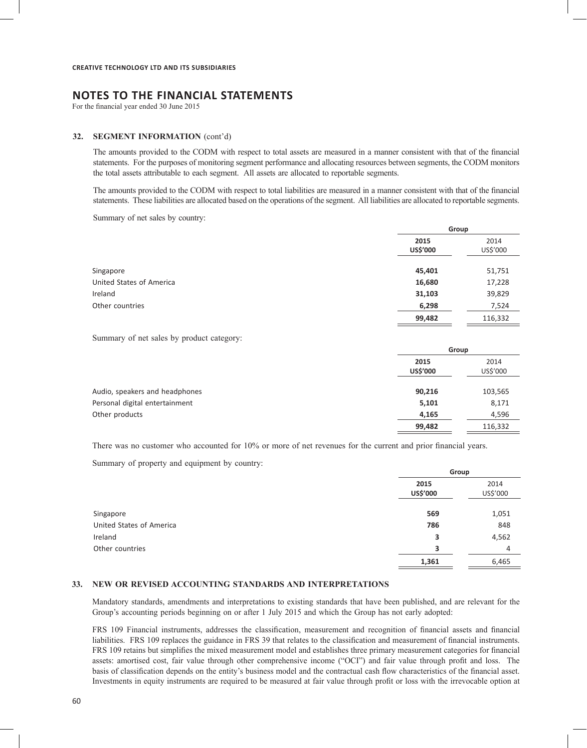## 32. SEGMENT INFORMATION (cont'd)

The amounts provided to the CODM with respect to total assets are measured in a manner consistent with that of the financial statements. For the purposes of monitoring segment performance and allocating resources between segments, the CODM monitors the total assets attributable to each segment. All assets are allocated to reportable segments.

The amounts provided to the CODM with respect to total liabilities are measured in a manner consistent with that of the financial statements. These liabilities are allocated based on the operations of the segment. All liabilities are allocated to reportable segments.

Summary of net sales by country:

| | Group | |
|---|---|---|
| | **2015 US$'000** | 2014 US$'000 |
| Singapore | **45,401** | 51,751 |
| United States of America | **16,680** | 17,228 |
| Ireland | **31,103** | 39,829 |
| Other countries | **6,298** | 7,524 |
| | **99,482** | 116,332 |

Summary of net sales by product category:

| | Group | |
|---|---|---|
| | **2015 US$'000** | 2014 US$'000 |
| Audio, speakers and headphones | **90,216** | 103,565 |
| Personal digital entertainment | **5,101** | 8,171 |
| Other products | **4,165** | 4,596 |
| | **99,482** | 116,332 |

There was no customer who accounted for 10% or more of net revenues for the current and prior financial years.

Summary of property and equipment by country:

| | Group | |
|---|---|---|
| | **2015 US$'000** | 2014 US$'000 |
| Singapore | **569** | 1,051 |
| United States of America | **786** | 848 |
| Ireland | **3** | 4,562 |
| Other countries | **3** | 4 |
| | **1,361** | 6,465 |

## 33. NEW OR REVISED ACCOUNTING STANDARDS AND INTERPRETATIONS

Mandatory standards, amendments and interpretations to existing standards that have been published, and are relevant for the Group's accounting periods beginning on or after 1 July 2015 and which the Group has not early adopted:

FRS 109 Financial instruments, addresses the classification, measurement and recognition of financial assets and financial liabilities. FRS 109 replaces the guidance in FRS 39 that relates to the classification and measurement of financial instruments. FRS 109 retains but simplifies the mixed measurement model and establishes three primary measurement categories for financial assets: amortised cost, fair value through other comprehensive income ("OCI") and fair value through profit and loss. The basis of classification depends on the entity's business model and the contractual cash flow characteristics of the financial asset. Investments in equity instruments are required to be measured at fair value through profit or loss with the irrevocable option at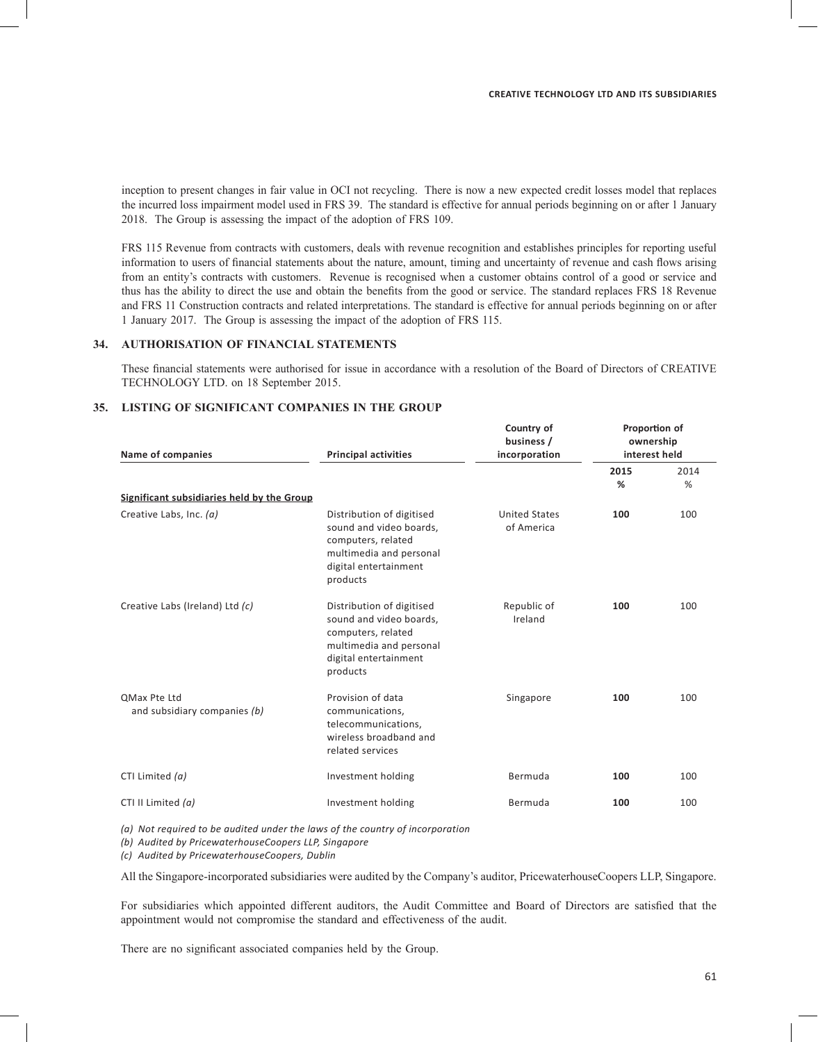inception to present changes in fair value in OCI not recycling. There is now a new expected credit losses model that replaces the incurred loss impairment model used in FRS 39. The standard is effective for annual periods beginning on or after 1 January 2018. The Group is assessing the impact of the adoption of FRS 109.

FRS 115 Revenue from contracts with customers, deals with revenue recognition and establishes principles for reporting useful information to users of financial statements about the nature, amount, timing and uncertainty of revenue and cash flows arising from an entity's contracts with customers. Revenue is recognised when a customer obtains control of a good or service and thus has the ability to direct the use and obtain the benefits from the good or service. The standard replaces FRS 18 Revenue and FRS 11 Construction contracts and related interpretations. The standard is effective for annual periods beginning on or after 1 January 2017. The Group is assessing the impact of the adoption of FRS 115.

## 34. AUTHORISATION OF FINANCIAL STATEMENTS

These financial statements were authorised for issue in accordance with a resolution of the Board of Directors of CREATIVE TECHNOLOGY LTD. on 18 September 2015.

## 35. LISTING OF SIGNIFICANT COMPANIES IN THE GROUP

| Name of companies | Principal activities | Country of business / incorporation | Proportion of ownership interest held | |
|---|---|---|---|---|
| | | | **2015 %** | 2014 % |
| **Significant subsidiaries held by the Group** | | | | |
| Creative Labs, Inc. *(a)* | Distribution of digitised sound and video boards, computers, related multimedia and personal digital entertainment products | United States of America | **100** | 100 |
| Creative Labs (Ireland) Ltd *(c)* | Distribution of digitised sound and video boards, computers, related multimedia and personal digital entertainment products | Republic of Ireland | **100** | 100 |
| QMax Pte Ltd and subsidiary companies *(b)* | Provision of data communications, telecommunications, wireless broadband and related services | Singapore | **100** | 100 |
| CTI Limited *(a)* | Investment holding | Bermuda | **100** | 100 |
| CTI II Limited *(a)* | Investment holding | Bermuda | **100** | 100 |

*(a) Not required to be audited under the laws of the country of incorporation*

*(b) Audited by PricewaterhouseCoopers LLP, Singapore*

*(c) Audited by PricewaterhouseCoopers, Dublin*

All the Singapore-incorporated subsidiaries were audited by the Company's auditor, PricewaterhouseCoopers LLP, Singapore.

For subsidiaries which appointed different auditors, the Audit Committee and Board of Directors are satisfied that the appointment would not compromise the standard and effectiveness of the audit.

There are no significant associated companies held by the Group.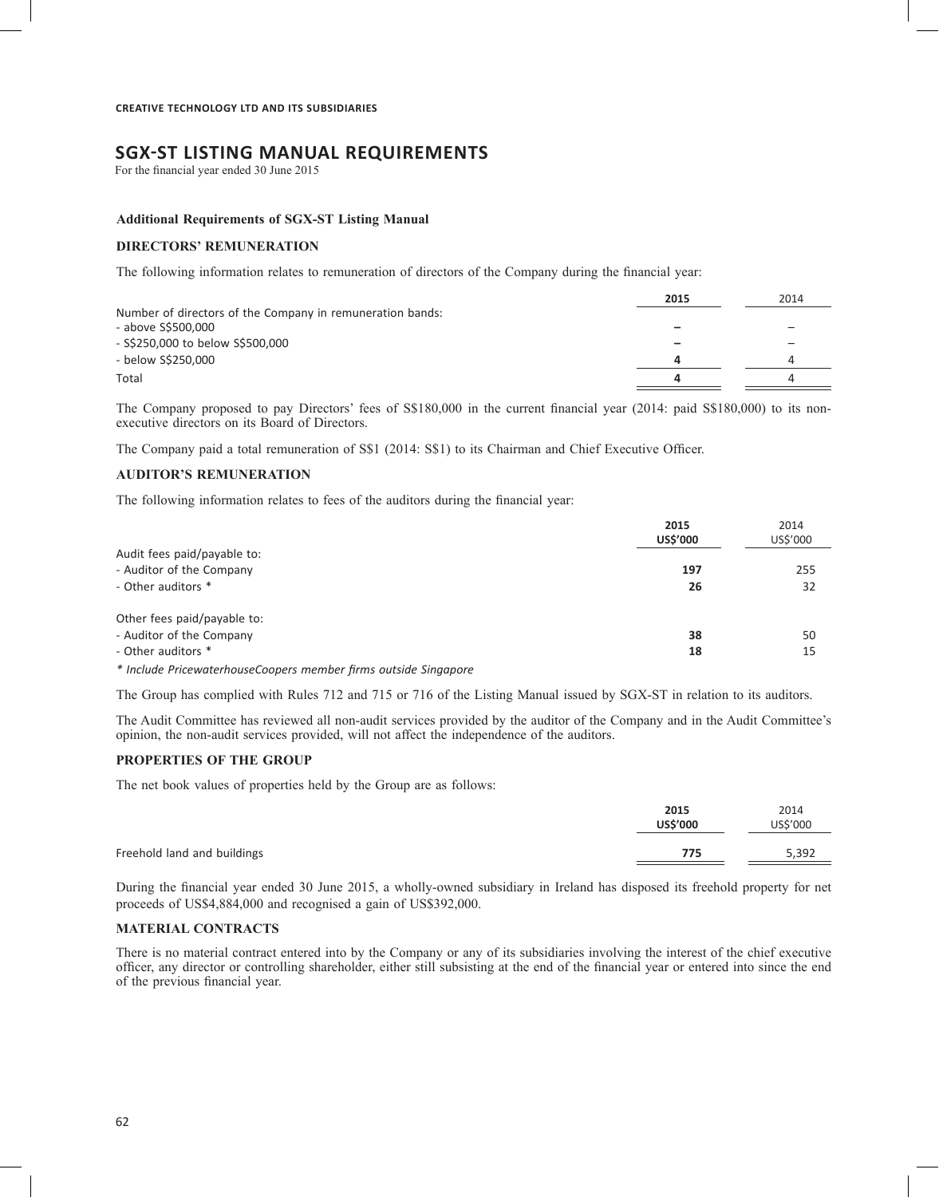**CREATIVE TECHNOLOGY LTD AND ITS SUBSIDIARIES**

# SGX-ST LISTING MANUAL REQUIREMENTS

For the financial year ended 30 June 2015

### Additional Requirements of SGX-ST Listing Manual

### DIRECTORS' REMUNERATION

The following information relates to remuneration of directors of the Company during the financial year:

| | 2015 | 2014 |
|---|---|---|
| Number of directors of the Company in remuneration bands: | | |
| - above S$500,000 | – | – |
| - S$250,000 to below S$500,000 | – | – |
| - below S$250,000 | 4 | 4 |
| Total | 4 | 4 |

The Company proposed to pay Directors' fees of S$180,000 in the current financial year (2014: paid S$180,000) to its non-executive directors on its Board of Directors.

The Company paid a total remuneration of S$1 (2014: S$1) to its Chairman and Chief Executive Officer.

### AUDITOR'S REMUNERATION

The following information relates to fees of the auditors during the financial year:

| | 2015 US$'000 | 2014 US$'000 |
|---|---|---|
| Audit fees paid/payable to: | | |
| - Auditor of the Company | 197 | 255 |
| - Other auditors * | 26 | 32 |
| Other fees paid/payable to: | | |
| - Auditor of the Company | 38 | 50 |
| - Other auditors * | 18 | 15 |

*\* Include PricewaterhouseCoopers member firms outside Singapore*

The Group has complied with Rules 712 and 715 or 716 of the Listing Manual issued by SGX-ST in relation to its auditors.

The Audit Committee has reviewed all non-audit services provided by the auditor of the Company and in the Audit Committee's opinion, the non-audit services provided, will not affect the independence of the auditors.

### PROPERTIES OF THE GROUP

The net book values of properties held by the Group are as follows:

| | 2015 US$'000 | 2014 US$'000 |
|---|---|---|
| Freehold land and buildings | 775 | 5,392 |

During the financial year ended 30 June 2015, a wholly-owned subsidiary in Ireland has disposed its freehold property for net proceeds of US$4,884,000 and recognised a gain of US$392,000.

### MATERIAL CONTRACTS

There is no material contract entered into by the Company or any of its subsidiaries involving the interest of the chief executive officer, any director or controlling shareholder, either still subsisting at the end of the financial year or entered into since the end of the previous financial year.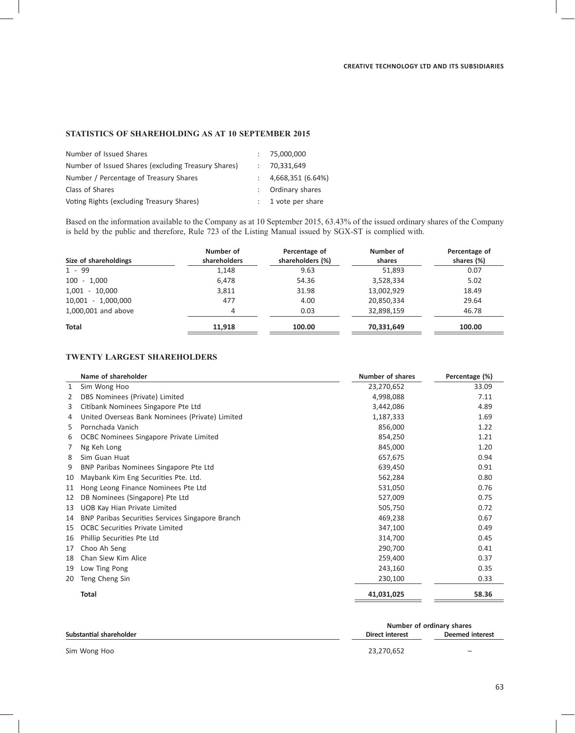## STATISTICS OF SHAREHOLDING AS AT 10 SEPTEMBER 2015

| | | |
|---|---|---|
| Number of Issued Shares | : | 75,000,000 |
| Number of Issued Shares (excluding Treasury Shares) | : | 70,331,649 |
| Number / Percentage of Treasury Shares | : | 4,668,351 (6.64%) |
| Class of Shares | : | Ordinary shares |
| Voting Rights (excluding Treasury Shares) | : | 1 vote per share |

Based on the information available to the Company as at 10 September 2015, 63.43% of the issued ordinary shares of the Company is held by the public and therefore, Rule 723 of the Listing Manual issued by SGX-ST is complied with.

| Size of shareholdings | Number of shareholders | Percentage of shareholders (%) | Number of shares | Percentage of shares (%) |
|---|---|---|---|---|
| 1 - 99 | 1,148 | 9.63 | 51,893 | 0.07 |
| 100 - 1,000 | 6,478 | 54.36 | 3,528,334 | 5.02 |
| 1,001 - 10,000 | 3,811 | 31.98 | 13,002,929 | 18.49 |
| 10,001 - 1,000,000 | 477 | 4.00 | 20,850,334 | 29.64 |
| 1,000,001 and above | 4 | 0.03 | 32,898,159 | 46.78 |
| **Total** | **11,918** | **100.00** | **70,331,649** | **100.00** |

## TWENTY LARGEST SHAREHOLDERS

| | Name of shareholder | Number of shares | Percentage (%) |
|---|---|---|---|
| 1 | Sim Wong Hoo | 23,270,652 | 33.09 |
| 2 | DBS Nominees (Private) Limited | 4,998,088 | 7.11 |
| 3 | Citibank Nominees Singapore Pte Ltd | 3,442,086 | 4.89 |
| 4 | United Overseas Bank Nominees (Private) Limited | 1,187,333 | 1.69 |
| 5 | Pornchada Vanich | 856,000 | 1.22 |
| 6 | OCBC Nominees Singapore Private Limited | 854,250 | 1.21 |
| 7 | Ng Keh Long | 845,000 | 1.20 |
| 8 | Sim Guan Huat | 657,675 | 0.94 |
| 9 | BNP Paribas Nominees Singapore Pte Ltd | 639,450 | 0.91 |
| 10 | Maybank Kim Eng Securities Pte. Ltd. | 562,284 | 0.80 |
| 11 | Hong Leong Finance Nominees Pte Ltd | 531,050 | 0.76 |
| 12 | DB Nominees (Singapore) Pte Ltd | 527,009 | 0.75 |
| 13 | UOB Kay Hian Private Limited | 505,750 | 0.72 |
| 14 | BNP Paribas Securities Services Singapore Branch | 469,238 | 0.67 |
| 15 | OCBC Securities Private Limited | 347,100 | 0.49 |
| 16 | Phillip Securities Pte Ltd | 314,700 | 0.45 |
| 17 | Choo Ah Seng | 290,700 | 0.41 |
| 18 | Chan Siew Kim Alice | 259,400 | 0.37 |
| 19 | Low Ting Pong | 243,160 | 0.35 |
| 20 | Teng Cheng Sin | 230,100 | 0.33 |
| | **Total** | **41,031,025** | **58.36** |

| Substantial shareholder | Number of ordinary shares | |
|---|---|---|
| | Direct interest | Deemed interest |
| Sim Wong Hoo | 23,270,652 | – |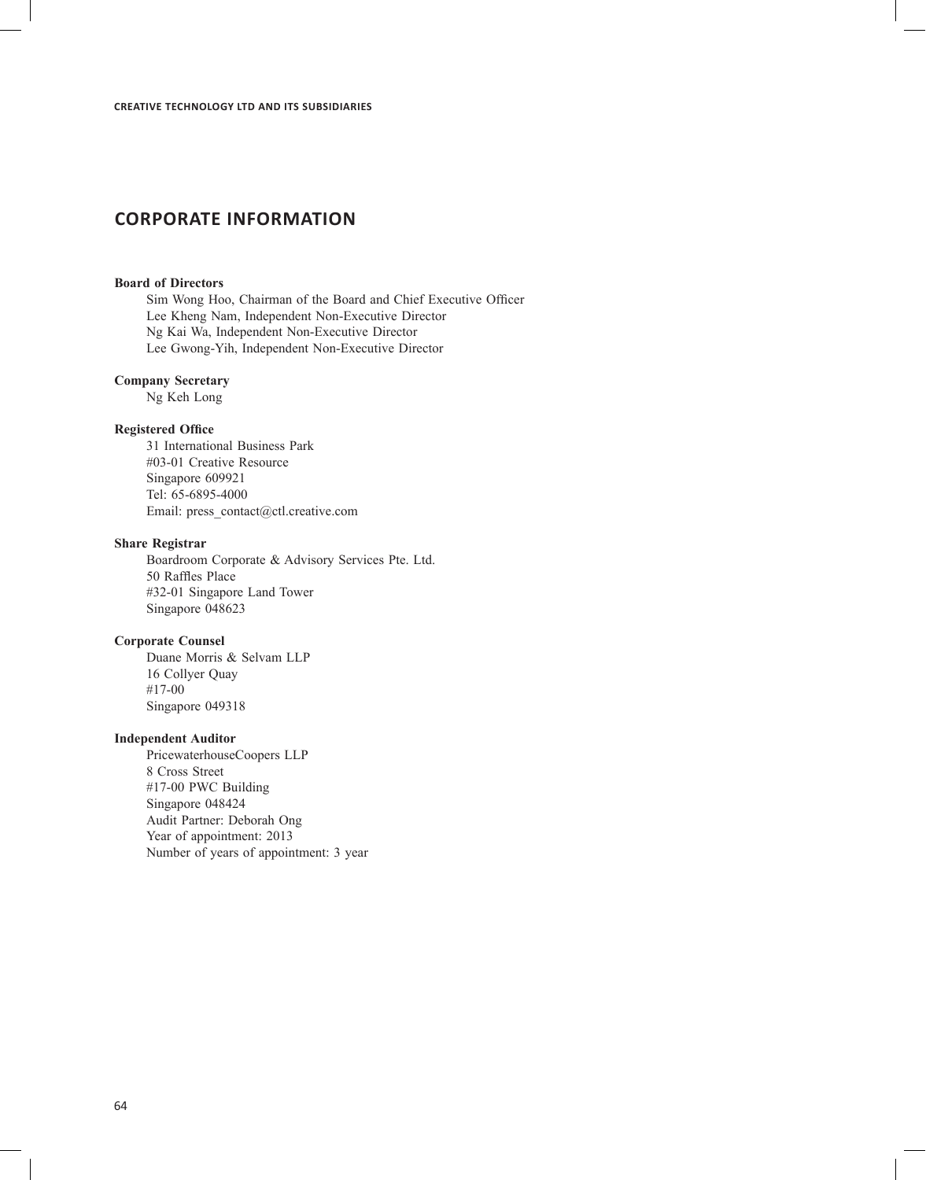# CORPORATE INFORMATION

**Board of Directors**

Sim Wong Hoo, Chairman of the Board and Chief Executive Officer
Lee Kheng Nam, Independent Non-Executive Director
Ng Kai Wa, Independent Non-Executive Director
Lee Gwong-Yih, Independent Non-Executive Director

**Company Secretary**

Ng Keh Long

**Registered Office**

31 International Business Park
#03-01 Creative Resource
Singapore 609921
Tel: 65-6895-4000
Email: press_contact@ctl.creative.com

**Share Registrar**

Boardroom Corporate & Advisory Services Pte. Ltd.
50 Raffles Place
#32-01 Singapore Land Tower
Singapore 048623

**Corporate Counsel**

Duane Morris & Selvam LLP
16 Collyer Quay
#17-00
Singapore 049318

**Independent Auditor**

PricewaterhouseCoopers LLP
8 Cross Street
#17-00 PWC Building
Singapore 048424
Audit Partner: Deborah Ong
Year of appointment: 2013
Number of years of appointment: 3 year